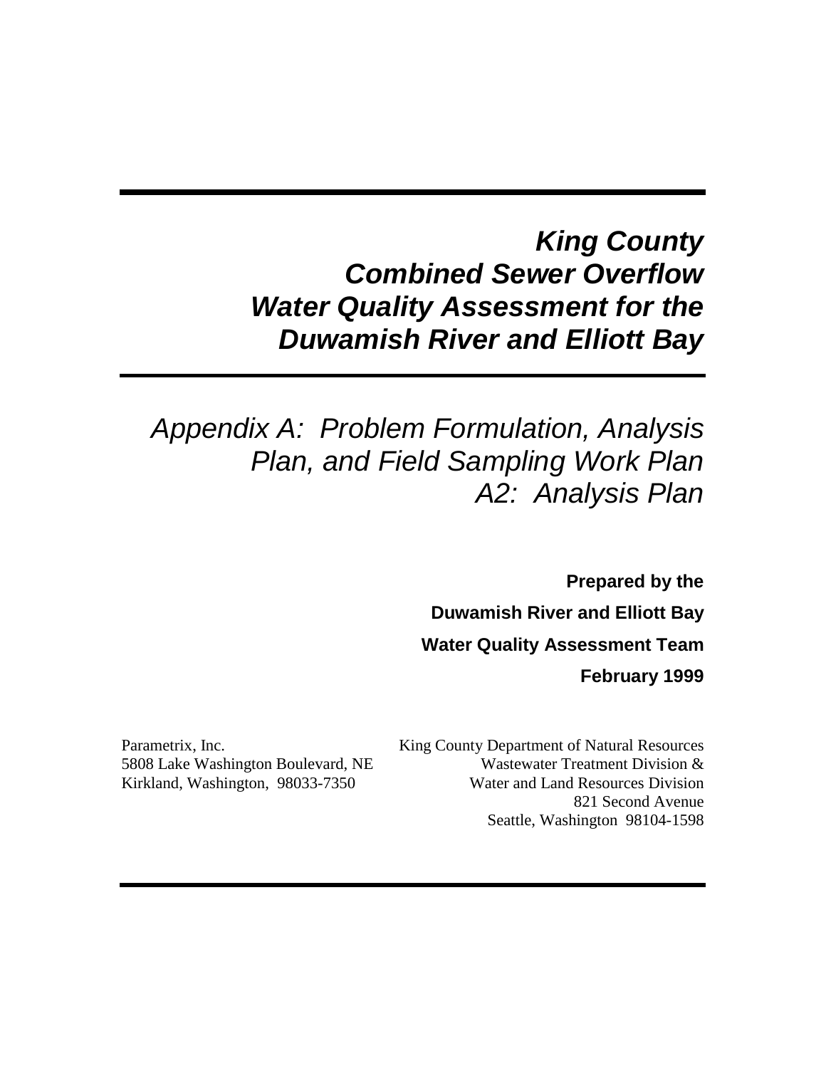# *King County Combined Sewer Overflow Water Quality Assessment for the Duwamish River and Elliott Bay*

## *Appendix A: Problem Formulation, Analysis Plan, and Field Sampling Work Plan*
## *A2: Analysis Plan*

**Prepared by the**

**Duwamish River and Elliott Bay**

**Water Quality Assessment Team**

**February 1999**

Parametrix, Inc.
5808 Lake Washington Boulevard, NE
Kirkland, Washington, 98033-7350

King County Department of Natural Resources
Wastewater Treatment Division &
Water and Land Resources Division
821 Second Avenue
Seattle, Washington 98104-1598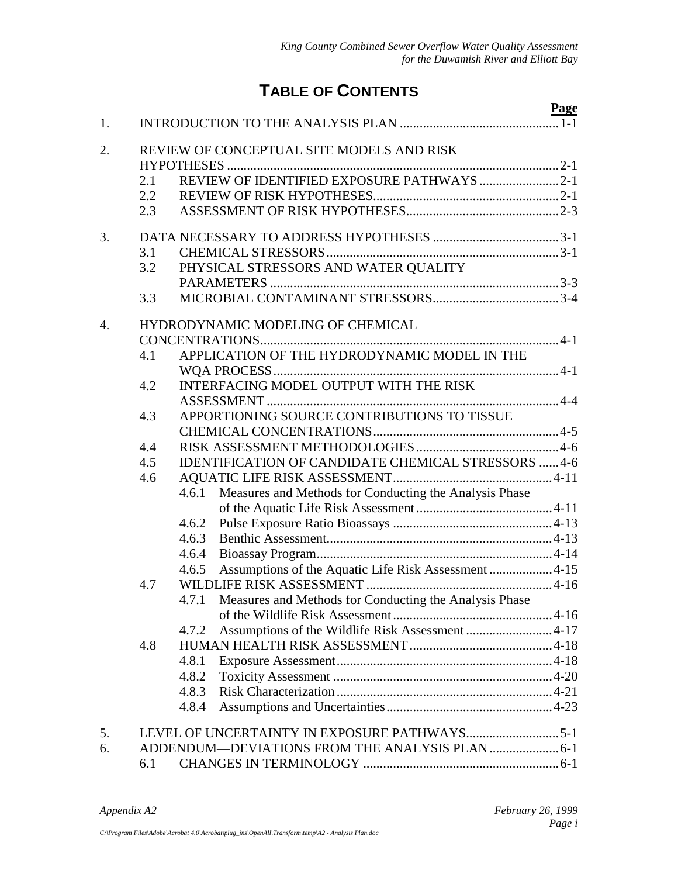# TABLE OF CONTENTS

| | | | | Page |
|---|---|---|---|---|
| 1. | INTRODUCTION TO THE ANALYSIS PLAN | | | 1-1 |
| 2. | REVIEW OF CONCEPTUAL SITE MODELS AND RISK HYPOTHESES | | | 2-1 |
| | 2.1 | REVIEW OF IDENTIFIED EXPOSURE PATHWAYS | | 2-1 |
| | 2.2 | REVIEW OF RISK HYPOTHESES | | 2-1 |
| | 2.3 | ASSESSMENT OF RISK HYPOTHESES | | 2-3 |
| 3. | DATA NECESSARY TO ADDRESS HYPOTHESES | | | 3-1 |
| | 3.1 | CHEMICAL STRESSORS | | 3-1 |
| | 3.2 | PHYSICAL STRESSORS AND WATER QUALITY PARAMETERS | | 3-3 |
| | 3.3 | MICROBIAL CONTAMINANT STRESSORS | | 3-4 |
| 4. | HYDRODYNAMIC MODELING OF CHEMICAL CONCENTRATIONS | | | 4-1 |
| | 4.1 | APPLICATION OF THE HYDRODYNAMIC MODEL IN THE WQA PROCESS | | 4-1 |
| | 4.2 | INTERFACING MODEL OUTPUT WITH THE RISK ASSESSMENT | | 4-4 |
| | 4.3 | APPORTIONING SOURCE CONTRIBUTIONS TO TISSUE CHEMICAL CONCENTRATIONS | | 4-5 |
| | 4.4 | RISK ASSESSMENT METHODOLOGIES | | 4-6 |
| | 4.5 | IDENTIFICATION OF CANDIDATE CHEMICAL STRESSORS | | 4-6 |
| | 4.6 | AQUATIC LIFE RISK ASSESSMENT | | 4-11 |
| | | 4.6.1 | Measures and Methods for Conducting the Analysis Phase of the Aquatic Life Risk Assessment | 4-11 |
| | | 4.6.2 | Pulse Exposure Ratio Bioassays | 4-13 |
| | | 4.6.3 | Benthic Assessment | 4-13 |
| | | 4.6.4 | Bioassay Program | 4-14 |
| | | 4.6.5 | Assumptions of the Aquatic Life Risk Assessment | 4-15 |
| | 4.7 | WILDLIFE RISK ASSESSMENT | | 4-16 |
| | | 4.7.1 | Measures and Methods for Conducting the Analysis Phase of the Wildlife Risk Assessment | 4-16 |
| | | 4.7.2 | Assumptions of the Wildlife Risk Assessment | 4-17 |
| | 4.8 | HUMAN HEALTH RISK ASSESSMENT | | 4-18 |
| | | 4.8.1 | Exposure Assessment | 4-18 |
| | | 4.8.2 | Toxicity Assessment | 4-20 |
| | | 4.8.3 | Risk Characterization | 4-21 |
| | | 4.8.4 | Assumptions and Uncertainties | 4-23 |
| 5. | LEVEL OF UNCERTAINTY IN EXPOSURE PATHWAYS | | | 5-1 |
| 6. | ADDENDUM—DEVIATIONS FROM THE ANALYSIS PLAN | | | 6-1 |
| | 6.1 | CHANGES IN TERMINOLOGY | | 6-1 |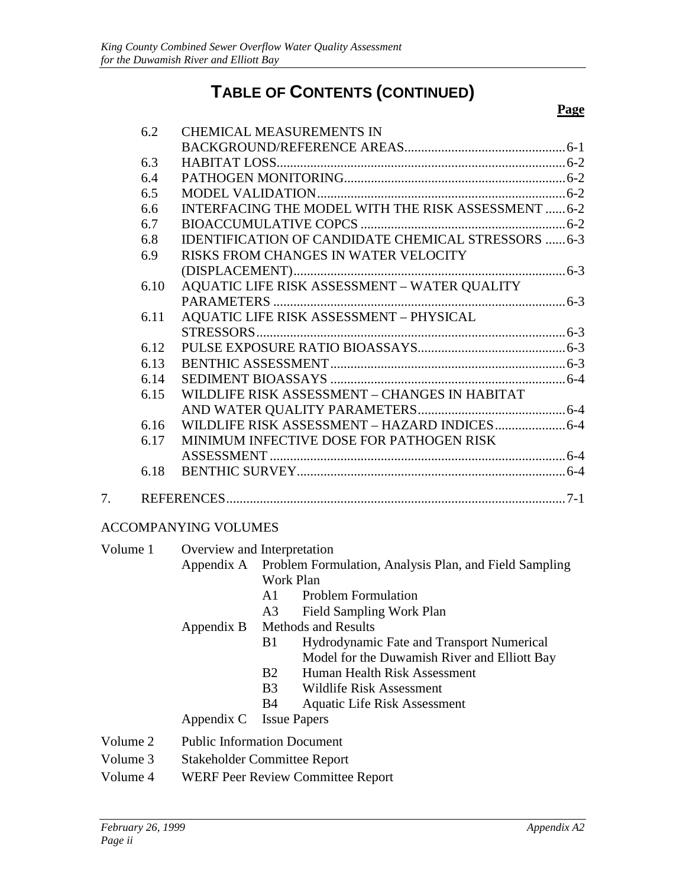# TABLE OF CONTENTS (CONTINUED)

| | | Page |
|---|---|---|
| 6.2 | CHEMICAL MEASUREMENTS IN BACKGROUND/REFERENCE AREAS | 6-1 |
| 6.3 | HABITAT LOSS | 6-2 |
| 6.4 | PATHOGEN MONITORING | 6-2 |
| 6.5 | MODEL VALIDATION | 6-2 |
| 6.6 | INTERFACING THE MODEL WITH THE RISK ASSESSMENT | 6-2 |
| 6.7 | BIOACCUMULATIVE COPCS | 6-2 |
| 6.8 | IDENTIFICATION OF CANDIDATE CHEMICAL STRESSORS | 6-3 |
| 6.9 | RISKS FROM CHANGES IN WATER VELOCITY (DISPLACEMENT) | 6-3 |
| 6.10 | AQUATIC LIFE RISK ASSESSMENT – WATER QUALITY PARAMETERS | 6-3 |
| 6.11 | AQUATIC LIFE RISK ASSESSMENT – PHYSICAL STRESSORS | 6-3 |
| 6.12 | PULSE EXPOSURE RATIO BIOASSAYS | 6-3 |
| 6.13 | BENTHIC ASSESSMENT | 6-3 |
| 6.14 | SEDIMENT BIOASSAYS | 6-4 |
| 6.15 | WILDLIFE RISK ASSESSMENT – CHANGES IN HABITAT AND WATER QUALITY PARAMETERS | 6-4 |
| 6.16 | WILDLIFE RISK ASSESSMENT – HAZARD INDICES | 6-4 |
| 6.17 | MINIMUM INFECTIVE DOSE FOR PATHOGEN RISK ASSESSMENT | 6-4 |
| 6.18 | BENTHIC SURVEY | 6-4 |
| 7. | REFERENCES | 7-1 |

ACCOMPANYING VOLUMES

Volume 1 Overview and Interpretation
- Appendix A Problem Formulation, Analysis Plan, and Field Sampling Work Plan
  - A1 Problem Formulation
  - A3 Field Sampling Work Plan
- Appendix B Methods and Results
  - B1 Hydrodynamic Fate and Transport Numerical Model for the Duwamish River and Elliott Bay
  - B2 Human Health Risk Assessment
  - B3 Wildlife Risk Assessment
  - B4 Aquatic Life Risk Assessment
- Appendix C Issue Papers

Volume 2 Public Information Document

Volume 3 Stakeholder Committee Report

Volume 4 WERF Peer Review Committee Report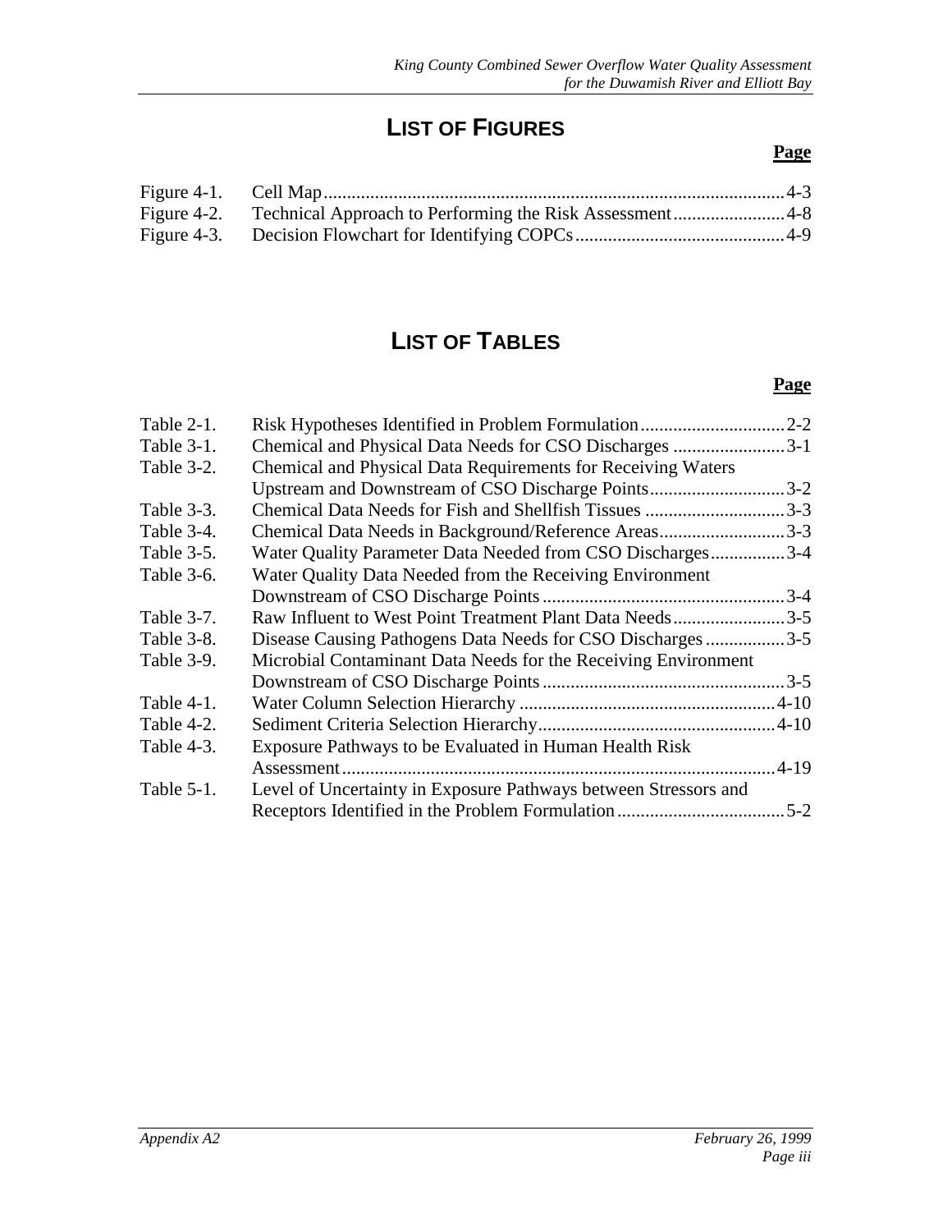## LIST OF FIGURES

| | | Page |
|---|---|---|
| Figure 4-1. | Cell Map | 4-3 |
| Figure 4-2. | Technical Approach to Performing the Risk Assessment | 4-8 |
| Figure 4-3. | Decision Flowchart for Identifying COPCs | 4-9 |

## LIST OF TABLES

| | | Page |
|---|---|---|
| Table 2-1. | Risk Hypotheses Identified in Problem Formulation | 2-2 |
| Table 3-1. | Chemical and Physical Data Needs for CSO Discharges | 3-1 |
| Table 3-2. | Chemical and Physical Data Requirements for Receiving Waters Upstream and Downstream of CSO Discharge Points | 3-2 |
| Table 3-3. | Chemical Data Needs for Fish and Shellfish Tissues | 3-3 |
| Table 3-4. | Chemical Data Needs in Background/Reference Areas | 3-3 |
| Table 3-5. | Water Quality Parameter Data Needed from CSO Discharges | 3-4 |
| Table 3-6. | Water Quality Data Needed from the Receiving Environment Downstream of CSO Discharge Points | 3-4 |
| Table 3-7. | Raw Influent to West Point Treatment Plant Data Needs | 3-5 |
| Table 3-8. | Disease Causing Pathogens Data Needs for CSO Discharges | 3-5 |
| Table 3-9. | Microbial Contaminant Data Needs for the Receiving Environment Downstream of CSO Discharge Points | 3-5 |
| Table 4-1. | Water Column Selection Hierarchy | 4-10 |
| Table 4-2. | Sediment Criteria Selection Hierarchy | 4-10 |
| Table 4-3. | Exposure Pathways to be Evaluated in Human Health Risk Assessment | 4-19 |
| Table 5-1. | Level of Uncertainty in Exposure Pathways between Stressors and Receptors Identified in the Problem Formulation | 5-2 |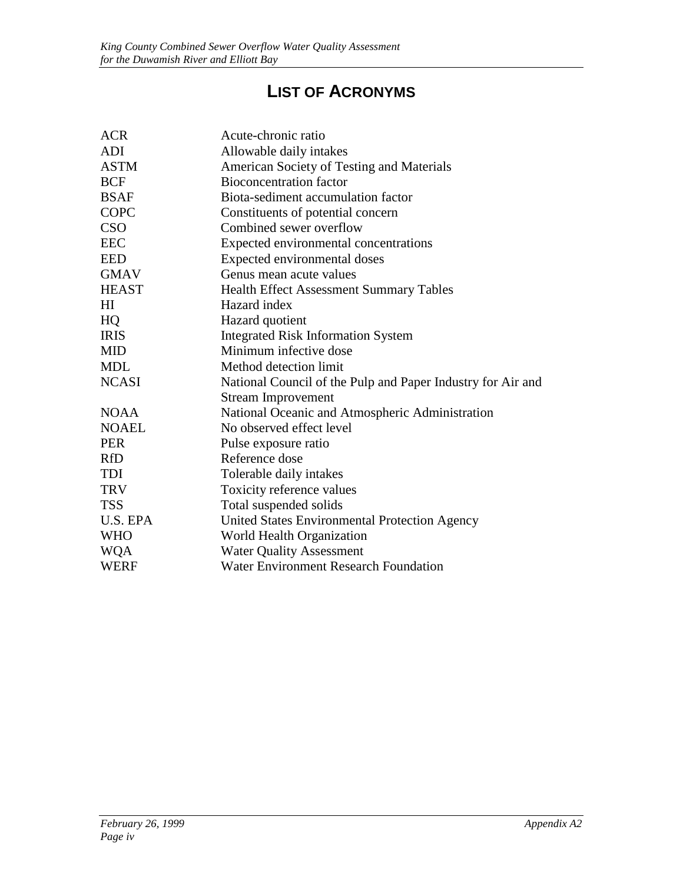# LIST OF ACRONYMS

| | |
|---|---|
| ACR | Acute-chronic ratio |
| ADI | Allowable daily intakes |
| ASTM | American Society of Testing and Materials |
| BCF | Bioconcentration factor |
| BSAF | Biota-sediment accumulation factor |
| COPC | Constituents of potential concern |
| CSO | Combined sewer overflow |
| EEC | Expected environmental concentrations |
| EED | Expected environmental doses |
| GMAV | Genus mean acute values |
| HEAST | Health Effect Assessment Summary Tables |
| HI | Hazard index |
| HQ | Hazard quotient |
| IRIS | Integrated Risk Information System |
| MID | Minimum infective dose |
| MDL | Method detection limit |
| NCASI | National Council of the Pulp and Paper Industry for Air and Stream Improvement |
| NOAA | National Oceanic and Atmospheric Administration |
| NOAEL | No observed effect level |
| PER | Pulse exposure ratio |
| RfD | Reference dose |
| TDI | Tolerable daily intakes |
| TRV | Toxicity reference values |
| TSS | Total suspended solids |
| U.S. EPA | United States Environmental Protection Agency |
| WHO | World Health Organization |
| WQA | Water Quality Assessment |
| WERF | Water Environment Research Foundation |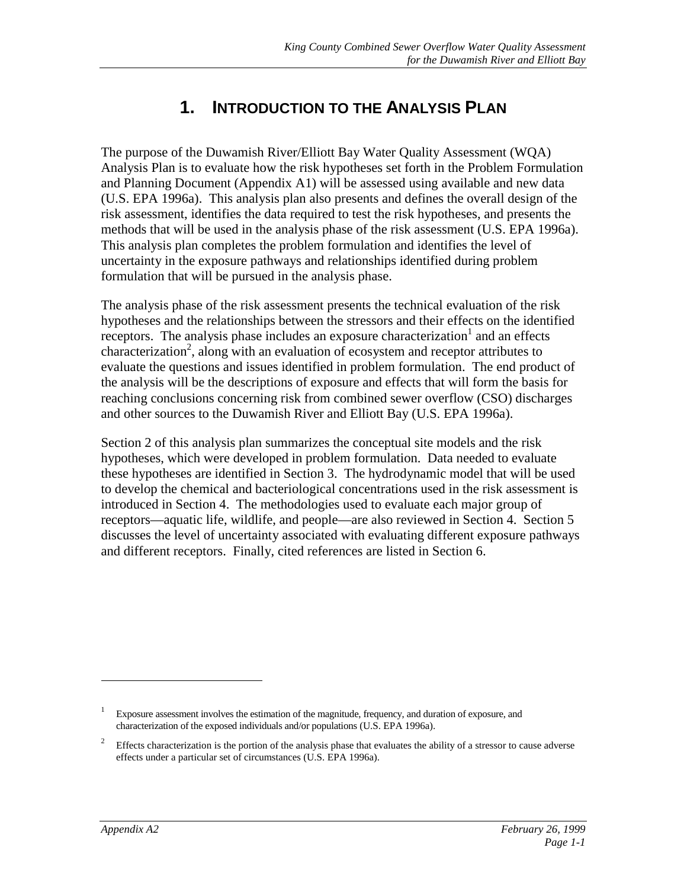# 1. INTRODUCTION TO THE ANALYSIS PLAN

The purpose of the Duwamish River/Elliott Bay Water Quality Assessment (WQA) Analysis Plan is to evaluate how the risk hypotheses set forth in the Problem Formulation and Planning Document (Appendix A1) will be assessed using available and new data (U.S. EPA 1996a). This analysis plan also presents and defines the overall design of the risk assessment, identifies the data required to test the risk hypotheses, and presents the methods that will be used in the analysis phase of the risk assessment (U.S. EPA 1996a). This analysis plan completes the problem formulation and identifies the level of uncertainty in the exposure pathways and relationships identified during problem formulation that will be pursued in the analysis phase.

The analysis phase of the risk assessment presents the technical evaluation of the risk hypotheses and the relationships between the stressors and their effects on the identified receptors. The analysis phase includes an exposure characterization[1] and an effects characterization[2], along with an evaluation of ecosystem and receptor attributes to evaluate the questions and issues identified in problem formulation. The end product of the analysis will be the descriptions of exposure and effects that will form the basis for reaching conclusions concerning risk from combined sewer overflow (CSO) discharges and other sources to the Duwamish River and Elliott Bay (U.S. EPA 1996a).

Section 2 of this analysis plan summarizes the conceptual site models and the risk hypotheses, which were developed in problem formulation. Data needed to evaluate these hypotheses are identified in Section 3. The hydrodynamic model that will be used to develop the chemical and bacteriological concentrations used in the risk assessment is introduced in Section 4. The methodologies used to evaluate each major group of receptors—aquatic life, wildlife, and people—are also reviewed in Section 4. Section 5 discusses the level of uncertainty associated with evaluating different exposure pathways and different receptors. Finally, cited references are listed in Section 6.

---

[1] Exposure assessment involves the estimation of the magnitude, frequency, and duration of exposure, and characterization of the exposed individuals and/or populations (U.S. EPA 1996a).

[2] Effects characterization is the portion of the analysis phase that evaluates the ability of a stressor to cause adverse effects under a particular set of circumstances (U.S. EPA 1996a).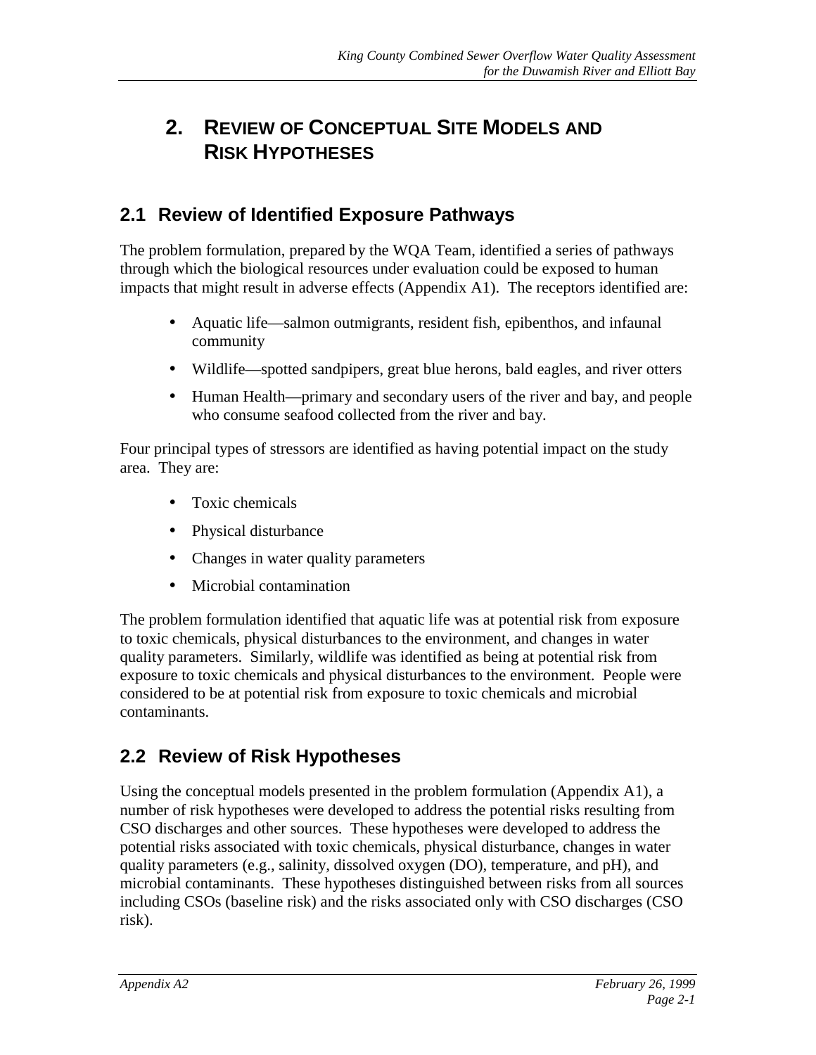# 2. REVIEW OF CONCEPTUAL SITE MODELS AND RISK HYPOTHESES

## 2.1 Review of Identified Exposure Pathways

The problem formulation, prepared by the WQA Team, identified a series of pathways through which the biological resources under evaluation could be exposed to human impacts that might result in adverse effects (Appendix A1). The receptors identified are:

- Aquatic life—salmon outmigrants, resident fish, epibenthos, and infaunal community
- Wildlife—spotted sandpipers, great blue herons, bald eagles, and river otters
- Human Health—primary and secondary users of the river and bay, and people who consume seafood collected from the river and bay.

Four principal types of stressors are identified as having potential impact on the study area. They are:

- Toxic chemicals
- Physical disturbance
- Changes in water quality parameters
- Microbial contamination

The problem formulation identified that aquatic life was at potential risk from exposure to toxic chemicals, physical disturbances to the environment, and changes in water quality parameters. Similarly, wildlife was identified as being at potential risk from exposure to toxic chemicals and physical disturbances to the environment. People were considered to be at potential risk from exposure to toxic chemicals and microbial contaminants.

## 2.2 Review of Risk Hypotheses

Using the conceptual models presented in the problem formulation (Appendix A1), a number of risk hypotheses were developed to address the potential risks resulting from CSO discharges and other sources. These hypotheses were developed to address the potential risks associated with toxic chemicals, physical disturbance, changes in water quality parameters (e.g., salinity, dissolved oxygen (DO), temperature, and pH), and microbial contaminants. These hypotheses distinguished between risks from all sources including CSOs (baseline risk) and the risks associated only with CSO discharges (CSO risk).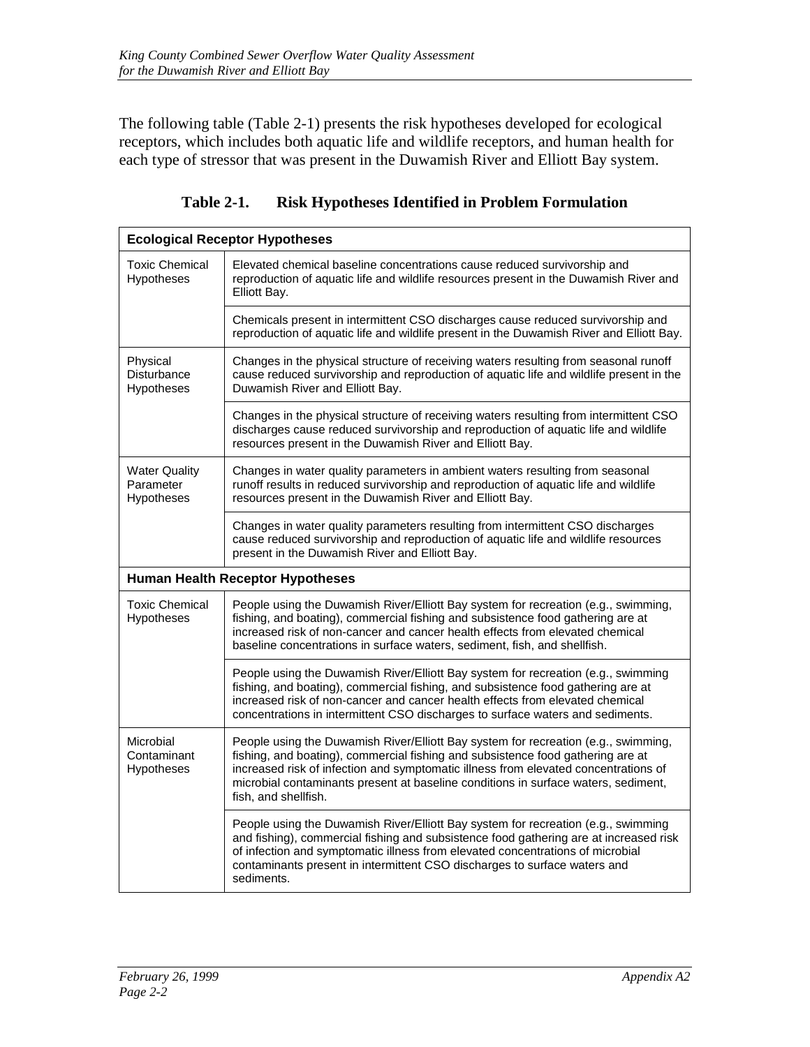The following table (Table 2-1) presents the risk hypotheses developed for ecological receptors, which includes both aquatic life and wildlife receptors, and human health for each type of stressor that was present in the Duwamish River and Elliott Bay system.

**Table 2-1. Risk Hypotheses Identified in Problem Formulation**

| **Ecological Receptor Hypotheses** | |
|---|---|
| Toxic Chemical Hypotheses | Elevated chemical baseline concentrations cause reduced survivorship and reproduction of aquatic life and wildlife resources present in the Duwamish River and Elliott Bay. |
| | Chemicals present in intermittent CSO discharges cause reduced survivorship and reproduction of aquatic life and wildlife present in the Duwamish River and Elliott Bay. |
| Physical Disturbance Hypotheses | Changes in the physical structure of receiving waters resulting from seasonal runoff cause reduced survivorship and reproduction of aquatic life and wildlife present in the Duwamish River and Elliott Bay. |
| | Changes in the physical structure of receiving waters resulting from intermittent CSO discharges cause reduced survivorship and reproduction of aquatic life and wildlife resources present in the Duwamish River and Elliott Bay. |
| Water Quality Parameter Hypotheses | Changes in water quality parameters in ambient waters resulting from seasonal runoff results in reduced survivorship and reproduction of aquatic life and wildlife resources present in the Duwamish River and Elliott Bay. |
| | Changes in water quality parameters resulting from intermittent CSO discharges cause reduced survivorship and reproduction of aquatic life and wildlife resources present in the Duwamish River and Elliott Bay. |
| **Human Health Receptor Hypotheses** | |
| Toxic Chemical Hypotheses | People using the Duwamish River/Elliott Bay system for recreation (e.g., swimming, fishing, and boating), commercial fishing and subsistence food gathering are at increased risk of non-cancer and cancer health effects from elevated chemical baseline concentrations in surface waters, sediment, fish, and shellfish. |
| | People using the Duwamish River/Elliott Bay system for recreation (e.g., swimming fishing, and boating), commercial fishing, and subsistence food gathering are at increased risk of non-cancer and cancer health effects from elevated chemical concentrations in intermittent CSO discharges to surface waters and sediments. |
| Microbial Contaminant Hypotheses | People using the Duwamish River/Elliott Bay system for recreation (e.g., swimming, fishing, and boating), commercial fishing and subsistence food gathering are at increased risk of infection and symptomatic illness from elevated concentrations of microbial contaminants present at baseline conditions in surface waters, sediment, fish, and shellfish. |
| | People using the Duwamish River/Elliott Bay system for recreation (e.g., swimming and fishing), commercial fishing and subsistence food gathering are at increased risk of infection and symptomatic illness from elevated concentrations of microbial contaminants present in intermittent CSO discharges to surface waters and sediments. |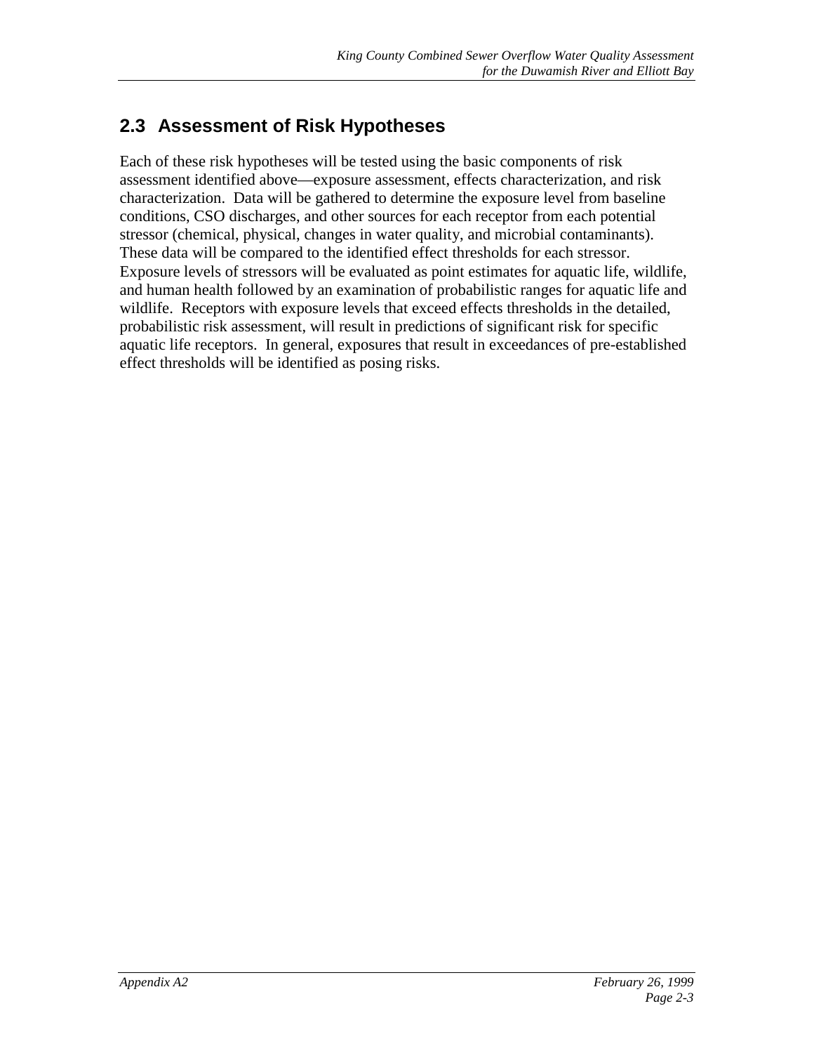## 2.3 Assessment of Risk Hypotheses

Each of these risk hypotheses will be tested using the basic components of risk assessment identified above—exposure assessment, effects characterization, and risk characterization. Data will be gathered to determine the exposure level from baseline conditions, CSO discharges, and other sources for each receptor from each potential stressor (chemical, physical, changes in water quality, and microbial contaminants). These data will be compared to the identified effect thresholds for each stressor. Exposure levels of stressors will be evaluated as point estimates for aquatic life, wildlife, and human health followed by an examination of probabilistic ranges for aquatic life and wildlife. Receptors with exposure levels that exceed effects thresholds in the detailed, probabilistic risk assessment, will result in predictions of significant risk for specific aquatic life receptors. In general, exposures that result in exceedances of pre-established effect thresholds will be identified as posing risks.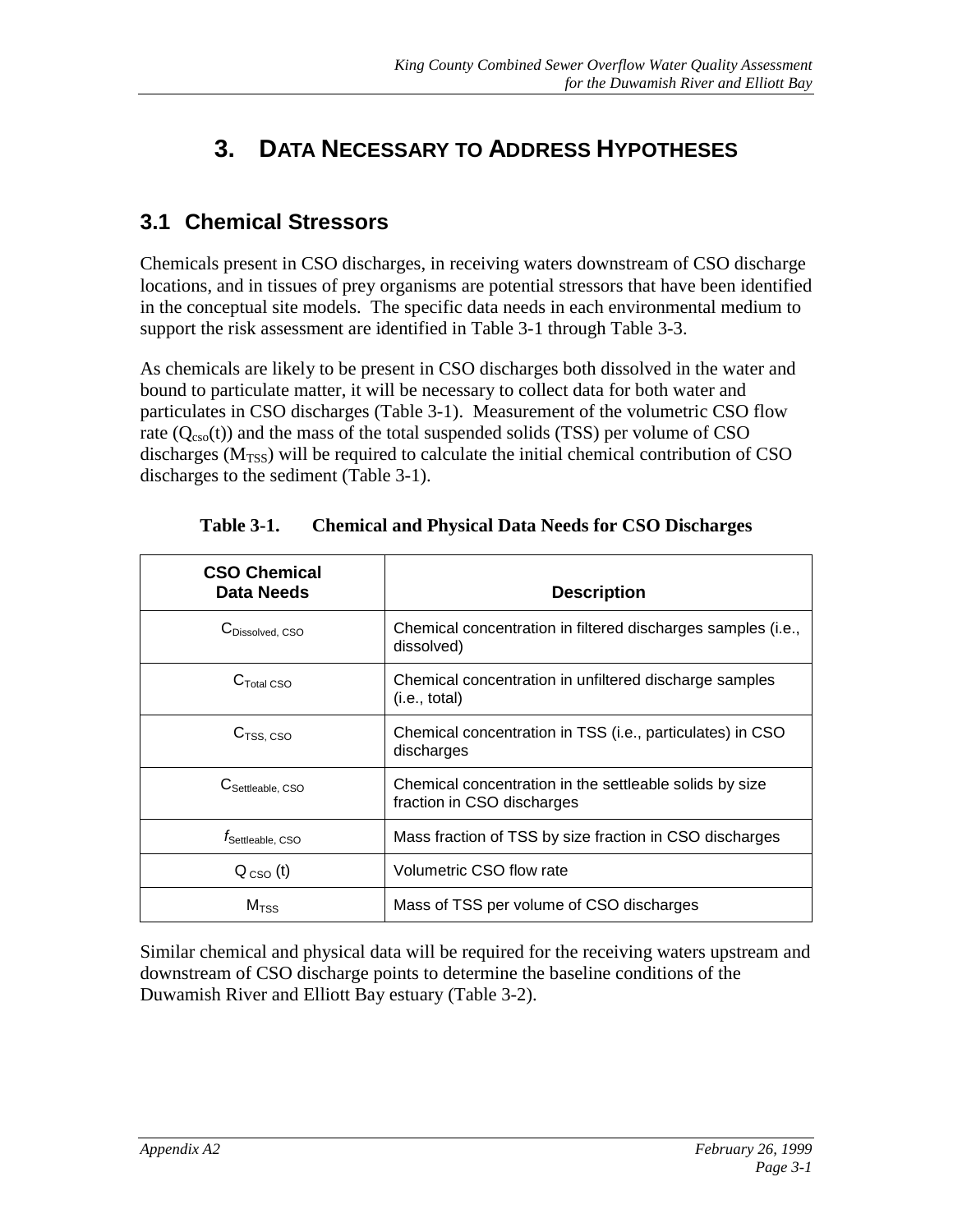# 3. DATA NECESSARY TO ADDRESS HYPOTHESES

## 3.1 Chemical Stressors

Chemicals present in CSO discharges, in receiving waters downstream of CSO discharge locations, and in tissues of prey organisms are potential stressors that have been identified in the conceptual site models. The specific data needs in each environmental medium to support the risk assessment are identified in Table 3-1 through Table 3-3.

As chemicals are likely to be present in CSO discharges both dissolved in the water and bound to particulate matter, it will be necessary to collect data for both water and particulates in CSO discharges (Table 3-1). Measurement of the volumetric CSO flow rate ($Q_{cso}(t)$) and the mass of the total suspended solids (TSS) per volume of CSO discharges ($M_{TSS}$) will be required to calculate the initial chemical contribution of CSO discharges to the sediment (Table 3-1).

**Table 3-1. Chemical and Physical Data Needs for CSO Discharges**

| CSO Chemical Data Needs | Description |
|---|---|
| $C_{Dissolved, CSO}$ | Chemical concentration in filtered discharges samples (i.e., dissolved) |
| $C_{Total CSO}$ | Chemical concentration in unfiltered discharge samples (i.e., total) |
| $C_{TSS, CSO}$ | Chemical concentration in TSS (i.e., particulates) in CSO discharges |
| $C_{Settleable, CSO}$ | Chemical concentration in the settleable solids by size fraction in CSO discharges |
| $f_{Settleable, CSO}$ | Mass fraction of TSS by size fraction in CSO discharges |
| $Q_{CSO}(t)$ | Volumetric CSO flow rate |
| $M_{TSS}$ | Mass of TSS per volume of CSO discharges |

Similar chemical and physical data will be required for the receiving waters upstream and downstream of CSO discharge points to determine the baseline conditions of the Duwamish River and Elliott Bay estuary (Table 3-2).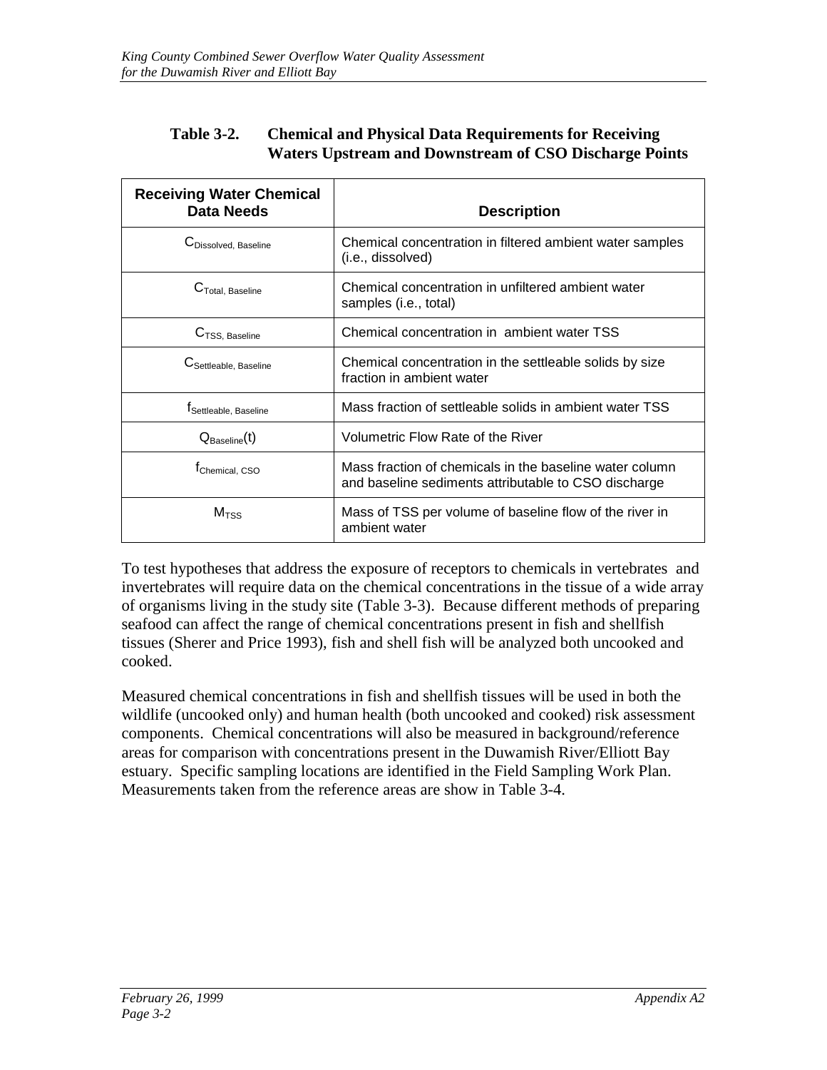**Table 3-2. Chemical and Physical Data Requirements for Receiving Waters Upstream and Downstream of CSO Discharge Points**

| Receiving Water Chemical Data Needs | Description |
|---|---|
| $C_{Dissolved, Baseline}$ | Chemical concentration in filtered ambient water samples (i.e., dissolved) |
| $C_{Total, Baseline}$ | Chemical concentration in unfiltered ambient water samples (i.e., total) |
| $C_{TSS, Baseline}$ | Chemical concentration in ambient water TSS |
| $C_{Settleable, Baseline}$ | Chemical concentration in the settleable solids by size fraction in ambient water |
| $f_{Settleable, Baseline}$ | Mass fraction of settleable solids in ambient water TSS |
| $Q_{Baseline}(t)$ | Volumetric Flow Rate of the River |
| $f_{Chemical, CSO}$ | Mass fraction of chemicals in the baseline water column and baseline sediments attributable to CSO discharge |
| $M_{TSS}$ | Mass of TSS per volume of baseline flow of the river in ambient water |

To test hypotheses that address the exposure of receptors to chemicals in vertebrates and invertebrates will require data on the chemical concentrations in the tissue of a wide array of organisms living in the study site (Table 3-3). Because different methods of preparing seafood can affect the range of chemical concentrations present in fish and shellfish tissues (Sherer and Price 1993), fish and shell fish will be analyzed both uncooked and cooked.

Measured chemical concentrations in fish and shellfish tissues will be used in both the wildlife (uncooked only) and human health (both uncooked and cooked) risk assessment components. Chemical concentrations will also be measured in background/reference areas for comparison with concentrations present in the Duwamish River/Elliott Bay estuary. Specific sampling locations are identified in the Field Sampling Work Plan. Measurements taken from the reference areas are show in Table 3-4.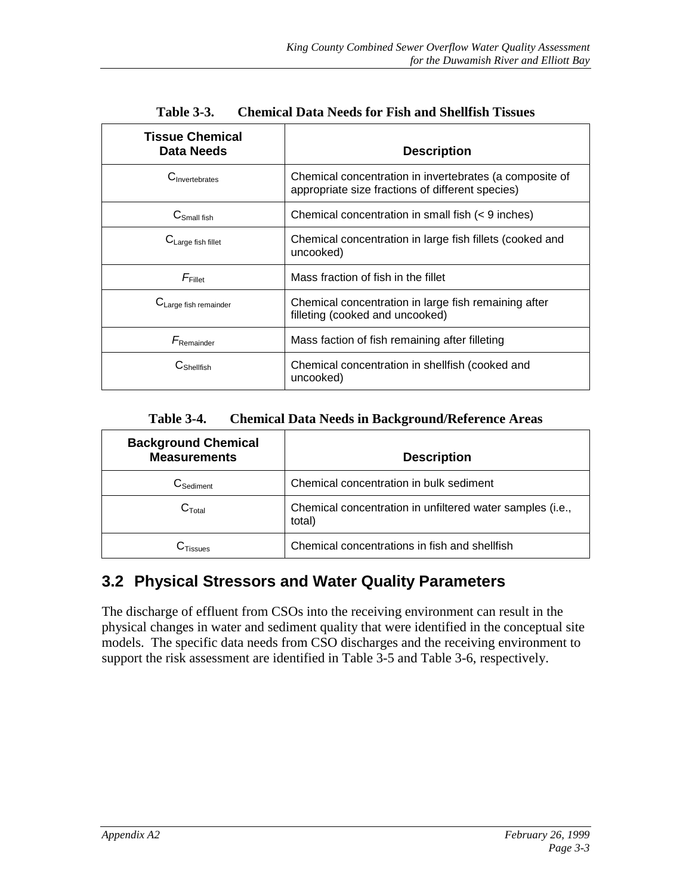**Table 3-3. Chemical Data Needs for Fish and Shellfish Tissues**

| Tissue Chemical Data Needs | Description |
| --- | --- |
| $C_{Invertebrates}$ | Chemical concentration in invertebrates (a composite of appropriate size fractions of different species) |
| $C_{Small\ fish}$ | Chemical concentration in small fish (< 9 inches) |
| $C_{Large\ fish\ fillet}$ | Chemical concentration in large fish fillets (cooked and uncooked) |
| $F_{Fillet}$ | Mass fraction of fish in the fillet |
| $C_{Large\ fish\ remainder}$ | Chemical concentration in large fish remaining after filleting (cooked and uncooked) |
| $F_{Remainder}$ | Mass faction of fish remaining after filleting |
| $C_{Shellfish}$ | Chemical concentration in shellfish (cooked and uncooked) |

**Table 3-4. Chemical Data Needs in Background/Reference Areas**

| Background Chemical Measurements | Description |
| --- | --- |
| $C_{Sediment}$ | Chemical concentration in bulk sediment |
| $C_{Total}$ | Chemical concentration in unfiltered water samples (i.e., total) |
| $C_{Tissues}$ | Chemical concentrations in fish and shellfish |

## 3.2 Physical Stressors and Water Quality Parameters

The discharge of effluent from CSOs into the receiving environment can result in the physical changes in water and sediment quality that were identified in the conceptual site models. The specific data needs from CSO discharges and the receiving environment to support the risk assessment are identified in Table 3-5 and Table 3-6, respectively.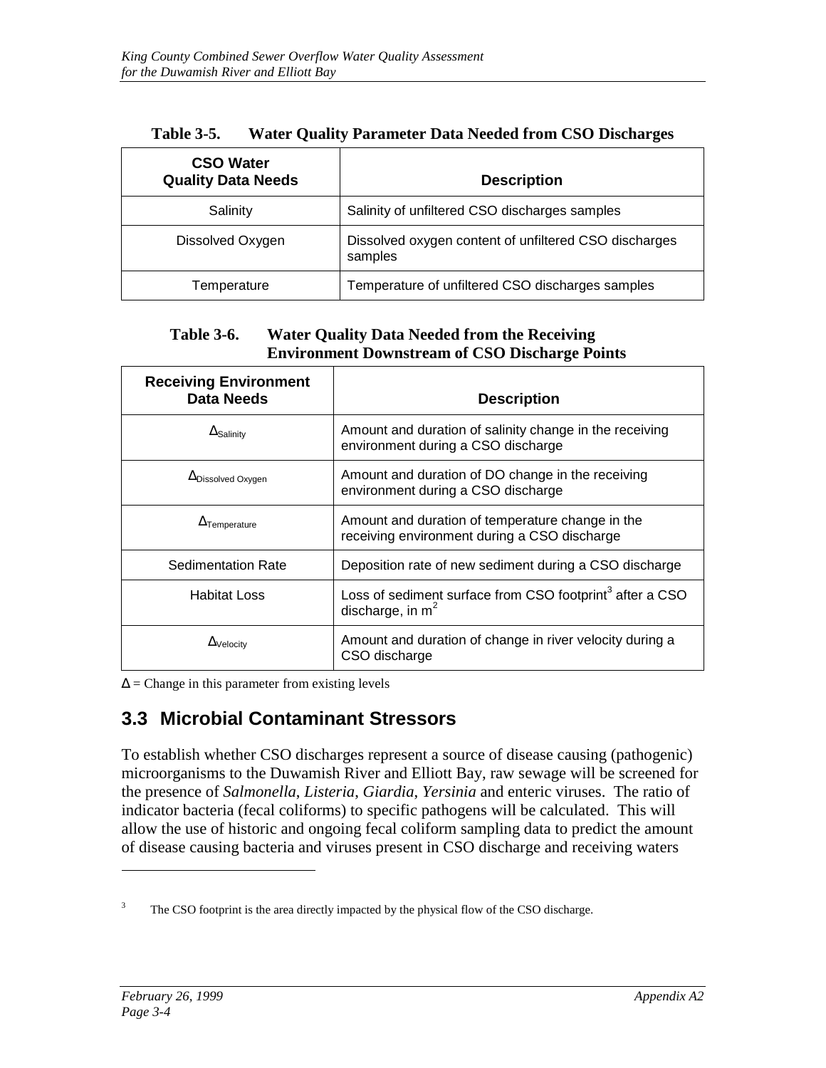**Table 3-5. Water Quality Parameter Data Needed from CSO Discharges**

| CSO Water Quality Data Needs | Description |
|---|---|
| Salinity | Salinity of unfiltered CSO discharges samples |
| Dissolved Oxygen | Dissolved oxygen content of unfiltered CSO discharges samples |
| Temperature | Temperature of unfiltered CSO discharges samples |

**Table 3-6. Water Quality Data Needed from the Receiving Environment Downstream of CSO Discharge Points**

| Receiving Environment Data Needs | Description |
|---|---|
| $\Delta_{Salinity}$ | Amount and duration of salinity change in the receiving environment during a CSO discharge |
| $\Delta_{Dissolved\ Oxygen}$ | Amount and duration of DO change in the receiving environment during a CSO discharge |
| $\Delta_{Temperature}$ | Amount and duration of temperature change in the receiving environment during a CSO discharge |
| Sedimentation Rate | Deposition rate of new sediment during a CSO discharge |
| Habitat Loss | Loss of sediment surface from CSO footprint[3] after a CSO discharge, in $m^2$ |
| $\Delta_{Velocity}$ | Amount and duration of change in river velocity during a CSO discharge |

$\Delta$ = Change in this parameter from existing levels

## 3.3 Microbial Contaminant Stressors

To establish whether CSO discharges represent a source of disease causing (pathogenic) microorganisms to the Duwamish River and Elliott Bay, raw sewage will be screened for the presence of *Salmonella*, *Listeria*, *Giardia*, *Yersinia* and enteric viruses. The ratio of indicator bacteria (fecal coliforms) to specific pathogens will be calculated. This will allow the use of historic and ongoing fecal coliform sampling data to predict the amount of disease causing bacteria and viruses present in CSO discharge and receiving waters

[3] The CSO footprint is the area directly impacted by the physical flow of the CSO discharge.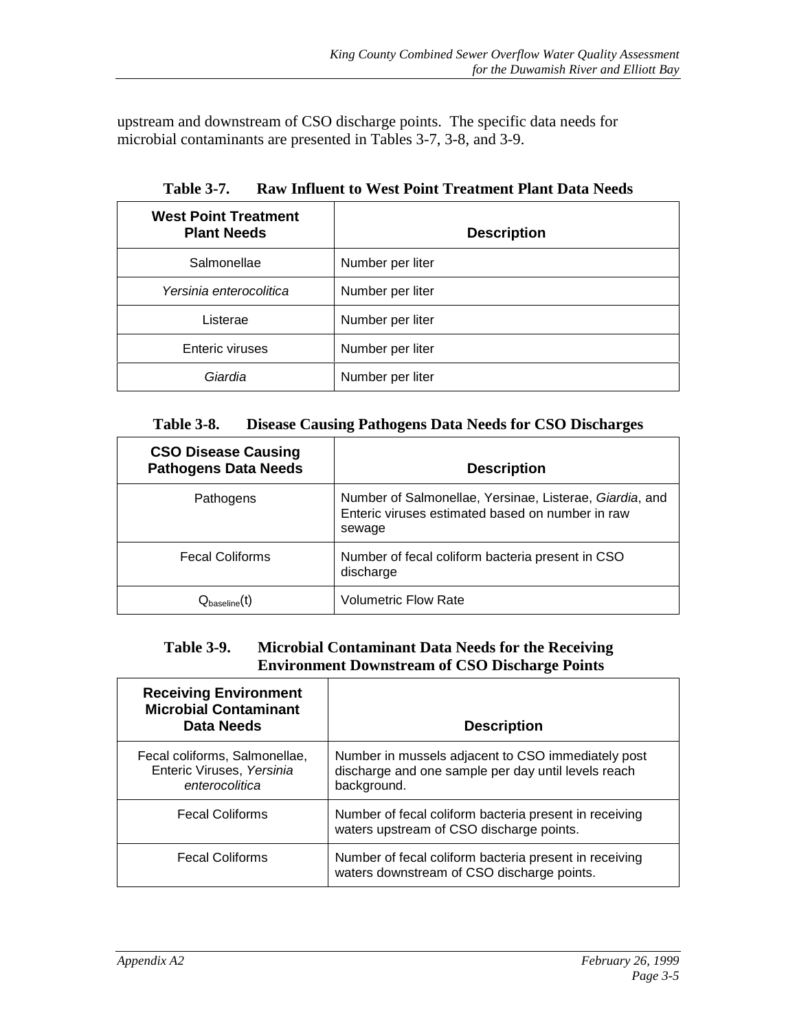upstream and downstream of CSO discharge points. The specific data needs for microbial contaminants are presented in Tables 3-7, 3-8, and 3-9.

**Table 3-7. Raw Influent to West Point Treatment Plant Data Needs**

| West Point Treatment Plant Needs | Description |
|---|---|
| Salmonellae | Number per liter |
| *Yersinia enterocolitica* | Number per liter |
| Listerae | Number per liter |
| Enteric viruses | Number per liter |
| *Giardia* | Number per liter |

**Table 3-8. Disease Causing Pathogens Data Needs for CSO Discharges**

| CSO Disease Causing Pathogens Data Needs | Description |
|---|---|
| Pathogens | Number of Salmonellae, Yersinae, Listerae, *Giardia*, and Enteric viruses estimated based on number in raw sewage |
| Fecal Coliforms | Number of fecal coliform bacteria present in CSO discharge |
| $Q_{baseline}(t)$ | Volumetric Flow Rate |

**Table 3-9. Microbial Contaminant Data Needs for the Receiving Environment Downstream of CSO Discharge Points**

| Receiving Environment Microbial Contaminant Data Needs | Description |
|---|---|
| Fecal coliforms, Salmonellae, Enteric Viruses, *Yersinia enterocolitica* | Number in mussels adjacent to CSO immediately post discharge and one sample per day until levels reach background. |
| Fecal Coliforms | Number of fecal coliform bacteria present in receiving waters upstream of CSO discharge points. |
| Fecal Coliforms | Number of fecal coliform bacteria present in receiving waters downstream of CSO discharge points. |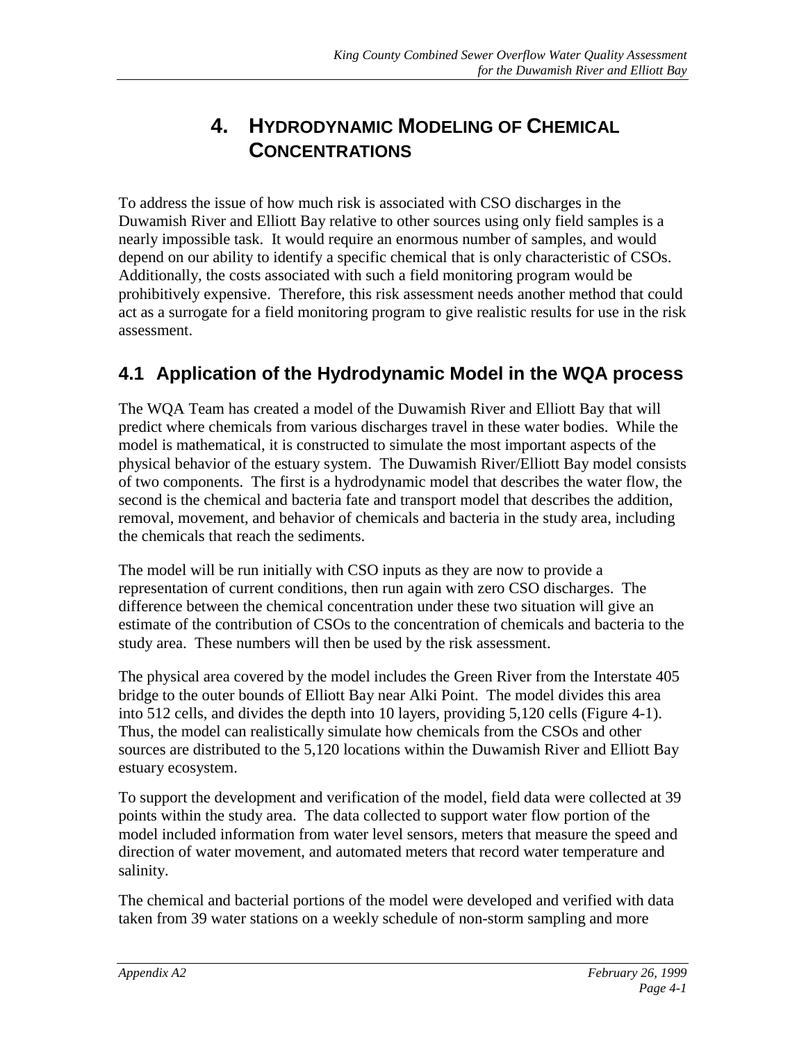# 4. HYDRODYNAMIC MODELING OF CHEMICAL CONCENTRATIONS

To address the issue of how much risk is associated with CSO discharges in the Duwamish River and Elliott Bay relative to other sources using only field samples is a nearly impossible task. It would require an enormous number of samples, and would depend on our ability to identify a specific chemical that is only characteristic of CSOs. Additionally, the costs associated with such a field monitoring program would be prohibitively expensive. Therefore, this risk assessment needs another method that could act as a surrogate for a field monitoring program to give realistic results for use in the risk assessment.

## 4.1 Application of the Hydrodynamic Model in the WQA process

The WQA Team has created a model of the Duwamish River and Elliott Bay that will predict where chemicals from various discharges travel in these water bodies. While the model is mathematical, it is constructed to simulate the most important aspects of the physical behavior of the estuary system. The Duwamish River/Elliott Bay model consists of two components. The first is a hydrodynamic model that describes the water flow, the second is the chemical and bacteria fate and transport model that describes the addition, removal, movement, and behavior of chemicals and bacteria in the study area, including the chemicals that reach the sediments.

The model will be run initially with CSO inputs as they are now to provide a representation of current conditions, then run again with zero CSO discharges. The difference between the chemical concentration under these two situation will give an estimate of the contribution of CSOs to the concentration of chemicals and bacteria to the study area. These numbers will then be used by the risk assessment.

The physical area covered by the model includes the Green River from the Interstate 405 bridge to the outer bounds of Elliott Bay near Alki Point. The model divides this area into 512 cells, and divides the depth into 10 layers, providing 5,120 cells (Figure 4-1). Thus, the model can realistically simulate how chemicals from the CSOs and other sources are distributed to the 5,120 locations within the Duwamish River and Elliott Bay estuary ecosystem.

To support the development and verification of the model, field data were collected at 39 points within the study area. The data collected to support water flow portion of the model included information from water level sensors, meters that measure the speed and direction of water movement, and automated meters that record water temperature and salinity.

The chemical and bacterial portions of the model were developed and verified with data taken from 39 water stations on a weekly schedule of non-storm sampling and more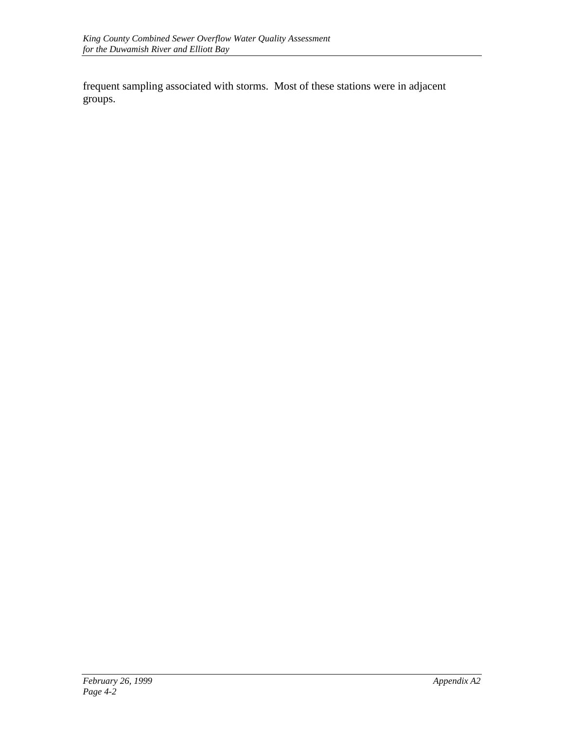frequent sampling associated with storms.  Most of these stations were in adjacent groups.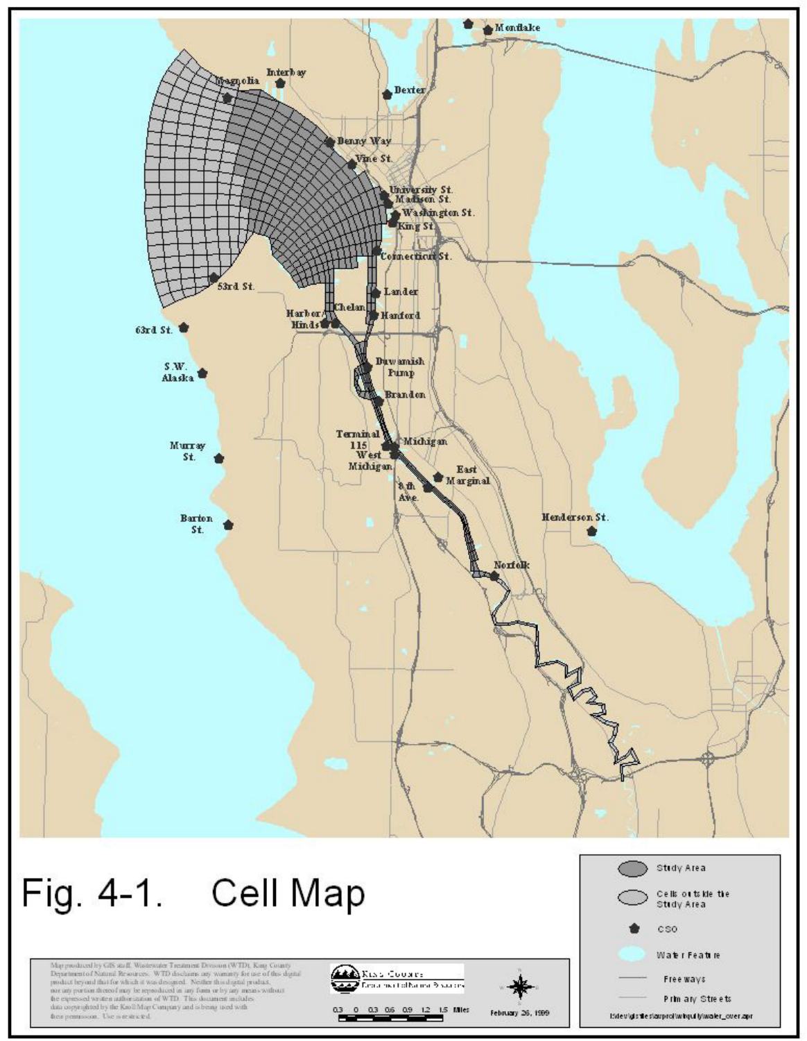Fig. 4-1. Cell Map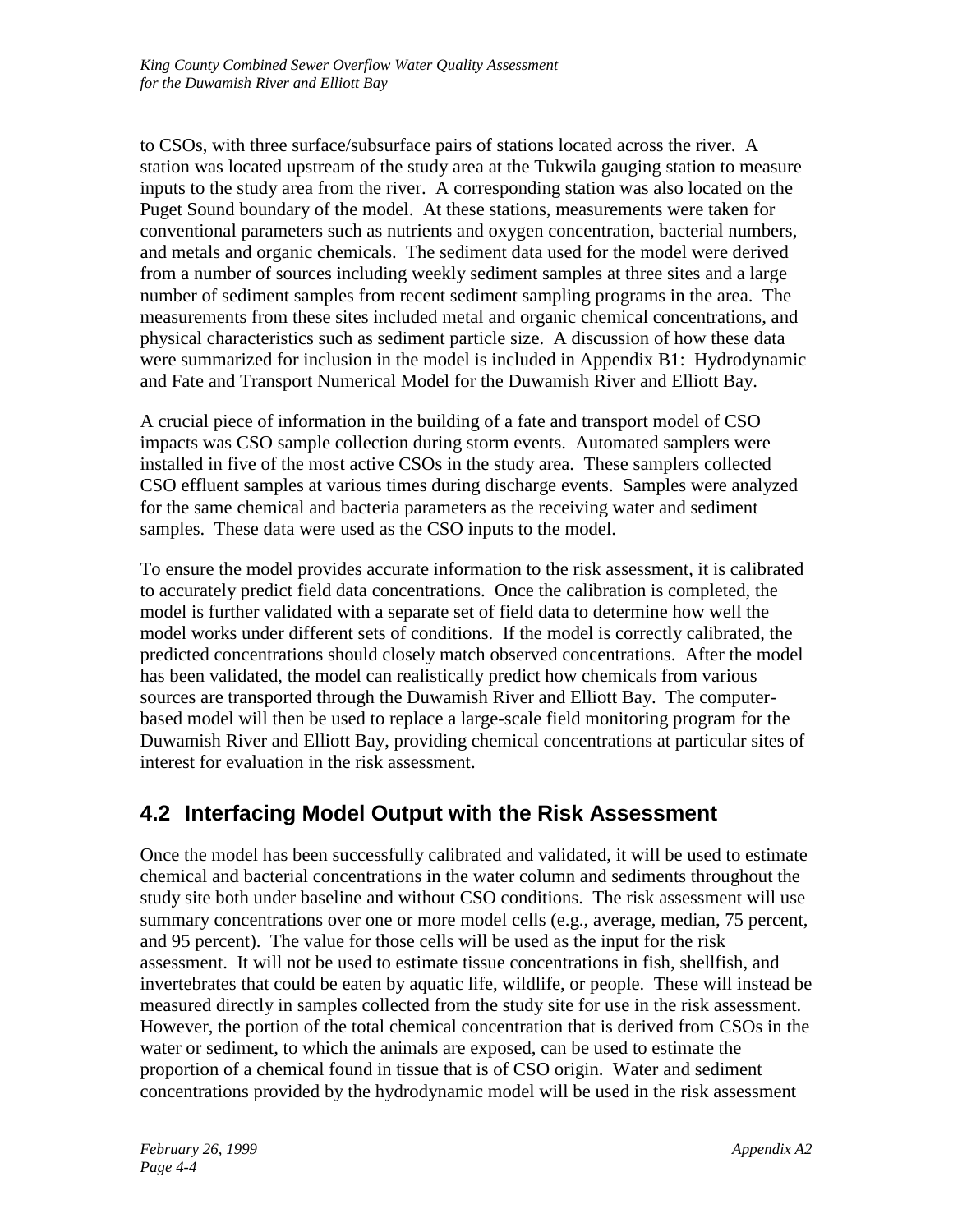to CSOs, with three surface/subsurface pairs of stations located across the river. A station was located upstream of the study area at the Tukwila gauging station to measure inputs to the study area from the river. A corresponding station was also located on the Puget Sound boundary of the model. At these stations, measurements were taken for conventional parameters such as nutrients and oxygen concentration, bacterial numbers, and metals and organic chemicals. The sediment data used for the model were derived from a number of sources including weekly sediment samples at three sites and a large number of sediment samples from recent sediment sampling programs in the area. The measurements from these sites included metal and organic chemical concentrations, and physical characteristics such as sediment particle size. A discussion of how these data were summarized for inclusion in the model is included in Appendix B1: Hydrodynamic and Fate and Transport Numerical Model for the Duwamish River and Elliott Bay.

A crucial piece of information in the building of a fate and transport model of CSO impacts was CSO sample collection during storm events. Automated samplers were installed in five of the most active CSOs in the study area. These samplers collected CSO effluent samples at various times during discharge events. Samples were analyzed for the same chemical and bacteria parameters as the receiving water and sediment samples. These data were used as the CSO inputs to the model.

To ensure the model provides accurate information to the risk assessment, it is calibrated to accurately predict field data concentrations. Once the calibration is completed, the model is further validated with a separate set of field data to determine how well the model works under different sets of conditions. If the model is correctly calibrated, the predicted concentrations should closely match observed concentrations. After the model has been validated, the model can realistically predict how chemicals from various sources are transported through the Duwamish River and Elliott Bay. The computer-based model will then be used to replace a large-scale field monitoring program for the Duwamish River and Elliott Bay, providing chemical concentrations at particular sites of interest for evaluation in the risk assessment.

## 4.2 Interfacing Model Output with the Risk Assessment

Once the model has been successfully calibrated and validated, it will be used to estimate chemical and bacterial concentrations in the water column and sediments throughout the study site both under baseline and without CSO conditions. The risk assessment will use summary concentrations over one or more model cells (e.g., average, median, 75 percent, and 95 percent). The value for those cells will be used as the input for the risk assessment. It will not be used to estimate tissue concentrations in fish, shellfish, and invertebrates that could be eaten by aquatic life, wildlife, or people. These will instead be measured directly in samples collected from the study site for use in the risk assessment. However, the portion of the total chemical concentration that is derived from CSOs in the water or sediment, to which the animals are exposed, can be used to estimate the proportion of a chemical found in tissue that is of CSO origin. Water and sediment concentrations provided by the hydrodynamic model will be used in the risk assessment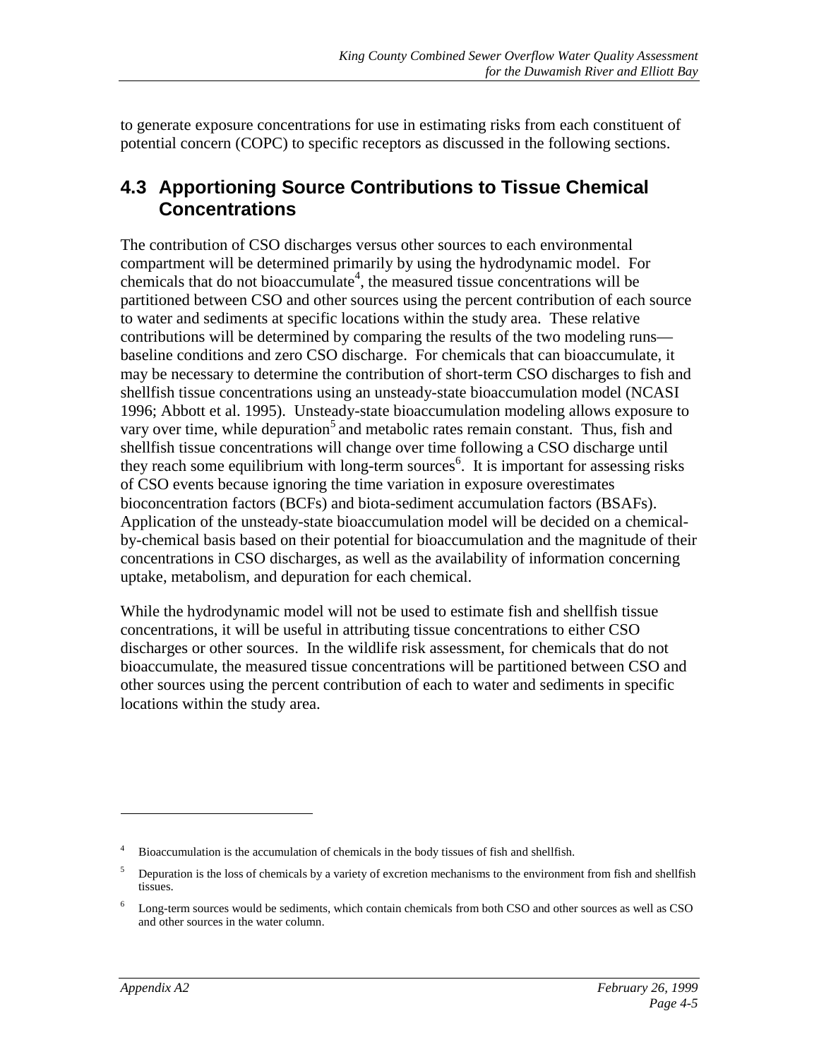to generate exposure concentrations for use in estimating risks from each constituent of potential concern (COPC) to specific receptors as discussed in the following sections.

## 4.3 Apportioning Source Contributions to Tissue Chemical Concentrations

The contribution of CSO discharges versus other sources to each environmental compartment will be determined primarily by using the hydrodynamic model. For chemicals that do not bioaccumulate[4], the measured tissue concentrations will be partitioned between CSO and other sources using the percent contribution of each source to water and sediments at specific locations within the study area. These relative contributions will be determined by comparing the results of the two modeling runs—baseline conditions and zero CSO discharge. For chemicals that can bioaccumulate, it may be necessary to determine the contribution of short-term CSO discharges to fish and shellfish tissue concentrations using an unsteady-state bioaccumulation model (NCASI 1996; Abbott et al. 1995). Unsteady-state bioaccumulation modeling allows exposure to vary over time, while depuration[5] and metabolic rates remain constant. Thus, fish and shellfish tissue concentrations will change over time following a CSO discharge until they reach some equilibrium with long-term sources[6]. It is important for assessing risks of CSO events because ignoring the time variation in exposure overestimates bioconcentration factors (BCFs) and biota-sediment accumulation factors (BSAFs). Application of the unsteady-state bioaccumulation model will be decided on a chemical-by-chemical basis based on their potential for bioaccumulation and the magnitude of their concentrations in CSO discharges, as well as the availability of information concerning uptake, metabolism, and depuration for each chemical.

While the hydrodynamic model will not be used to estimate fish and shellfish tissue concentrations, it will be useful in attributing tissue concentrations to either CSO discharges or other sources. In the wildlife risk assessment, for chemicals that do not bioaccumulate, the measured tissue concentrations will be partitioned between CSO and other sources using the percent contribution of each to water and sediments in specific locations within the study area.

---

[4] Bioaccumulation is the accumulation of chemicals in the body tissues of fish and shellfish.

[5] Depuration is the loss of chemicals by a variety of excretion mechanisms to the environment from fish and shellfish tissues.

[6] Long-term sources would be sediments, which contain chemicals from both CSO and other sources as well as CSO and other sources in the water column.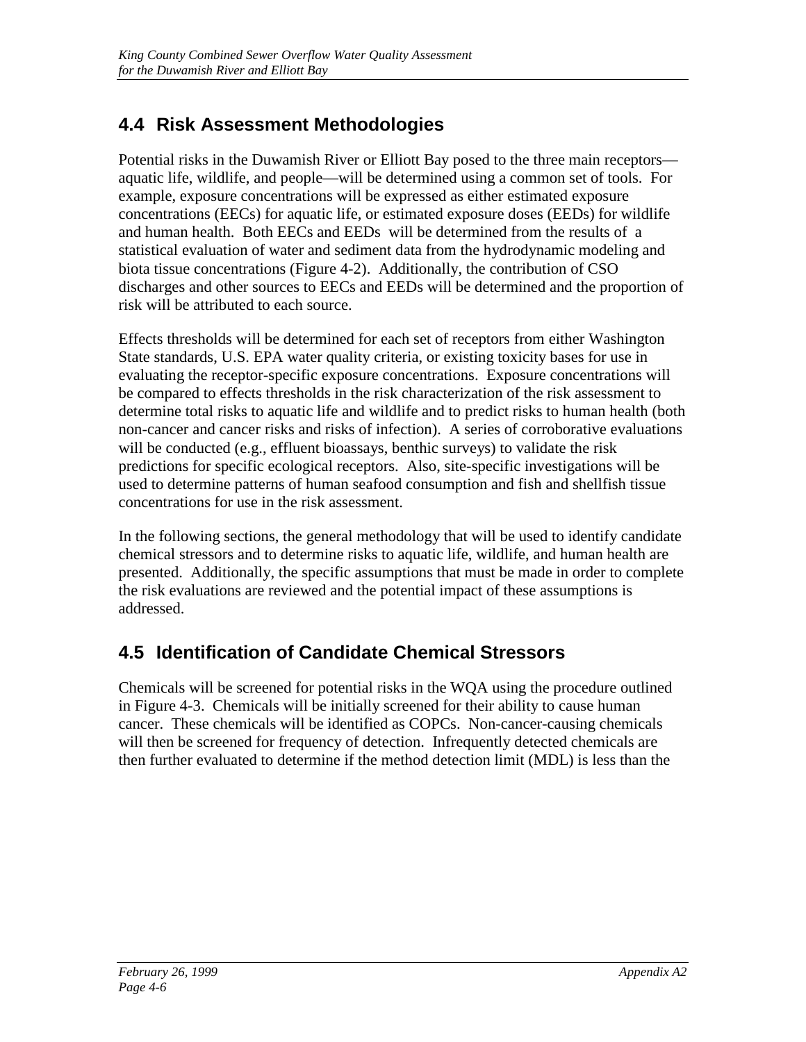## 4.4 Risk Assessment Methodologies

Potential risks in the Duwamish River or Elliott Bay posed to the three main receptors—aquatic life, wildlife, and people—will be determined using a common set of tools. For example, exposure concentrations will be expressed as either estimated exposure concentrations (EECs) for aquatic life, or estimated exposure doses (EEDs) for wildlife and human health. Both EECs and EEDs will be determined from the results of a statistical evaluation of water and sediment data from the hydrodynamic modeling and biota tissue concentrations (Figure 4-2). Additionally, the contribution of CSO discharges and other sources to EECs and EEDs will be determined and the proportion of risk will be attributed to each source.

Effects thresholds will be determined for each set of receptors from either Washington State standards, U.S. EPA water quality criteria, or existing toxicity bases for use in evaluating the receptor-specific exposure concentrations. Exposure concentrations will be compared to effects thresholds in the risk characterization of the risk assessment to determine total risks to aquatic life and wildlife and to predict risks to human health (both non-cancer and cancer risks and risks of infection). A series of corroborative evaluations will be conducted (e.g., effluent bioassays, benthic surveys) to validate the risk predictions for specific ecological receptors. Also, site-specific investigations will be used to determine patterns of human seafood consumption and fish and shellfish tissue concentrations for use in the risk assessment.

In the following sections, the general methodology that will be used to identify candidate chemical stressors and to determine risks to aquatic life, wildlife, and human health are presented. Additionally, the specific assumptions that must be made in order to complete the risk evaluations are reviewed and the potential impact of these assumptions is addressed.

## 4.5 Identification of Candidate Chemical Stressors

Chemicals will be screened for potential risks in the WQA using the procedure outlined in Figure 4-3. Chemicals will be initially screened for their ability to cause human cancer. These chemicals will be identified as COPCs. Non-cancer-causing chemicals will then be screened for frequency of detection. Infrequently detected chemicals are then further evaluated to determine if the method detection limit (MDL) is less than the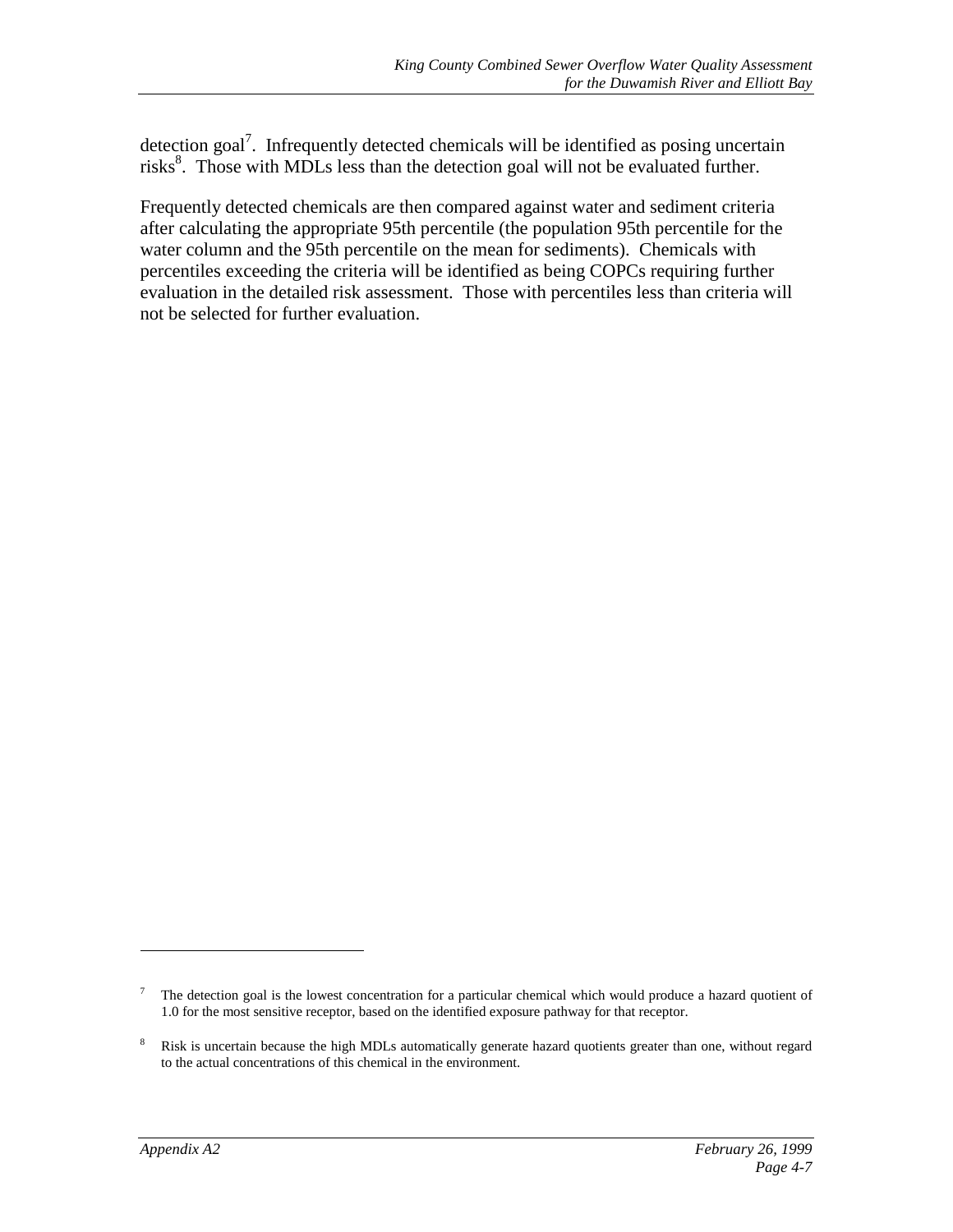detection goal[7]. Infrequently detected chemicals will be identified as posing uncertain risks[8]. Those with MDLs less than the detection goal will not be evaluated further.

Frequently detected chemicals are then compared against water and sediment criteria after calculating the appropriate 95th percentile (the population 95th percentile for the water column and the 95th percentile on the mean for sediments). Chemicals with percentiles exceeding the criteria will be identified as being COPCs requiring further evaluation in the detailed risk assessment. Those with percentiles less than criteria will not be selected for further evaluation.

---

[7] The detection goal is the lowest concentration for a particular chemical which would produce a hazard quotient of 1.0 for the most sensitive receptor, based on the identified exposure pathway for that receptor.

[8] Risk is uncertain because the high MDLs automatically generate hazard quotients greater than one, without regard to the actual concentrations of this chemical in the environment.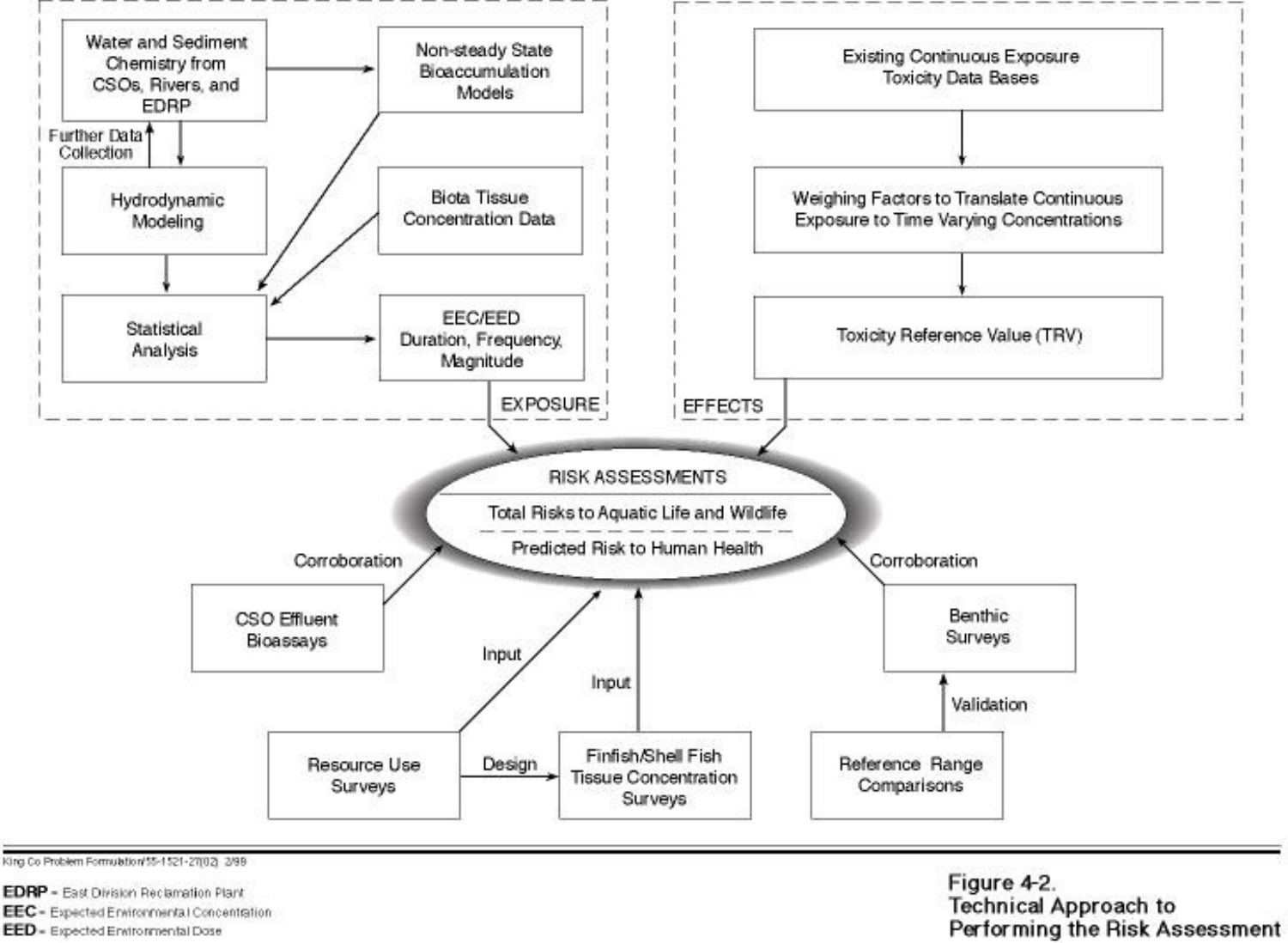**EXPOSURE**

- Water and Sediment Chemistry from CSOs, Rivers, and EDRP
- Further Data Collection
- Hydrodynamic Modeling
- Non-steady State Bioaccumulation Models
- Biota Tissue Concentration Data
- Statistical Analysis
- EEC/EED Duration, Frequency, Magnitude

**EFFECTS**

- Existing Continuous Exposure Toxicity Data Bases
- Weighing Factors to Translate Continuous Exposure to Time Varying Concentrations
- Toxicity Reference Value (TRV)

**RISK ASSESSMENTS**

- Total Risks to Aquatic Life and Wildlife
- Predicted Risk to Human Health

- CSO Effluent Bioassays (Corroboration)
- Resource Use Surveys (Input; Design)
- Finfish/Shell Fish Tissue Concentration Surveys (Input)
- Benthic Surveys (Corroboration)
- Reference Range Comparisons (Validation)

King Co Problem Formulation/55-1521-27(02) 2/99

**EDRP** - East Division Reclamation Plant
**EEC** - Expected Environmental Concentration
**EED** - Expected Environmental Dose

**Figure 4-2.**
**Technical Approach to Performing the Risk Assessment**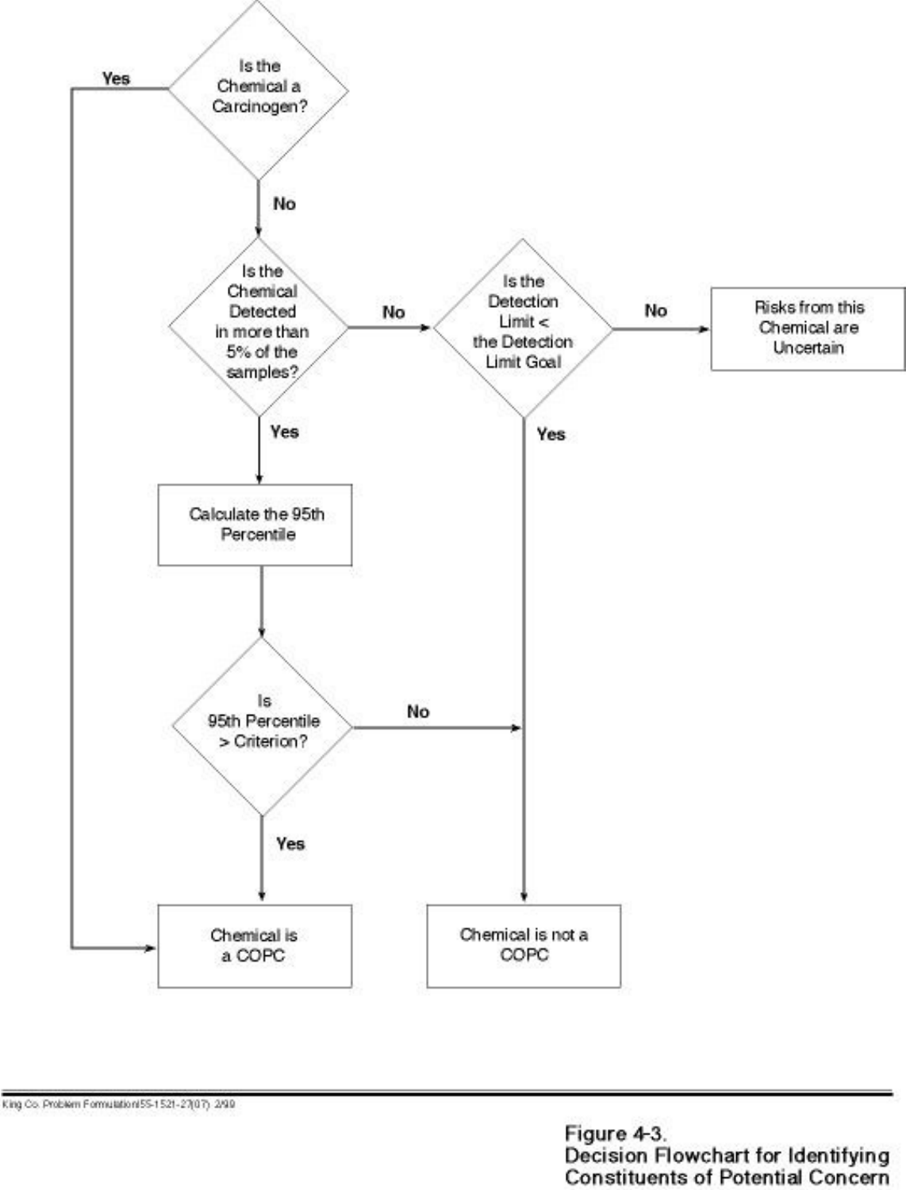```
                    ┌─────────────────────────┐
          ┌── Yes ──┤ Is the Chemical a       │
          │         │ Carcinogen?             │
          │         └────────────┬────────────┘
          │                      │ No
          │                      ▼
          │         ┌─────────────────────────┐        ┌─────────────────────────┐        ┌─────────────────────────┐
          │         │ Is the Chemical         │        │ Is the Detection Limit  │        │ Risks from this         │
          │         │ Detected in more than   ├─ No ──►│ < the Detection Limit   ├─ No ──►│ Chemical are Uncertain  │
          │         │ 5% of the samples?      │        │ Goal                    │        └─────────────────────────┘
          │         └────────────┬────────────┘        └────────────┬────────────┘
          │                      │ Yes                              │ Yes
          │                      ▼                                  │
          │         ┌─────────────────────────┐                     │
          │         │ Calculate the 95th      │                     │
          │         │ Percentile              │                     │
          │         └────────────┬────────────┘                     │
          │                      │                                  │
          │                      ▼                                  │
          │         ┌─────────────────────────┐                     │
          │         │ Is 95th Percentile      ├─ No ───────────────►│
          │         │ > Criterion?            │                     │
          │         └────────────┬────────────┘                     │
          │                      │ Yes                              │
          │                      ▼                                  ▼
          │         ┌─────────────────────────┐        ┌─────────────────────────┐
          └────────►│ Chemical is a COPC      │        │ Chemical is not a COPC  │
                    └─────────────────────────┘        └─────────────────────────┘
```

King Co. Problem Formulation\55-1521-27(07) 2/99

**Figure 4-3.**
**Decision Flowchart for Identifying Constituents of Potential Concern**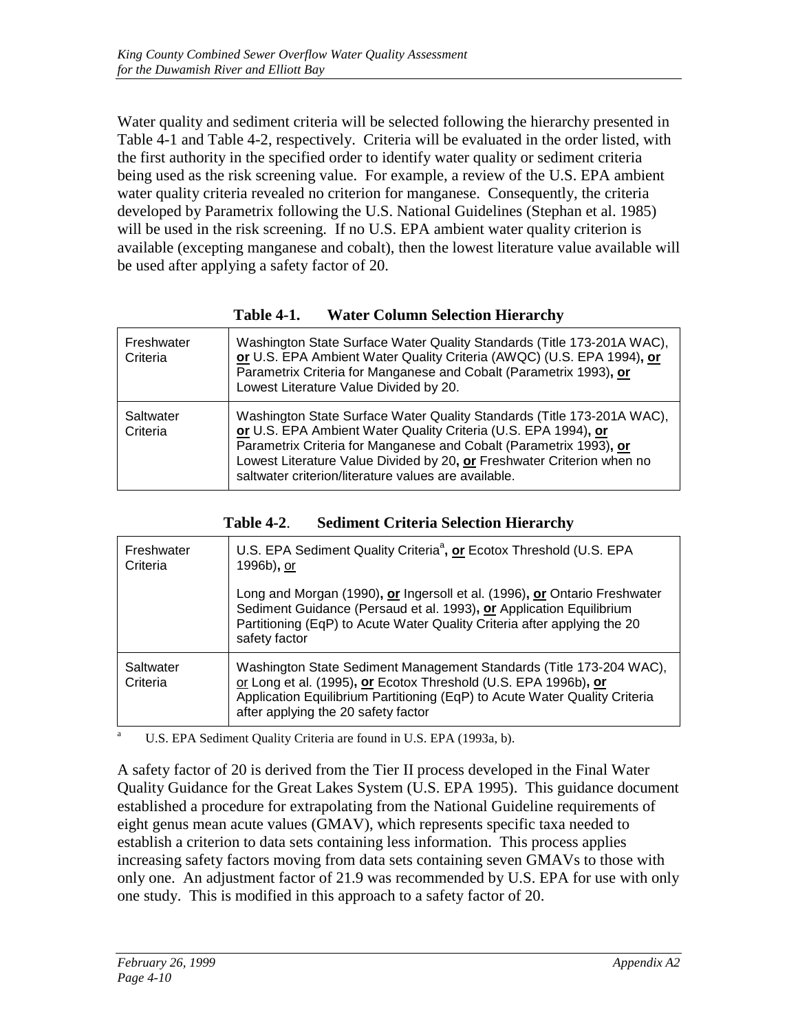Water quality and sediment criteria will be selected following the hierarchy presented in Table 4-1 and Table 4-2, respectively. Criteria will be evaluated in the order listed, with the first authority in the specified order to identify water quality or sediment criteria being used as the risk screening value. For example, a review of the U.S. EPA ambient water quality criteria revealed no criterion for manganese. Consequently, the criteria developed by Parametrix following the U.S. National Guidelines (Stephan et al. 1985) will be used in the risk screening. If no U.S. EPA ambient water quality criterion is available (excepting manganese and cobalt), then the lowest literature value available will be used after applying a safety factor of 20.

**Table 4-1. Water Column Selection Hierarchy**

| | |
|---|---|
| Freshwater Criteria | Washington State Surface Water Quality Standards (Title 173-201A WAC), **or** U.S. EPA Ambient Water Quality Criteria (AWQC) (U.S. EPA 1994)**, or** Parametrix Criteria for Manganese and Cobalt (Parametrix 1993)**, or** Lowest Literature Value Divided by 20. |
| Saltwater Criteria | Washington State Surface Water Quality Standards (Title 173-201A WAC), **or** U.S. EPA Ambient Water Quality Criteria (U.S. EPA 1994)**, or** Parametrix Criteria for Manganese and Cobalt (Parametrix 1993)**, or** Lowest Literature Value Divided by 20**, or** Freshwater Criterion when no saltwater criterion/literature values are available. |

**Table 4-2. Sediment Criteria Selection Hierarchy**

| | |
|---|---|
| Freshwater Criteria | U.S. EPA Sediment Quality Criteria[a]**, or** Ecotox Threshold (U.S. EPA 1996b)**, or** Long and Morgan (1990)**, or** Ingersoll et al. (1996)**, or** Ontario Freshwater Sediment Guidance (Persaud et al. 1993)**, or** Application Equilibrium Partitioning (EqP) to Acute Water Quality Criteria after applying the 20 safety factor |
| Saltwater Criteria | Washington State Sediment Management Standards (Title 173-204 WAC), or Long et al. (1995)**, or** Ecotox Threshold (U.S. EPA 1996b)**, or** Application Equilibrium Partitioning (EqP) to Acute Water Quality Criteria after applying the 20 safety factor |

[a] U.S. EPA Sediment Quality Criteria are found in U.S. EPA (1993a, b).

A safety factor of 20 is derived from the Tier II process developed in the Final Water Quality Guidance for the Great Lakes System (U.S. EPA 1995). This guidance document established a procedure for extrapolating from the National Guideline requirements of eight genus mean acute values (GMAV), which represents specific taxa needed to establish a criterion to data sets containing less information. This process applies increasing safety factors moving from data sets containing seven GMAVs to those with only one. An adjustment factor of 21.9 was recommended by U.S. EPA for use with only one study. This is modified in this approach to a safety factor of 20.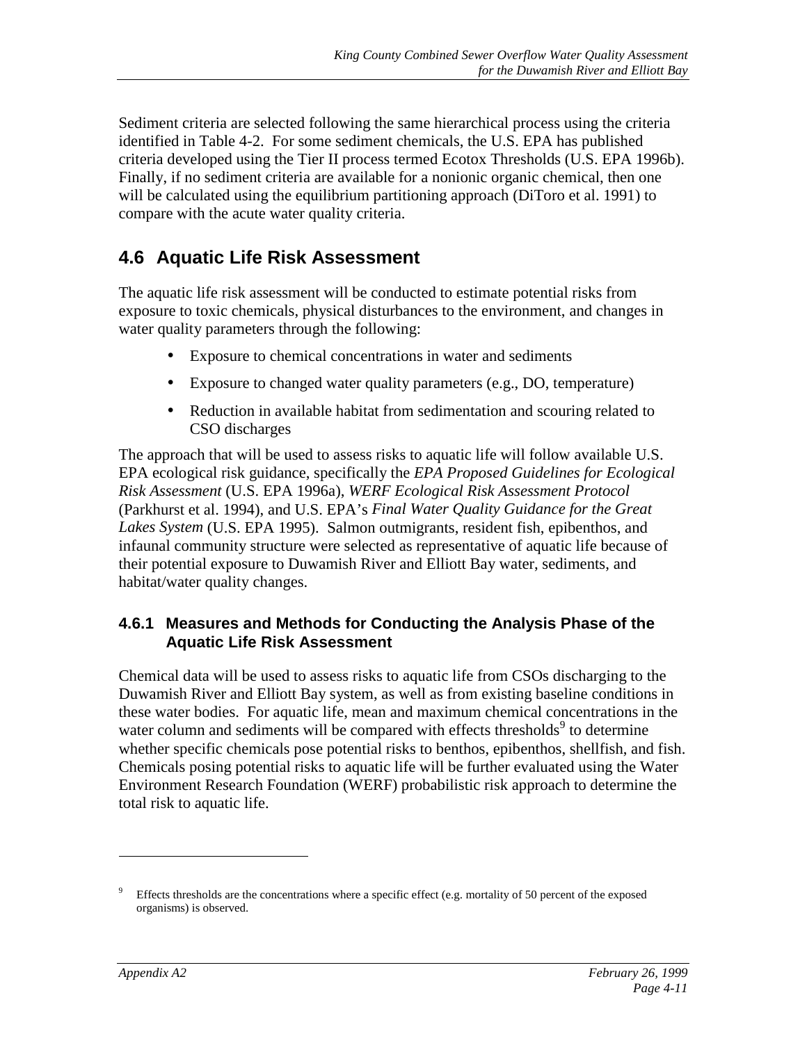Sediment criteria are selected following the same hierarchical process using the criteria identified in Table 4-2. For some sediment chemicals, the U.S. EPA has published criteria developed using the Tier II process termed Ecotox Thresholds (U.S. EPA 1996b). Finally, if no sediment criteria are available for a nonionic organic chemical, then one will be calculated using the equilibrium partitioning approach (DiToro et al. 1991) to compare with the acute water quality criteria.

## 4.6 Aquatic Life Risk Assessment

The aquatic life risk assessment will be conducted to estimate potential risks from exposure to toxic chemicals, physical disturbances to the environment, and changes in water quality parameters through the following:

- Exposure to chemical concentrations in water and sediments
- Exposure to changed water quality parameters (e.g., DO, temperature)
- Reduction in available habitat from sedimentation and scouring related to CSO discharges

The approach that will be used to assess risks to aquatic life will follow available U.S. EPA ecological risk guidance, specifically the *EPA Proposed Guidelines for Ecological Risk Assessment* (U.S. EPA 1996a), *WERF Ecological Risk Assessment Protocol* (Parkhurst et al. 1994), and U.S. EPA's *Final Water Quality Guidance for the Great Lakes System* (U.S. EPA 1995). Salmon outmigrants, resident fish, epibenthos, and infaunal community structure were selected as representative of aquatic life because of their potential exposure to Duwamish River and Elliott Bay water, sediments, and habitat/water quality changes.

### 4.6.1 Measures and Methods for Conducting the Analysis Phase of the Aquatic Life Risk Assessment

Chemical data will be used to assess risks to aquatic life from CSOs discharging to the Duwamish River and Elliott Bay system, as well as from existing baseline conditions in these water bodies. For aquatic life, mean and maximum chemical concentrations in the water column and sediments will be compared with effects thresholds[9] to determine whether specific chemicals pose potential risks to benthos, epibenthos, shellfish, and fish. Chemicals posing potential risks to aquatic life will be further evaluated using the Water Environment Research Foundation (WERF) probabilistic risk approach to determine the total risk to aquatic life.

---

[9] Effects thresholds are the concentrations where a specific effect (e.g. mortality of 50 percent of the exposed organisms) is observed.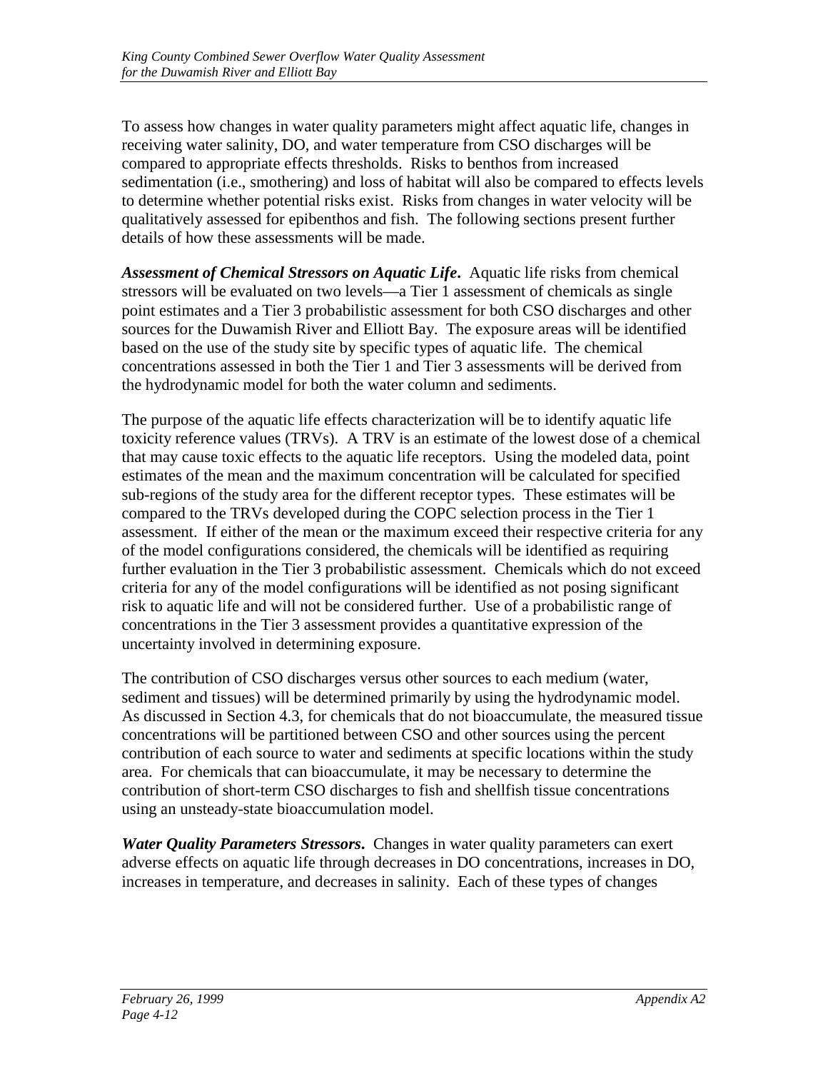To assess how changes in water quality parameters might affect aquatic life, changes in receiving water salinity, DO, and water temperature from CSO discharges will be compared to appropriate effects thresholds. Risks to benthos from increased sedimentation (i.e., smothering) and loss of habitat will also be compared to effects levels to determine whether potential risks exist. Risks from changes in water velocity will be qualitatively assessed for epibenthos and fish. The following sections present further details of how these assessments will be made.

***Assessment of Chemical Stressors on Aquatic Life.*** Aquatic life risks from chemical stressors will be evaluated on two levels—a Tier 1 assessment of chemicals as single point estimates and a Tier 3 probabilistic assessment for both CSO discharges and other sources for the Duwamish River and Elliott Bay. The exposure areas will be identified based on the use of the study site by specific types of aquatic life. The chemical concentrations assessed in both the Tier 1 and Tier 3 assessments will be derived from the hydrodynamic model for both the water column and sediments.

The purpose of the aquatic life effects characterization will be to identify aquatic life toxicity reference values (TRVs). A TRV is an estimate of the lowest dose of a chemical that may cause toxic effects to the aquatic life receptors. Using the modeled data, point estimates of the mean and the maximum concentration will be calculated for specified sub-regions of the study area for the different receptor types. These estimates will be compared to the TRVs developed during the COPC selection process in the Tier 1 assessment. If either of the mean or the maximum exceed their respective criteria for any of the model configurations considered, the chemicals will be identified as requiring further evaluation in the Tier 3 probabilistic assessment. Chemicals which do not exceed criteria for any of the model configurations will be identified as not posing significant risk to aquatic life and will not be considered further. Use of a probabilistic range of concentrations in the Tier 3 assessment provides a quantitative expression of the uncertainty involved in determining exposure.

The contribution of CSO discharges versus other sources to each medium (water, sediment and tissues) will be determined primarily by using the hydrodynamic model. As discussed in Section 4.3, for chemicals that do not bioaccumulate, the measured tissue concentrations will be partitioned between CSO and other sources using the percent contribution of each source to water and sediments at specific locations within the study area. For chemicals that can bioaccumulate, it may be necessary to determine the contribution of short-term CSO discharges to fish and shellfish tissue concentrations using an unsteady-state bioaccumulation model.

***Water Quality Parameters Stressors.*** Changes in water quality parameters can exert adverse effects on aquatic life through decreases in DO concentrations, increases in DO, increases in temperature, and decreases in salinity. Each of these types of changes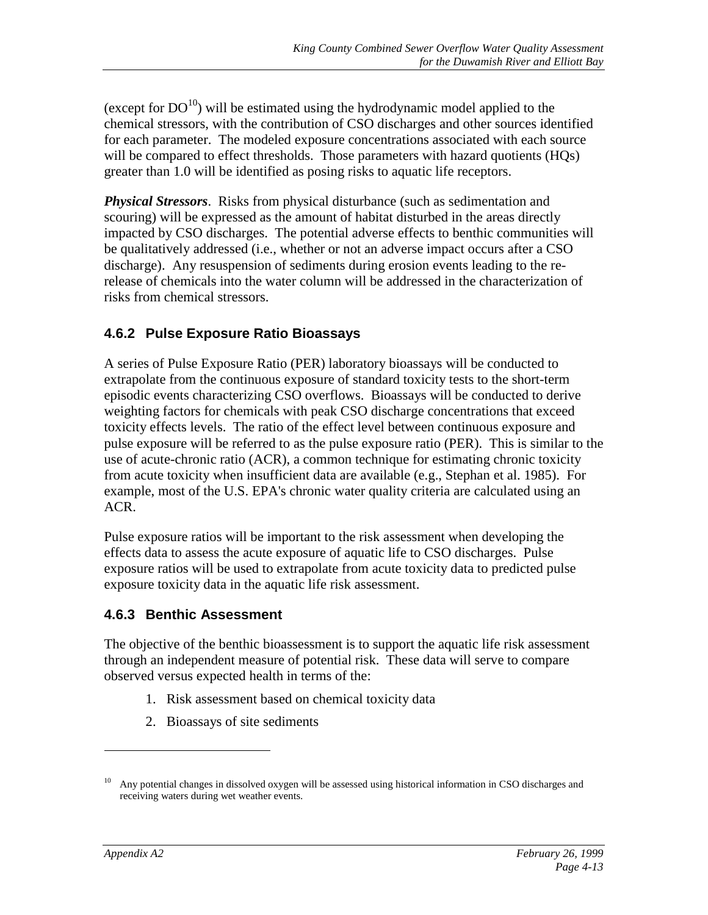(except for DO[10]) will be estimated using the hydrodynamic model applied to the chemical stressors, with the contribution of CSO discharges and other sources identified for each parameter. The modeled exposure concentrations associated with each source will be compared to effect thresholds. Those parameters with hazard quotients (HQs) greater than 1.0 will be identified as posing risks to aquatic life receptors.

***Physical Stressors***. Risks from physical disturbance (such as sedimentation and scouring) will be expressed as the amount of habitat disturbed in the areas directly impacted by CSO discharges. The potential adverse effects to benthic communities will be qualitatively addressed (i.e., whether or not an adverse impact occurs after a CSO discharge). Any resuspension of sediments during erosion events leading to the re-release of chemicals into the water column will be addressed in the characterization of risks from chemical stressors.

### 4.6.2 Pulse Exposure Ratio Bioassays

A series of Pulse Exposure Ratio (PER) laboratory bioassays will be conducted to extrapolate from the continuous exposure of standard toxicity tests to the short-term episodic events characterizing CSO overflows. Bioassays will be conducted to derive weighting factors for chemicals with peak CSO discharge concentrations that exceed toxicity effects levels. The ratio of the effect level between continuous exposure and pulse exposure will be referred to as the pulse exposure ratio (PER). This is similar to the use of acute-chronic ratio (ACR), a common technique for estimating chronic toxicity from acute toxicity when insufficient data are available (e.g., Stephan et al. 1985). For example, most of the U.S. EPA's chronic water quality criteria are calculated using an ACR.

Pulse exposure ratios will be important to the risk assessment when developing the effects data to assess the acute exposure of aquatic life to CSO discharges. Pulse exposure ratios will be used to extrapolate from acute toxicity data to predicted pulse exposure toxicity data in the aquatic life risk assessment.

### 4.6.3 Benthic Assessment

The objective of the benthic bioassessment is to support the aquatic life risk assessment through an independent measure of potential risk. These data will serve to compare observed versus expected health in terms of the:

1. Risk assessment based on chemical toxicity data
2. Bioassays of site sediments

---

[10] Any potential changes in dissolved oxygen will be assessed using historical information in CSO discharges and receiving waters during wet weather events.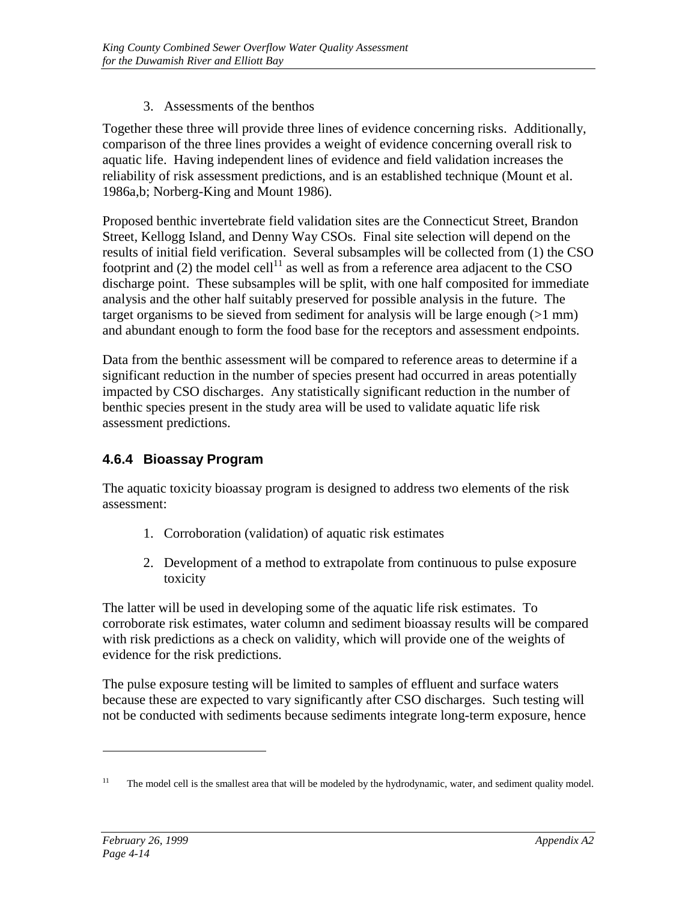3. Assessments of the benthos

Together these three will provide three lines of evidence concerning risks. Additionally, comparison of the three lines provides a weight of evidence concerning overall risk to aquatic life. Having independent lines of evidence and field validation increases the reliability of risk assessment predictions, and is an established technique (Mount et al. 1986a,b; Norberg-King and Mount 1986).

Proposed benthic invertebrate field validation sites are the Connecticut Street, Brandon Street, Kellogg Island, and Denny Way CSOs. Final site selection will depend on the results of initial field verification. Several subsamples will be collected from (1) the CSO footprint and (2) the model cell[11] as well as from a reference area adjacent to the CSO discharge point. These subsamples will be split, with one half composited for immediate analysis and the other half suitably preserved for possible analysis in the future. The target organisms to be sieved from sediment for analysis will be large enough (>1 mm) and abundant enough to form the food base for the receptors and assessment endpoints.

Data from the benthic assessment will be compared to reference areas to determine if a significant reduction in the number of species present had occurred in areas potentially impacted by CSO discharges. Any statistically significant reduction in the number of benthic species present in the study area will be used to validate aquatic life risk assessment predictions.

### 4.6.4 Bioassay Program

The aquatic toxicity bioassay program is designed to address two elements of the risk assessment:

1. Corroboration (validation) of aquatic risk estimates
2. Development of a method to extrapolate from continuous to pulse exposure toxicity

The latter will be used in developing some of the aquatic life risk estimates. To corroborate risk estimates, water column and sediment bioassay results will be compared with risk predictions as a check on validity, which will provide one of the weights of evidence for the risk predictions.

The pulse exposure testing will be limited to samples of effluent and surface waters because these are expected to vary significantly after CSO discharges. Such testing will not be conducted with sediments because sediments integrate long-term exposure, hence

[11] The model cell is the smallest area that will be modeled by the hydrodynamic, water, and sediment quality model.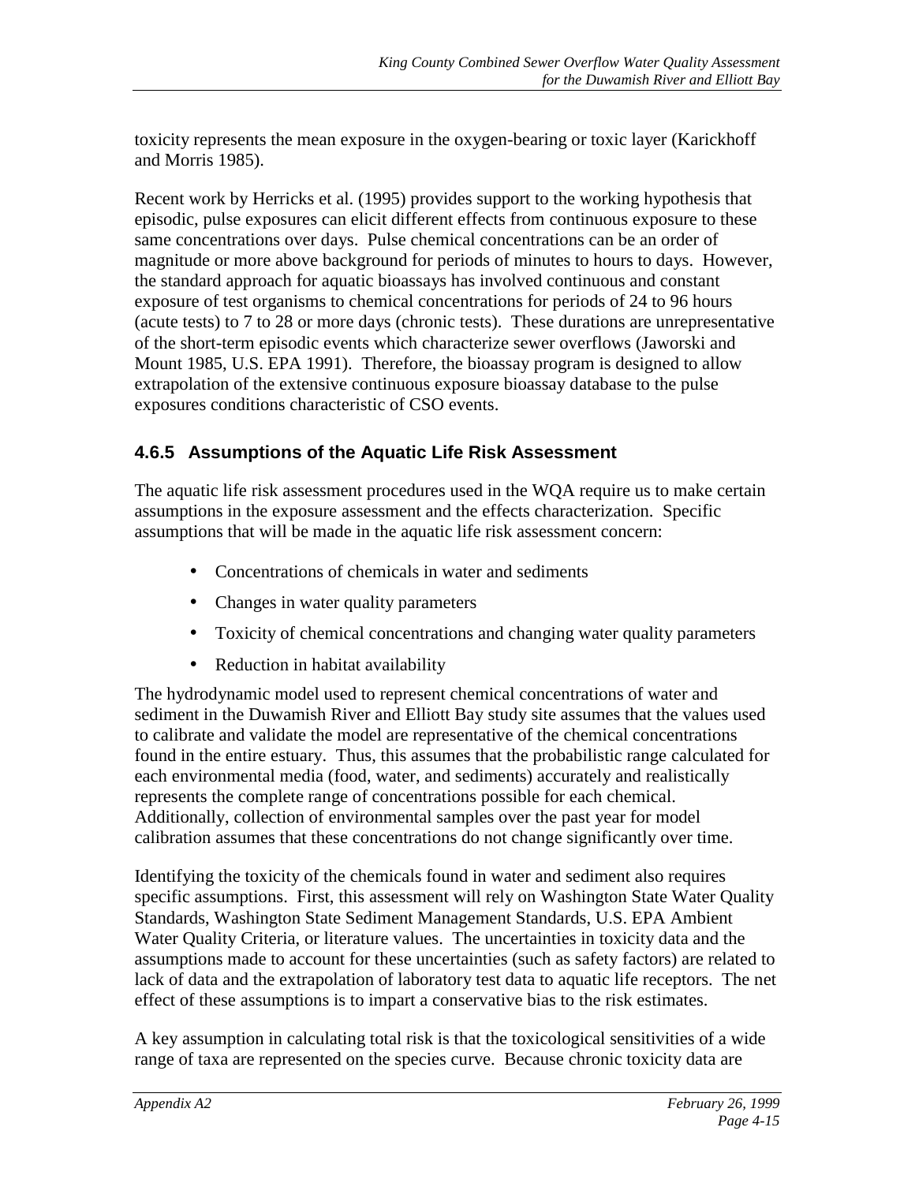toxicity represents the mean exposure in the oxygen-bearing or toxic layer (Karickhoff and Morris 1985).

Recent work by Herricks et al. (1995) provides support to the working hypothesis that episodic, pulse exposures can elicit different effects from continuous exposure to these same concentrations over days. Pulse chemical concentrations can be an order of magnitude or more above background for periods of minutes to hours to days. However, the standard approach for aquatic bioassays has involved continuous and constant exposure of test organisms to chemical concentrations for periods of 24 to 96 hours (acute tests) to 7 to 28 or more days (chronic tests). These durations are unrepresentative of the short-term episodic events which characterize sewer overflows (Jaworski and Mount 1985, U.S. EPA 1991). Therefore, the bioassay program is designed to allow extrapolation of the extensive continuous exposure bioassay database to the pulse exposures conditions characteristic of CSO events.

### 4.6.5 Assumptions of the Aquatic Life Risk Assessment

The aquatic life risk assessment procedures used in the WQA require us to make certain assumptions in the exposure assessment and the effects characterization. Specific assumptions that will be made in the aquatic life risk assessment concern:

- Concentrations of chemicals in water and sediments
- Changes in water quality parameters
- Toxicity of chemical concentrations and changing water quality parameters
- Reduction in habitat availability

The hydrodynamic model used to represent chemical concentrations of water and sediment in the Duwamish River and Elliott Bay study site assumes that the values used to calibrate and validate the model are representative of the chemical concentrations found in the entire estuary. Thus, this assumes that the probabilistic range calculated for each environmental media (food, water, and sediments) accurately and realistically represents the complete range of concentrations possible for each chemical. Additionally, collection of environmental samples over the past year for model calibration assumes that these concentrations do not change significantly over time.

Identifying the toxicity of the chemicals found in water and sediment also requires specific assumptions. First, this assessment will rely on Washington State Water Quality Standards, Washington State Sediment Management Standards, U.S. EPA Ambient Water Quality Criteria, or literature values. The uncertainties in toxicity data and the assumptions made to account for these uncertainties (such as safety factors) are related to lack of data and the extrapolation of laboratory test data to aquatic life receptors. The net effect of these assumptions is to impart a conservative bias to the risk estimates.

A key assumption in calculating total risk is that the toxicological sensitivities of a wide range of taxa are represented on the species curve. Because chronic toxicity data are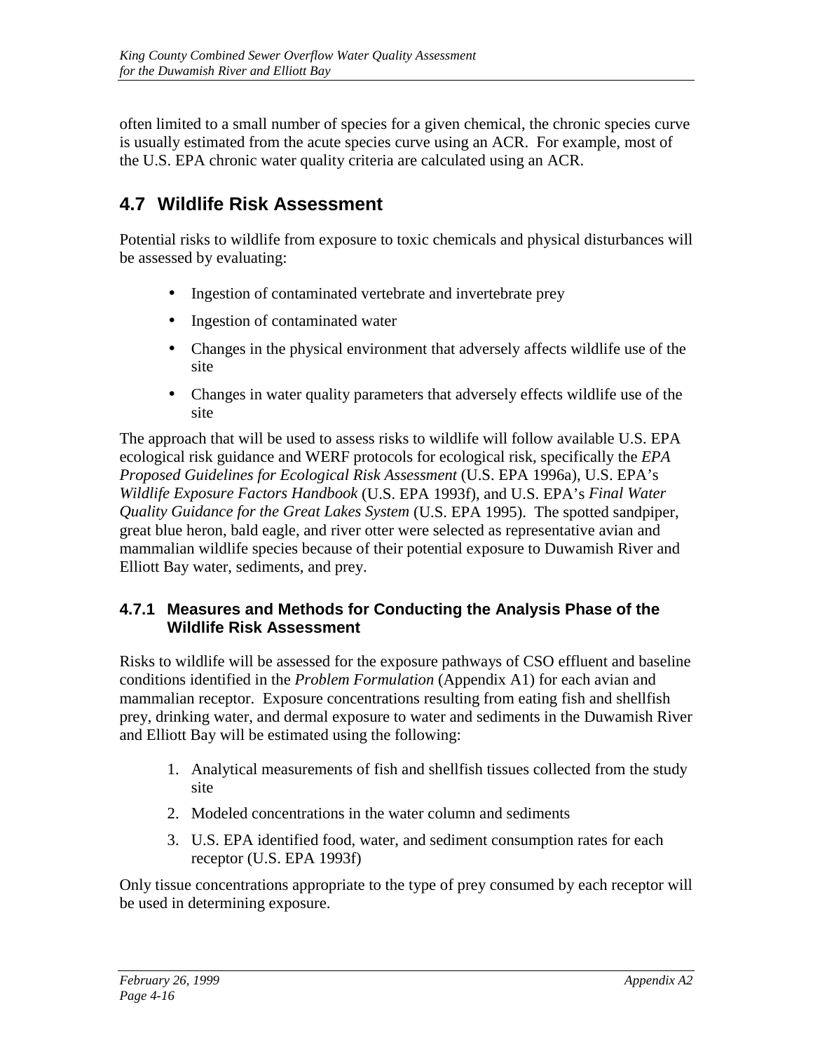often limited to a small number of species for a given chemical, the chronic species curve is usually estimated from the acute species curve using an ACR. For example, most of the U.S. EPA chronic water quality criteria are calculated using an ACR.

## 4.7 Wildlife Risk Assessment

Potential risks to wildlife from exposure to toxic chemicals and physical disturbances will be assessed by evaluating:

- Ingestion of contaminated vertebrate and invertebrate prey
- Ingestion of contaminated water
- Changes in the physical environment that adversely affects wildlife use of the site
- Changes in water quality parameters that adversely effects wildlife use of the site

The approach that will be used to assess risks to wildlife will follow available U.S. EPA ecological risk guidance and WERF protocols for ecological risk, specifically the *EPA Proposed Guidelines for Ecological Risk Assessment* (U.S. EPA 1996a), U.S. EPA's *Wildlife Exposure Factors Handbook* (U.S. EPA 1993f), and U.S. EPA's *Final Water Quality Guidance for the Great Lakes System* (U.S. EPA 1995). The spotted sandpiper, great blue heron, bald eagle, and river otter were selected as representative avian and mammalian wildlife species because of their potential exposure to Duwamish River and Elliott Bay water, sediments, and prey.

### 4.7.1 Measures and Methods for Conducting the Analysis Phase of the Wildlife Risk Assessment

Risks to wildlife will be assessed for the exposure pathways of CSO effluent and baseline conditions identified in the *Problem Formulation* (Appendix A1) for each avian and mammalian receptor. Exposure concentrations resulting from eating fish and shellfish prey, drinking water, and dermal exposure to water and sediments in the Duwamish River and Elliott Bay will be estimated using the following:

1. Analytical measurements of fish and shellfish tissues collected from the study site
2. Modeled concentrations in the water column and sediments
3. U.S. EPA identified food, water, and sediment consumption rates for each receptor (U.S. EPA 1993f)

Only tissue concentrations appropriate to the type of prey consumed by each receptor will be used in determining exposure.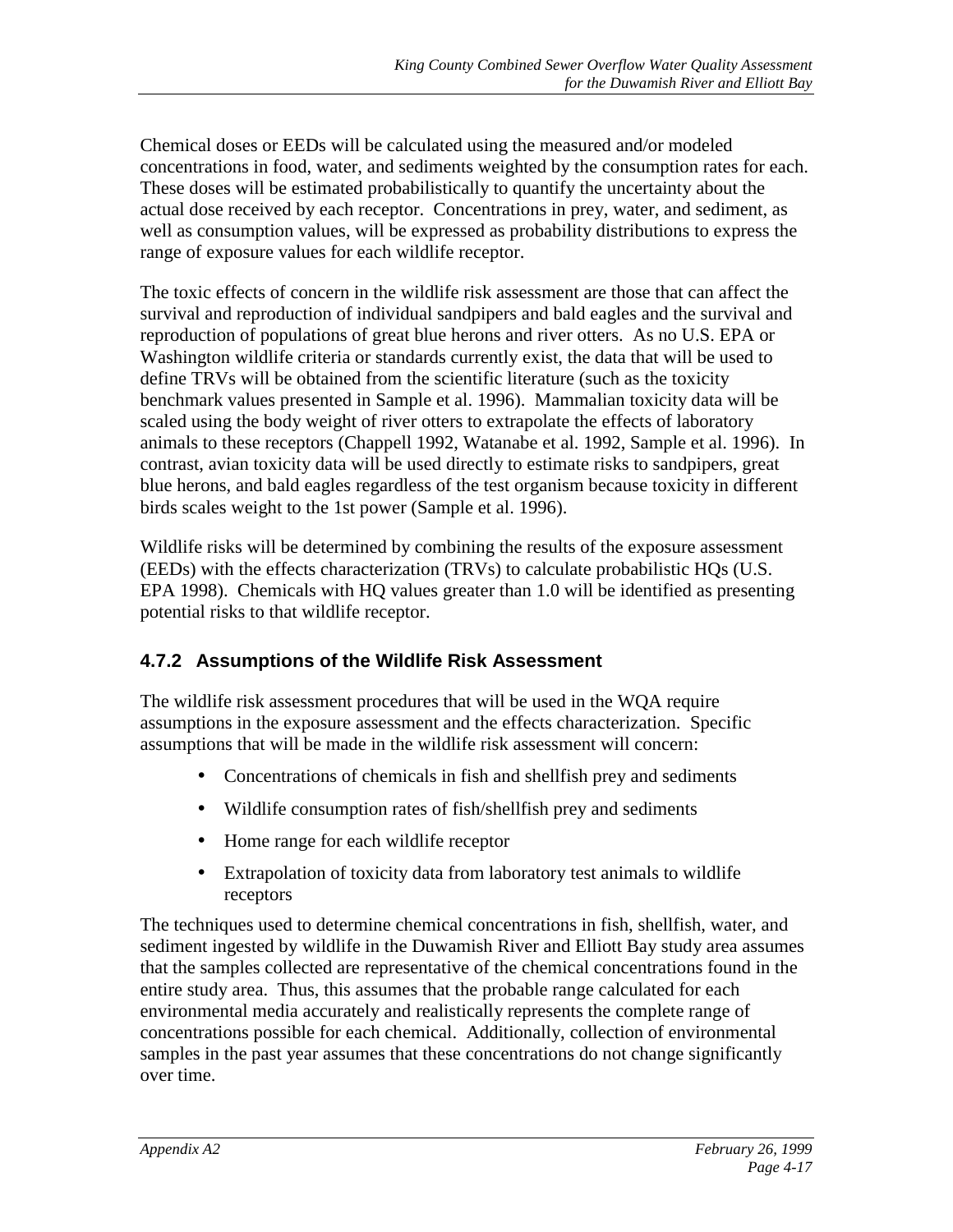Chemical doses or EEDs will be calculated using the measured and/or modeled concentrations in food, water, and sediments weighted by the consumption rates for each. These doses will be estimated probabilistically to quantify the uncertainty about the actual dose received by each receptor. Concentrations in prey, water, and sediment, as well as consumption values, will be expressed as probability distributions to express the range of exposure values for each wildlife receptor.

The toxic effects of concern in the wildlife risk assessment are those that can affect the survival and reproduction of individual sandpipers and bald eagles and the survival and reproduction of populations of great blue herons and river otters. As no U.S. EPA or Washington wildlife criteria or standards currently exist, the data that will be used to define TRVs will be obtained from the scientific literature (such as the toxicity benchmark values presented in Sample et al. 1996). Mammalian toxicity data will be scaled using the body weight of river otters to extrapolate the effects of laboratory animals to these receptors (Chappell 1992, Watanabe et al. 1992, Sample et al. 1996). In contrast, avian toxicity data will be used directly to estimate risks to sandpipers, great blue herons, and bald eagles regardless of the test organism because toxicity in different birds scales weight to the 1st power (Sample et al. 1996).

Wildlife risks will be determined by combining the results of the exposure assessment (EEDs) with the effects characterization (TRVs) to calculate probabilistic HQs (U.S. EPA 1998). Chemicals with HQ values greater than 1.0 will be identified as presenting potential risks to that wildlife receptor.

### 4.7.2 Assumptions of the Wildlife Risk Assessment

The wildlife risk assessment procedures that will be used in the WQA require assumptions in the exposure assessment and the effects characterization. Specific assumptions that will be made in the wildlife risk assessment will concern:

- Concentrations of chemicals in fish and shellfish prey and sediments
- Wildlife consumption rates of fish/shellfish prey and sediments
- Home range for each wildlife receptor
- Extrapolation of toxicity data from laboratory test animals to wildlife receptors

The techniques used to determine chemical concentrations in fish, shellfish, water, and sediment ingested by wildlife in the Duwamish River and Elliott Bay study area assumes that the samples collected are representative of the chemical concentrations found in the entire study area. Thus, this assumes that the probable range calculated for each environmental media accurately and realistically represents the complete range of concentrations possible for each chemical. Additionally, collection of environmental samples in the past year assumes that these concentrations do not change significantly over time.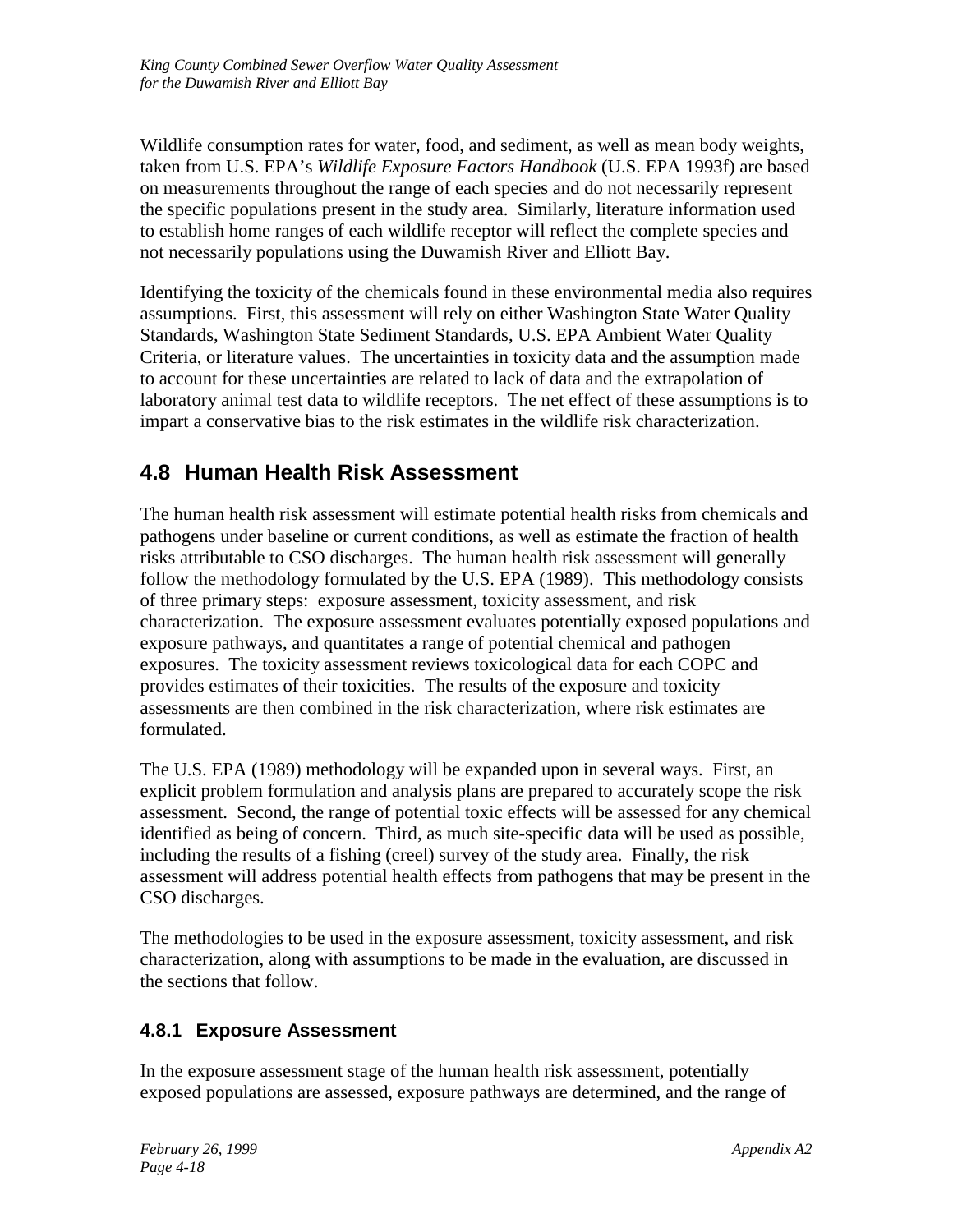Wildlife consumption rates for water, food, and sediment, as well as mean body weights, taken from U.S. EPA's *Wildlife Exposure Factors Handbook* (U.S. EPA 1993f) are based on measurements throughout the range of each species and do not necessarily represent the specific populations present in the study area. Similarly, literature information used to establish home ranges of each wildlife receptor will reflect the complete species and not necessarily populations using the Duwamish River and Elliott Bay.

Identifying the toxicity of the chemicals found in these environmental media also requires assumptions. First, this assessment will rely on either Washington State Water Quality Standards, Washington State Sediment Standards, U.S. EPA Ambient Water Quality Criteria, or literature values. The uncertainties in toxicity data and the assumption made to account for these uncertainties are related to lack of data and the extrapolation of laboratory animal test data to wildlife receptors. The net effect of these assumptions is to impart a conservative bias to the risk estimates in the wildlife risk characterization.

## 4.8 Human Health Risk Assessment

The human health risk assessment will estimate potential health risks from chemicals and pathogens under baseline or current conditions, as well as estimate the fraction of health risks attributable to CSO discharges. The human health risk assessment will generally follow the methodology formulated by the U.S. EPA (1989). This methodology consists of three primary steps: exposure assessment, toxicity assessment, and risk characterization. The exposure assessment evaluates potentially exposed populations and exposure pathways, and quantitates a range of potential chemical and pathogen exposures. The toxicity assessment reviews toxicological data for each COPC and provides estimates of their toxicities. The results of the exposure and toxicity assessments are then combined in the risk characterization, where risk estimates are formulated.

The U.S. EPA (1989) methodology will be expanded upon in several ways. First, an explicit problem formulation and analysis plans are prepared to accurately scope the risk assessment. Second, the range of potential toxic effects will be assessed for any chemical identified as being of concern. Third, as much site-specific data will be used as possible, including the results of a fishing (creel) survey of the study area. Finally, the risk assessment will address potential health effects from pathogens that may be present in the CSO discharges.

The methodologies to be used in the exposure assessment, toxicity assessment, and risk characterization, along with assumptions to be made in the evaluation, are discussed in the sections that follow.

### 4.8.1 Exposure Assessment

In the exposure assessment stage of the human health risk assessment, potentially exposed populations are assessed, exposure pathways are determined, and the range of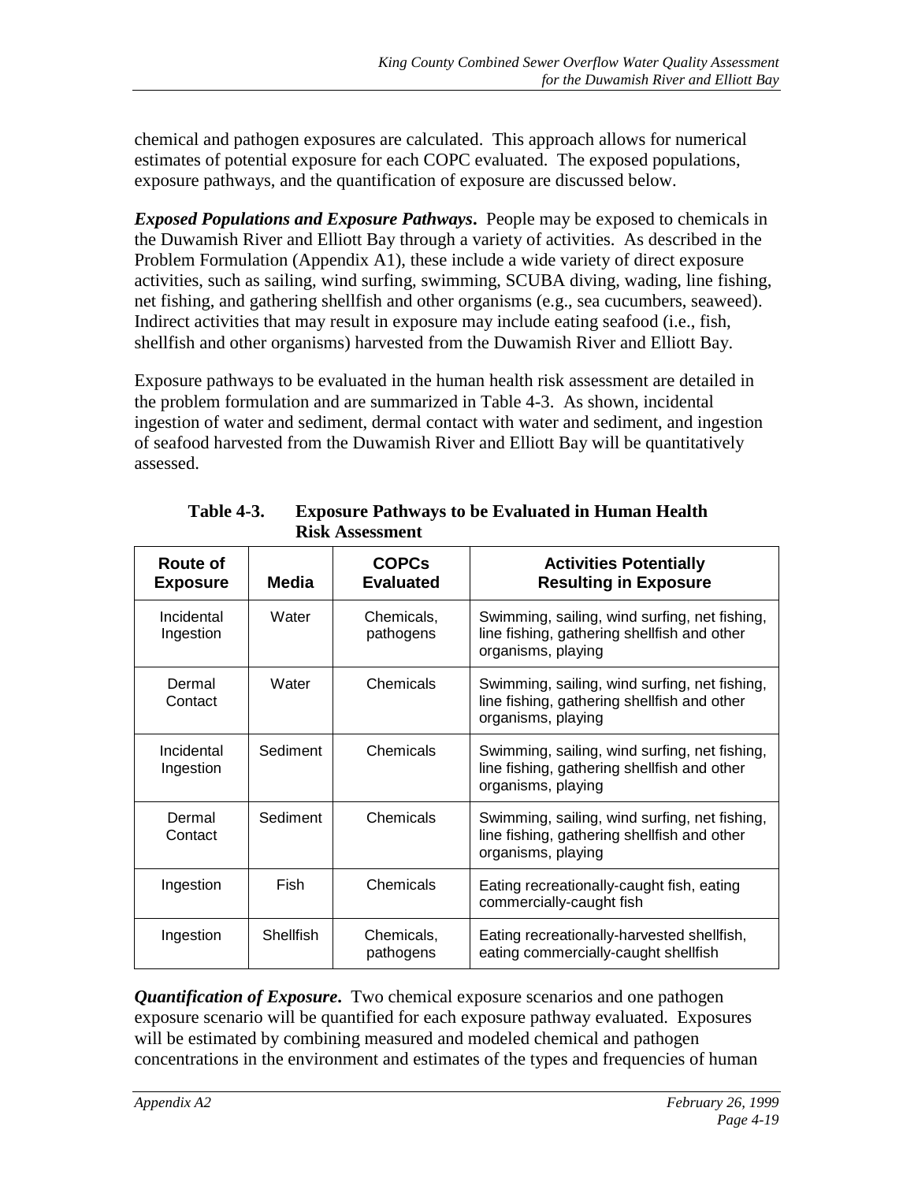chemical and pathogen exposures are calculated. This approach allows for numerical estimates of potential exposure for each COPC evaluated. The exposed populations, exposure pathways, and the quantification of exposure are discussed below.

***Exposed Populations and Exposure Pathways*.** People may be exposed to chemicals in the Duwamish River and Elliott Bay through a variety of activities. As described in the Problem Formulation (Appendix A1), these include a wide variety of direct exposure activities, such as sailing, wind surfing, swimming, SCUBA diving, wading, line fishing, net fishing, and gathering shellfish and other organisms (e.g., sea cucumbers, seaweed). Indirect activities that may result in exposure may include eating seafood (i.e., fish, shellfish and other organisms) harvested from the Duwamish River and Elliott Bay.

Exposure pathways to be evaluated in the human health risk assessment are detailed in the problem formulation and are summarized in Table 4-3. As shown, incidental ingestion of water and sediment, dermal contact with water and sediment, and ingestion of seafood harvested from the Duwamish River and Elliott Bay will be quantitatively assessed.

**Table 4-3. Exposure Pathways to be Evaluated in Human Health Risk Assessment**

| Route of Exposure | Media | COPCs Evaluated | Activities Potentially Resulting in Exposure |
|---|---|---|---|
| Incidental Ingestion | Water | Chemicals, pathogens | Swimming, sailing, wind surfing, net fishing, line fishing, gathering shellfish and other organisms, playing |
| Dermal Contact | Water | Chemicals | Swimming, sailing, wind surfing, net fishing, line fishing, gathering shellfish and other organisms, playing |
| Incidental Ingestion | Sediment | Chemicals | Swimming, sailing, wind surfing, net fishing, line fishing, gathering shellfish and other organisms, playing |
| Dermal Contact | Sediment | Chemicals | Swimming, sailing, wind surfing, net fishing, line fishing, gathering shellfish and other organisms, playing |
| Ingestion | Fish | Chemicals | Eating recreationally-caught fish, eating commercially-caught fish |
| Ingestion | Shellfish | Chemicals, pathogens | Eating recreationally-harvested shellfish, eating commercially-caught shellfish |

***Quantification of Exposure*.** Two chemical exposure scenarios and one pathogen exposure scenario will be quantified for each exposure pathway evaluated. Exposures will be estimated by combining measured and modeled chemical and pathogen concentrations in the environment and estimates of the types and frequencies of human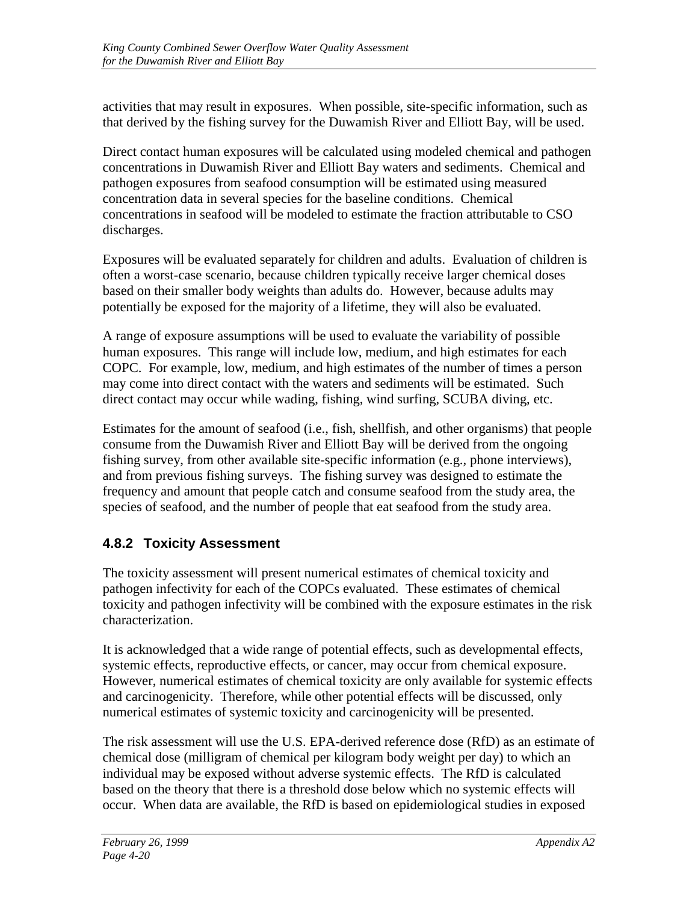activities that may result in exposures. When possible, site-specific information, such as that derived by the fishing survey for the Duwamish River and Elliott Bay, will be used.

Direct contact human exposures will be calculated using modeled chemical and pathogen concentrations in Duwamish River and Elliott Bay waters and sediments. Chemical and pathogen exposures from seafood consumption will be estimated using measured concentration data in several species for the baseline conditions. Chemical concentrations in seafood will be modeled to estimate the fraction attributable to CSO discharges.

Exposures will be evaluated separately for children and adults. Evaluation of children is often a worst-case scenario, because children typically receive larger chemical doses based on their smaller body weights than adults do. However, because adults may potentially be exposed for the majority of a lifetime, they will also be evaluated.

A range of exposure assumptions will be used to evaluate the variability of possible human exposures. This range will include low, medium, and high estimates for each COPC. For example, low, medium, and high estimates of the number of times a person may come into direct contact with the waters and sediments will be estimated. Such direct contact may occur while wading, fishing, wind surfing, SCUBA diving, etc.

Estimates for the amount of seafood (i.e., fish, shellfish, and other organisms) that people consume from the Duwamish River and Elliott Bay will be derived from the ongoing fishing survey, from other available site-specific information (e.g., phone interviews), and from previous fishing surveys. The fishing survey was designed to estimate the frequency and amount that people catch and consume seafood from the study area, the species of seafood, and the number of people that eat seafood from the study area.

### 4.8.2 Toxicity Assessment

The toxicity assessment will present numerical estimates of chemical toxicity and pathogen infectivity for each of the COPCs evaluated. These estimates of chemical toxicity and pathogen infectivity will be combined with the exposure estimates in the risk characterization.

It is acknowledged that a wide range of potential effects, such as developmental effects, systemic effects, reproductive effects, or cancer, may occur from chemical exposure. However, numerical estimates of chemical toxicity are only available for systemic effects and carcinogenicity. Therefore, while other potential effects will be discussed, only numerical estimates of systemic toxicity and carcinogenicity will be presented.

The risk assessment will use the U.S. EPA-derived reference dose (RfD) as an estimate of chemical dose (milligram of chemical per kilogram body weight per day) to which an individual may be exposed without adverse systemic effects. The RfD is calculated based on the theory that there is a threshold dose below which no systemic effects will occur. When data are available, the RfD is based on epidemiological studies in exposed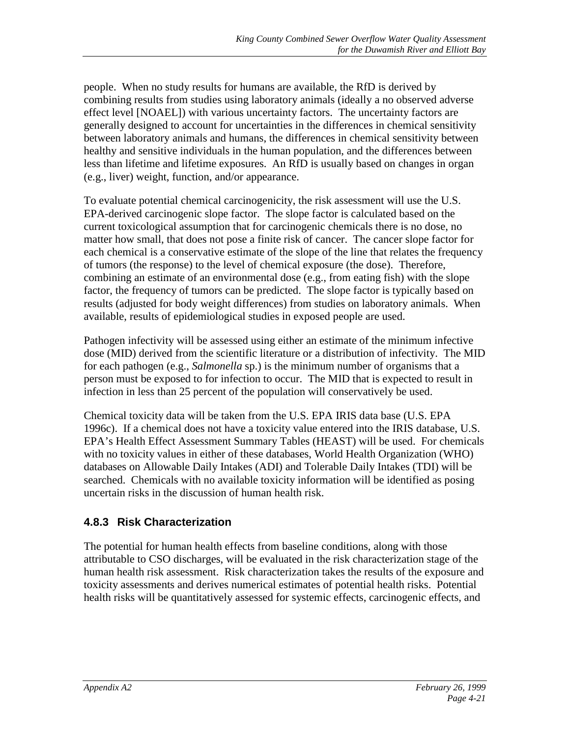people. When no study results for humans are available, the RfD is derived by combining results from studies using laboratory animals (ideally a no observed adverse effect level [NOAEL]) with various uncertainty factors. The uncertainty factors are generally designed to account for uncertainties in the differences in chemical sensitivity between laboratory animals and humans, the differences in chemical sensitivity between healthy and sensitive individuals in the human population, and the differences between less than lifetime and lifetime exposures. An RfD is usually based on changes in organ (e.g., liver) weight, function, and/or appearance.

To evaluate potential chemical carcinogenicity, the risk assessment will use the U.S. EPA-derived carcinogenic slope factor. The slope factor is calculated based on the current toxicological assumption that for carcinogenic chemicals there is no dose, no matter how small, that does not pose a finite risk of cancer. The cancer slope factor for each chemical is a conservative estimate of the slope of the line that relates the frequency of tumors (the response) to the level of chemical exposure (the dose). Therefore, combining an estimate of an environmental dose (e.g., from eating fish) with the slope factor, the frequency of tumors can be predicted. The slope factor is typically based on results (adjusted for body weight differences) from studies on laboratory animals. When available, results of epidemiological studies in exposed people are used.

Pathogen infectivity will be assessed using either an estimate of the minimum infective dose (MID) derived from the scientific literature or a distribution of infectivity. The MID for each pathogen (e.g., *Salmonella* sp.) is the minimum number of organisms that a person must be exposed to for infection to occur. The MID that is expected to result in infection in less than 25 percent of the population will conservatively be used.

Chemical toxicity data will be taken from the U.S. EPA IRIS data base (U.S. EPA 1996c). If a chemical does not have a toxicity value entered into the IRIS database, U.S. EPA's Health Effect Assessment Summary Tables (HEAST) will be used. For chemicals with no toxicity values in either of these databases, World Health Organization (WHO) databases on Allowable Daily Intakes (ADI) and Tolerable Daily Intakes (TDI) will be searched. Chemicals with no available toxicity information will be identified as posing uncertain risks in the discussion of human health risk.

### 4.8.3 Risk Characterization

The potential for human health effects from baseline conditions, along with those attributable to CSO discharges, will be evaluated in the risk characterization stage of the human health risk assessment. Risk characterization takes the results of the exposure and toxicity assessments and derives numerical estimates of potential health risks. Potential health risks will be quantitatively assessed for systemic effects, carcinogenic effects, and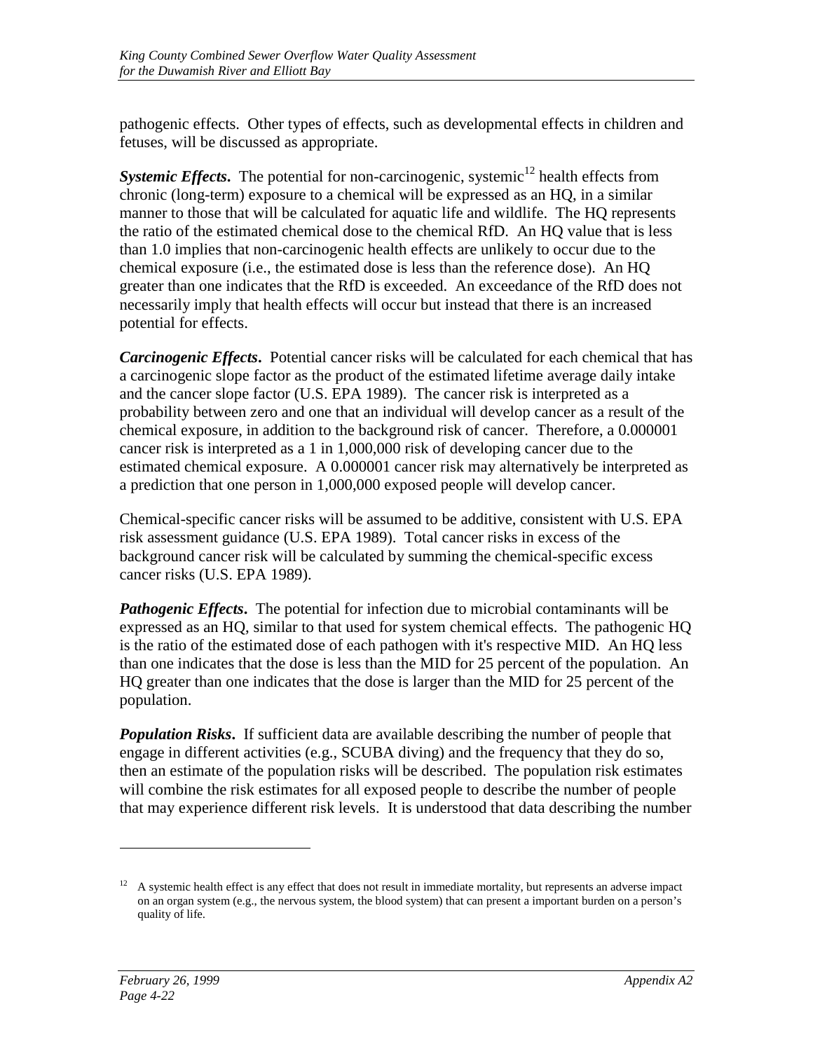pathogenic effects. Other types of effects, such as developmental effects in children and fetuses, will be discussed as appropriate.

***Systemic Effects*.** The potential for non-carcinogenic, systemic[12] health effects from chronic (long-term) exposure to a chemical will be expressed as an HQ, in a similar manner to those that will be calculated for aquatic life and wildlife. The HQ represents the ratio of the estimated chemical dose to the chemical RfD. An HQ value that is less than 1.0 implies that non-carcinogenic health effects are unlikely to occur due to the chemical exposure (i.e., the estimated dose is less than the reference dose). An HQ greater than one indicates that the RfD is exceeded. An exceedance of the RfD does not necessarily imply that health effects will occur but instead that there is an increased potential for effects.

***Carcinogenic Effects*.** Potential cancer risks will be calculated for each chemical that has a carcinogenic slope factor as the product of the estimated lifetime average daily intake and the cancer slope factor (U.S. EPA 1989). The cancer risk is interpreted as a probability between zero and one that an individual will develop cancer as a result of the chemical exposure, in addition to the background risk of cancer. Therefore, a 0.000001 cancer risk is interpreted as a 1 in 1,000,000 risk of developing cancer due to the estimated chemical exposure. A 0.000001 cancer risk may alternatively be interpreted as a prediction that one person in 1,000,000 exposed people will develop cancer.

Chemical-specific cancer risks will be assumed to be additive, consistent with U.S. EPA risk assessment guidance (U.S. EPA 1989). Total cancer risks in excess of the background cancer risk will be calculated by summing the chemical-specific excess cancer risks (U.S. EPA 1989).

***Pathogenic Effects*.** The potential for infection due to microbial contaminants will be expressed as an HQ, similar to that used for system chemical effects. The pathogenic HQ is the ratio of the estimated dose of each pathogen with it's respective MID. An HQ less than one indicates that the dose is less than the MID for 25 percent of the population. An HQ greater than one indicates that the dose is larger than the MID for 25 percent of the population.

***Population Risks*.** If sufficient data are available describing the number of people that engage in different activities (e.g., SCUBA diving) and the frequency that they do so, then an estimate of the population risks will be described. The population risk estimates will combine the risk estimates for all exposed people to describe the number of people that may experience different risk levels. It is understood that data describing the number

---

[12] A systemic health effect is any effect that does not result in immediate mortality, but represents an adverse impact on an organ system (e.g., the nervous system, the blood system) that can present a important burden on a person's quality of life.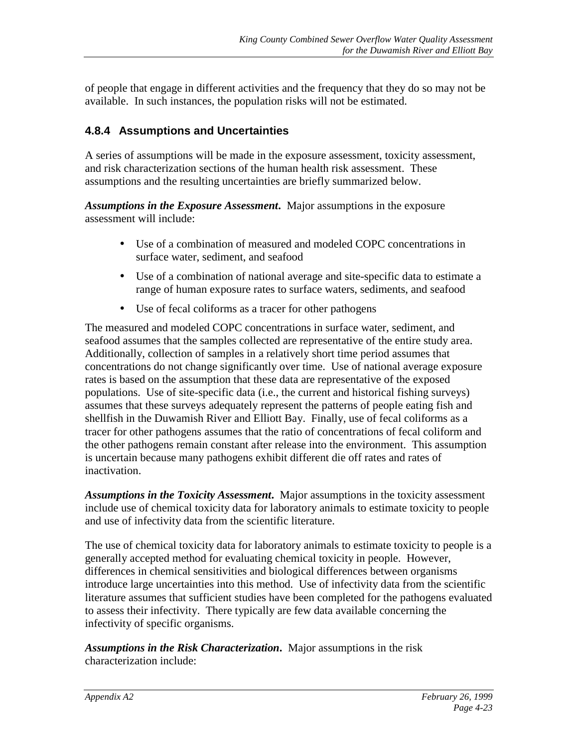of people that engage in different activities and the frequency that they do so may not be available. In such instances, the population risks will not be estimated.

### 4.8.4 Assumptions and Uncertainties

A series of assumptions will be made in the exposure assessment, toxicity assessment, and risk characterization sections of the human health risk assessment. These assumptions and the resulting uncertainties are briefly summarized below.

***Assumptions in the Exposure Assessment***. Major assumptions in the exposure assessment will include:

- Use of a combination of measured and modeled COPC concentrations in surface water, sediment, and seafood
- Use of a combination of national average and site-specific data to estimate a range of human exposure rates to surface waters, sediments, and seafood
- Use of fecal coliforms as a tracer for other pathogens

The measured and modeled COPC concentrations in surface water, sediment, and seafood assumes that the samples collected are representative of the entire study area. Additionally, collection of samples in a relatively short time period assumes that concentrations do not change significantly over time. Use of national average exposure rates is based on the assumption that these data are representative of the exposed populations. Use of site-specific data (i.e., the current and historical fishing surveys) assumes that these surveys adequately represent the patterns of people eating fish and shellfish in the Duwamish River and Elliott Bay. Finally, use of fecal coliforms as a tracer for other pathogens assumes that the ratio of concentrations of fecal coliform and the other pathogens remain constant after release into the environment. This assumption is uncertain because many pathogens exhibit different die off rates and rates of inactivation.

***Assumptions in the Toxicity Assessment***. Major assumptions in the toxicity assessment include use of chemical toxicity data for laboratory animals to estimate toxicity to people and use of infectivity data from the scientific literature.

The use of chemical toxicity data for laboratory animals to estimate toxicity to people is a generally accepted method for evaluating chemical toxicity in people. However, differences in chemical sensitivities and biological differences between organisms introduce large uncertainties into this method. Use of infectivity data from the scientific literature assumes that sufficient studies have been completed for the pathogens evaluated to assess their infectivity. There typically are few data available concerning the infectivity of specific organisms.

***Assumptions in the Risk Characterization***. Major assumptions in the risk characterization include: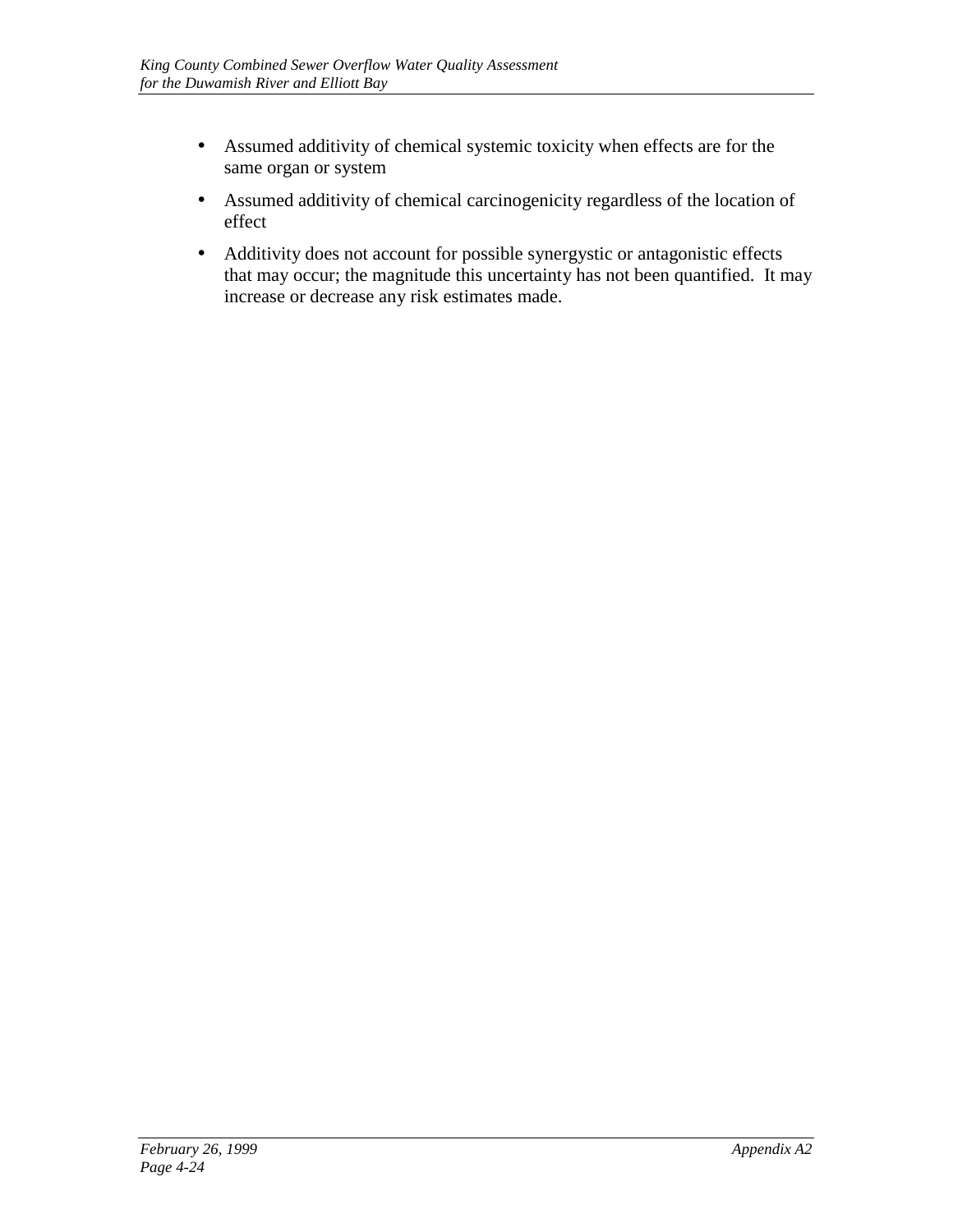- Assumed additivity of chemical systemic toxicity when effects are for the same organ or system
- Assumed additivity of chemical carcinogenicity regardless of the location of effect
- Additivity does not account for possible synergystic or antagonistic effects that may occur; the magnitude this uncertainty has not been quantified. It may increase or decrease any risk estimates made.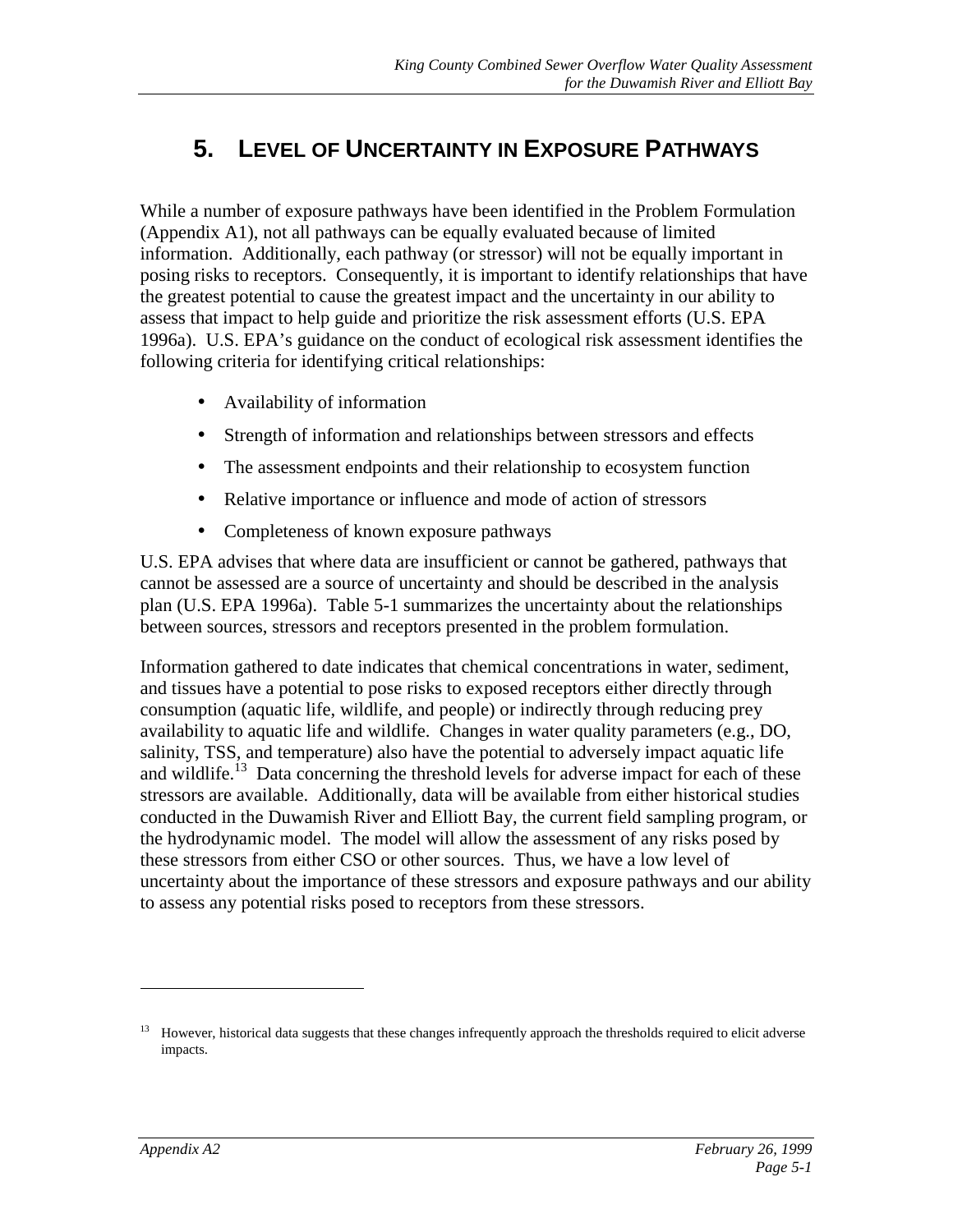# 5. Level of Uncertainty in Exposure Pathways

While a number of exposure pathways have been identified in the Problem Formulation (Appendix A1), not all pathways can be equally evaluated because of limited information. Additionally, each pathway (or stressor) will not be equally important in posing risks to receptors. Consequently, it is important to identify relationships that have the greatest potential to cause the greatest impact and the uncertainty in our ability to assess that impact to help guide and prioritize the risk assessment efforts (U.S. EPA 1996a). U.S. EPA's guidance on the conduct of ecological risk assessment identifies the following criteria for identifying critical relationships:

- Availability of information
- Strength of information and relationships between stressors and effects
- The assessment endpoints and their relationship to ecosystem function
- Relative importance or influence and mode of action of stressors
- Completeness of known exposure pathways

U.S. EPA advises that where data are insufficient or cannot be gathered, pathways that cannot be assessed are a source of uncertainty and should be described in the analysis plan (U.S. EPA 1996a). Table 5-1 summarizes the uncertainty about the relationships between sources, stressors and receptors presented in the problem formulation.

Information gathered to date indicates that chemical concentrations in water, sediment, and tissues have a potential to pose risks to exposed receptors either directly through consumption (aquatic life, wildlife, and people) or indirectly through reducing prey availability to aquatic life and wildlife. Changes in water quality parameters (e.g., DO, salinity, TSS, and temperature) also have the potential to adversely impact aquatic life and wildlife.[13] Data concerning the threshold levels for adverse impact for each of these stressors are available. Additionally, data will be available from either historical studies conducted in the Duwamish River and Elliott Bay, the current field sampling program, or the hydrodynamic model. The model will allow the assessment of any risks posed by these stressors from either CSO or other sources. Thus, we have a low level of uncertainty about the importance of these stressors and exposure pathways and our ability to assess any potential risks posed to receptors from these stressors.

---

[13] However, historical data suggests that these changes infrequently approach the thresholds required to elicit adverse impacts.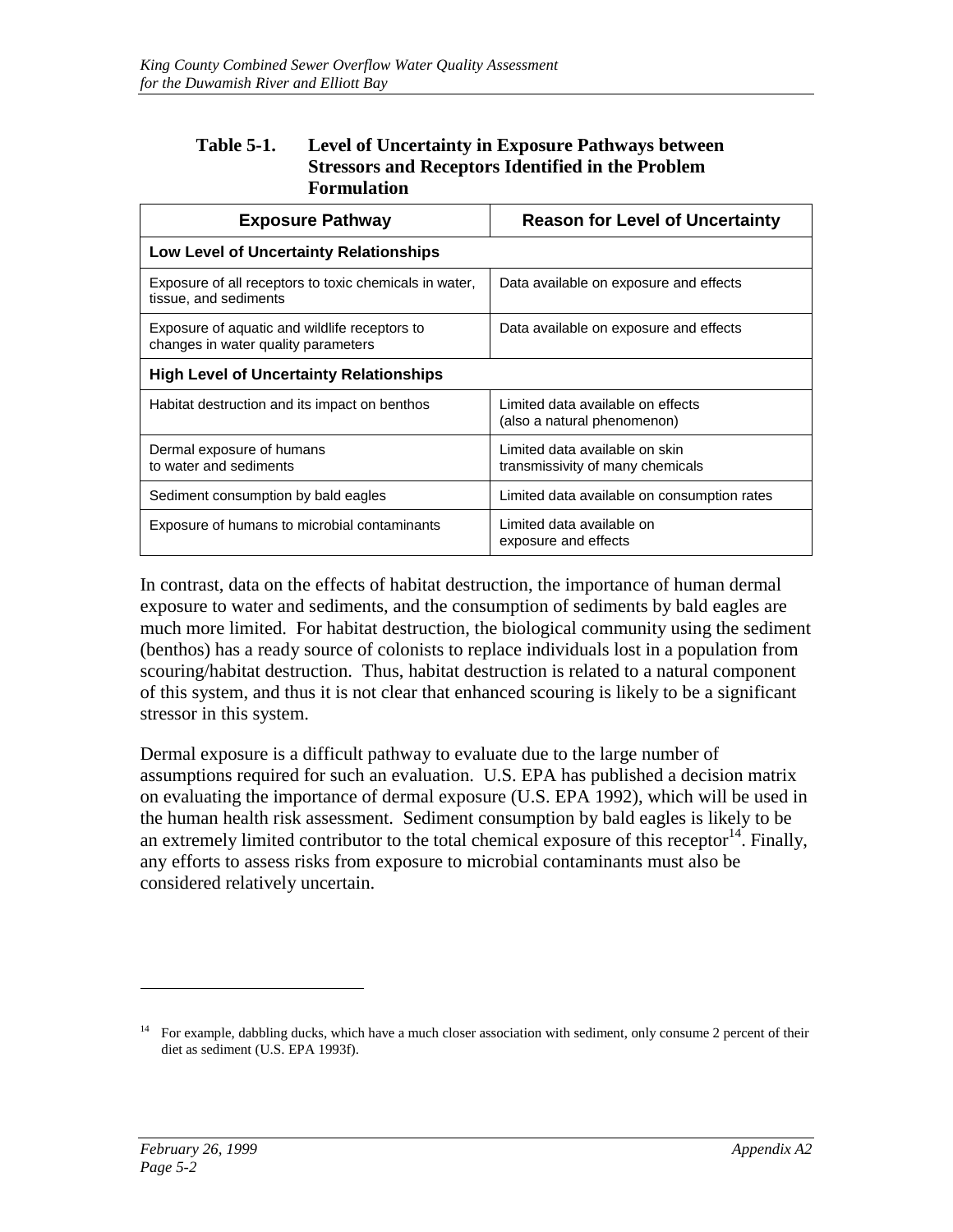**Table 5-1. Level of Uncertainty in Exposure Pathways between Stressors and Receptors Identified in the Problem Formulation**

| Exposure Pathway | Reason for Level of Uncertainty |
|---|---|
| **Low Level of Uncertainty Relationships** | |
| Exposure of all receptors to toxic chemicals in water, tissue, and sediments | Data available on exposure and effects |
| Exposure of aquatic and wildlife receptors to changes in water quality parameters | Data available on exposure and effects |
| **High Level of Uncertainty Relationships** | |
| Habitat destruction and its impact on benthos | Limited data available on effects (also a natural phenomenon) |
| Dermal exposure of humans to water and sediments | Limited data available on skin transmissivity of many chemicals |
| Sediment consumption by bald eagles | Limited data available on consumption rates |
| Exposure of humans to microbial contaminants | Limited data available on exposure and effects |

In contrast, data on the effects of habitat destruction, the importance of human dermal exposure to water and sediments, and the consumption of sediments by bald eagles are much more limited. For habitat destruction, the biological community using the sediment (benthos) has a ready source of colonists to replace individuals lost in a population from scouring/habitat destruction. Thus, habitat destruction is related to a natural component of this system, and thus it is not clear that enhanced scouring is likely to be a significant stressor in this system.

Dermal exposure is a difficult pathway to evaluate due to the large number of assumptions required for such an evaluation. U.S. EPA has published a decision matrix on evaluating the importance of dermal exposure (U.S. EPA 1992), which will be used in the human health risk assessment. Sediment consumption by bald eagles is likely to be an extremely limited contributor to the total chemical exposure of this receptor[14]. Finally, any efforts to assess risks from exposure to microbial contaminants must also be considered relatively uncertain.

---

[14] For example, dabbling ducks, which have a much closer association with sediment, only consume 2 percent of their diet as sediment (U.S. EPA 1993f).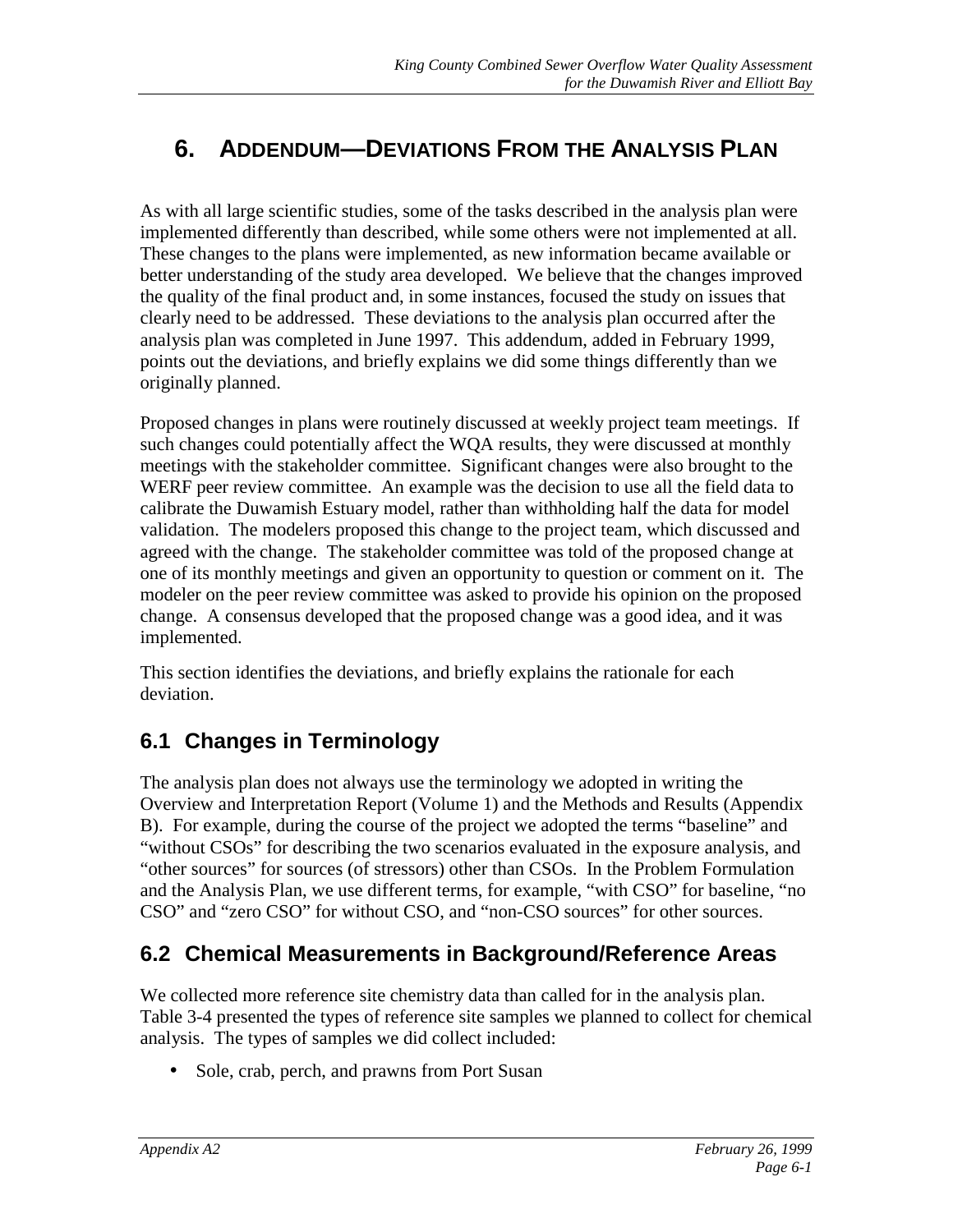# 6. ADDENDUM—DEVIATIONS FROM THE ANALYSIS PLAN

As with all large scientific studies, some of the tasks described in the analysis plan were implemented differently than described, while some others were not implemented at all. These changes to the plans were implemented, as new information became available or better understanding of the study area developed. We believe that the changes improved the quality of the final product and, in some instances, focused the study on issues that clearly need to be addressed. These deviations to the analysis plan occurred after the analysis plan was completed in June 1997. This addendum, added in February 1999, points out the deviations, and briefly explains we did some things differently than we originally planned.

Proposed changes in plans were routinely discussed at weekly project team meetings. If such changes could potentially affect the WQA results, they were discussed at monthly meetings with the stakeholder committee. Significant changes were also brought to the WERF peer review committee. An example was the decision to use all the field data to calibrate the Duwamish Estuary model, rather than withholding half the data for model validation. The modelers proposed this change to the project team, which discussed and agreed with the change. The stakeholder committee was told of the proposed change at one of its monthly meetings and given an opportunity to question or comment on it. The modeler on the peer review committee was asked to provide his opinion on the proposed change. A consensus developed that the proposed change was a good idea, and it was implemented.

This section identifies the deviations, and briefly explains the rationale for each deviation.

## 6.1 Changes in Terminology

The analysis plan does not always use the terminology we adopted in writing the Overview and Interpretation Report (Volume 1) and the Methods and Results (Appendix B). For example, during the course of the project we adopted the terms "baseline" and "without CSOs" for describing the two scenarios evaluated in the exposure analysis, and "other sources" for sources (of stressors) other than CSOs. In the Problem Formulation and the Analysis Plan, we use different terms, for example, "with CSO" for baseline, "no CSO" and "zero CSO" for without CSO, and "non-CSO sources" for other sources.

## 6.2 Chemical Measurements in Background/Reference Areas

We collected more reference site chemistry data than called for in the analysis plan. Table 3-4 presented the types of reference site samples we planned to collect for chemical analysis. The types of samples we did collect included:

- Sole, crab, perch, and prawns from Port Susan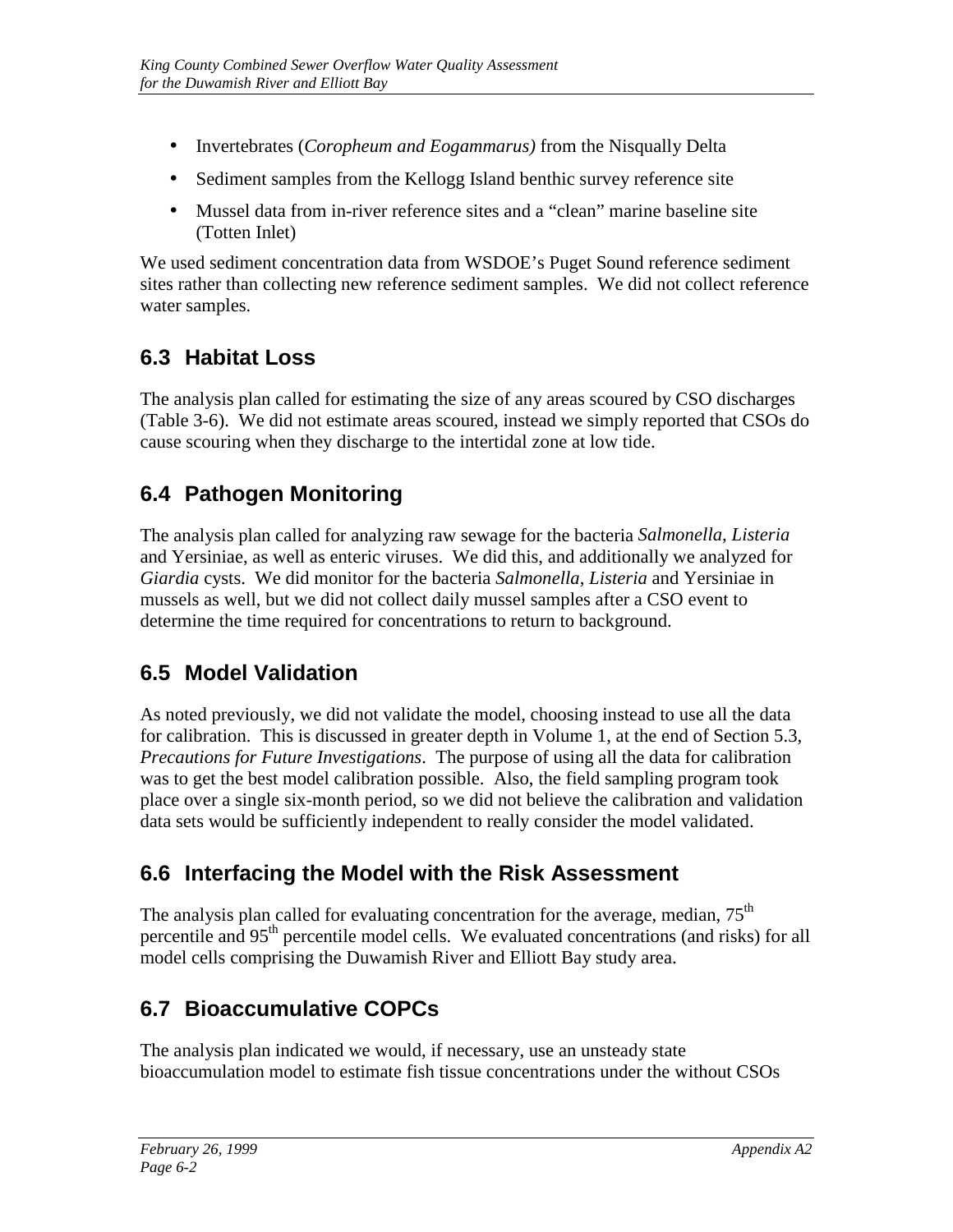- Invertebrates (*Coropheum and Eogammarus)* from the Nisqually Delta
- Sediment samples from the Kellogg Island benthic survey reference site
- Mussel data from in-river reference sites and a "clean" marine baseline site (Totten Inlet)

We used sediment concentration data from WSDOE's Puget Sound reference sediment sites rather than collecting new reference sediment samples. We did not collect reference water samples.

## 6.3 Habitat Loss

The analysis plan called for estimating the size of any areas scoured by CSO discharges (Table 3-6). We did not estimate areas scoured, instead we simply reported that CSOs do cause scouring when they discharge to the intertidal zone at low tide.

## 6.4 Pathogen Monitoring

The analysis plan called for analyzing raw sewage for the bacteria *Salmonella, Listeria* and Yersiniae, as well as enteric viruses. We did this, and additionally we analyzed for *Giardia* cysts. We did monitor for the bacteria *Salmonella, Listeria* and Yersiniae in mussels as well, but we did not collect daily mussel samples after a CSO event to determine the time required for concentrations to return to background.

## 6.5 Model Validation

As noted previously, we did not validate the model, choosing instead to use all the data for calibration. This is discussed in greater depth in Volume 1, at the end of Section 5.3, *Precautions for Future Investigations*. The purpose of using all the data for calibration was to get the best model calibration possible. Also, the field sampling program took place over a single six-month period, so we did not believe the calibration and validation data sets would be sufficiently independent to really consider the model validated.

## 6.6 Interfacing the Model with the Risk Assessment

The analysis plan called for evaluating concentration for the average, median, 75$^{th}$ percentile and 95$^{th}$ percentile model cells. We evaluated concentrations (and risks) for all model cells comprising the Duwamish River and Elliott Bay study area.

## 6.7 Bioaccumulative COPCs

The analysis plan indicated we would, if necessary, use an unsteady state bioaccumulation model to estimate fish tissue concentrations under the without CSOs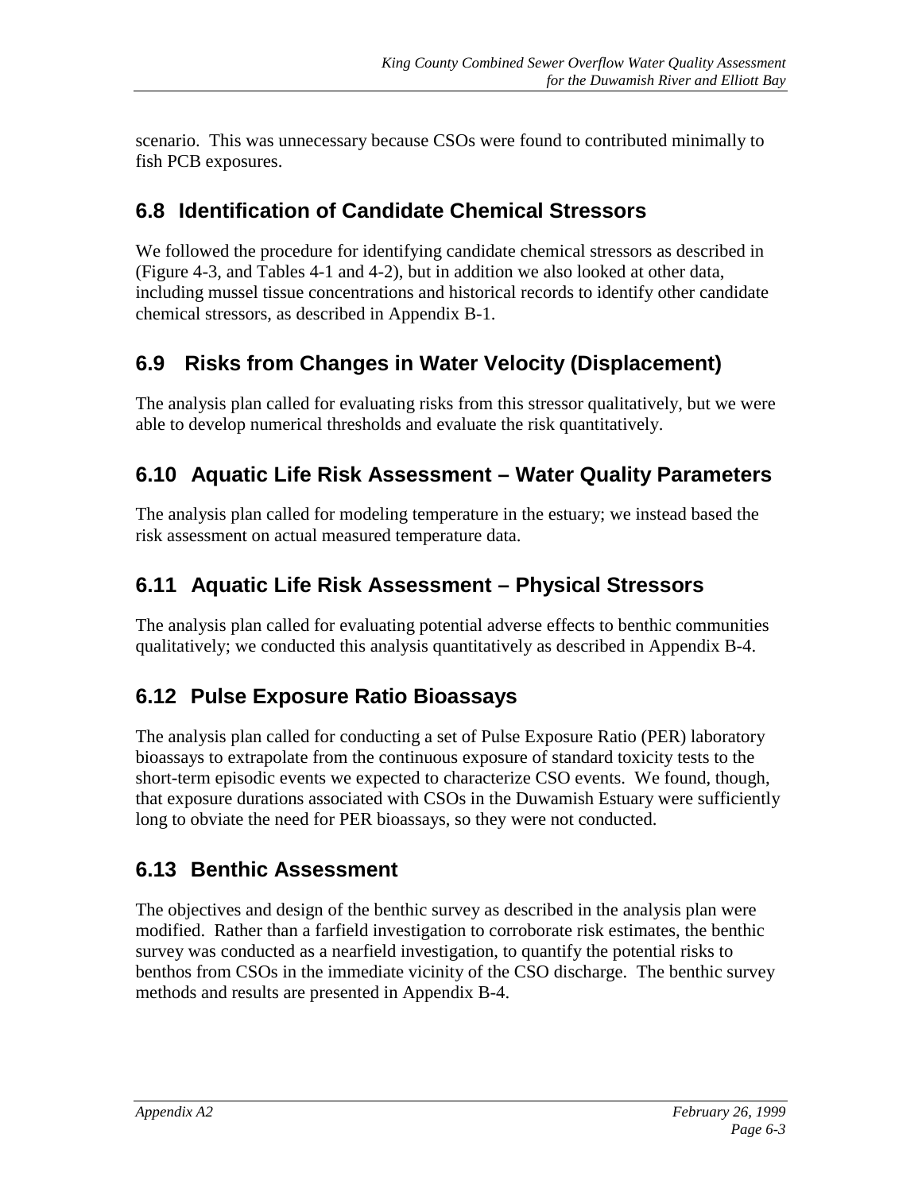scenario. This was unnecessary because CSOs were found to contributed minimally to fish PCB exposures.

## 6.8 Identification of Candidate Chemical Stressors

We followed the procedure for identifying candidate chemical stressors as described in (Figure 4-3, and Tables 4-1 and 4-2), but in addition we also looked at other data, including mussel tissue concentrations and historical records to identify other candidate chemical stressors, as described in Appendix B-1.

## 6.9 Risks from Changes in Water Velocity (Displacement)

The analysis plan called for evaluating risks from this stressor qualitatively, but we were able to develop numerical thresholds and evaluate the risk quantitatively.

## 6.10 Aquatic Life Risk Assessment – Water Quality Parameters

The analysis plan called for modeling temperature in the estuary; we instead based the risk assessment on actual measured temperature data.

## 6.11 Aquatic Life Risk Assessment – Physical Stressors

The analysis plan called for evaluating potential adverse effects to benthic communities qualitatively; we conducted this analysis quantitatively as described in Appendix B-4.

## 6.12 Pulse Exposure Ratio Bioassays

The analysis plan called for conducting a set of Pulse Exposure Ratio (PER) laboratory bioassays to extrapolate from the continuous exposure of standard toxicity tests to the short-term episodic events we expected to characterize CSO events. We found, though, that exposure durations associated with CSOs in the Duwamish Estuary were sufficiently long to obviate the need for PER bioassays, so they were not conducted.

## 6.13 Benthic Assessment

The objectives and design of the benthic survey as described in the analysis plan were modified. Rather than a farfield investigation to corroborate risk estimates, the benthic survey was conducted as a nearfield investigation, to quantify the potential risks to benthos from CSOs in the immediate vicinity of the CSO discharge. The benthic survey methods and results are presented in Appendix B-4.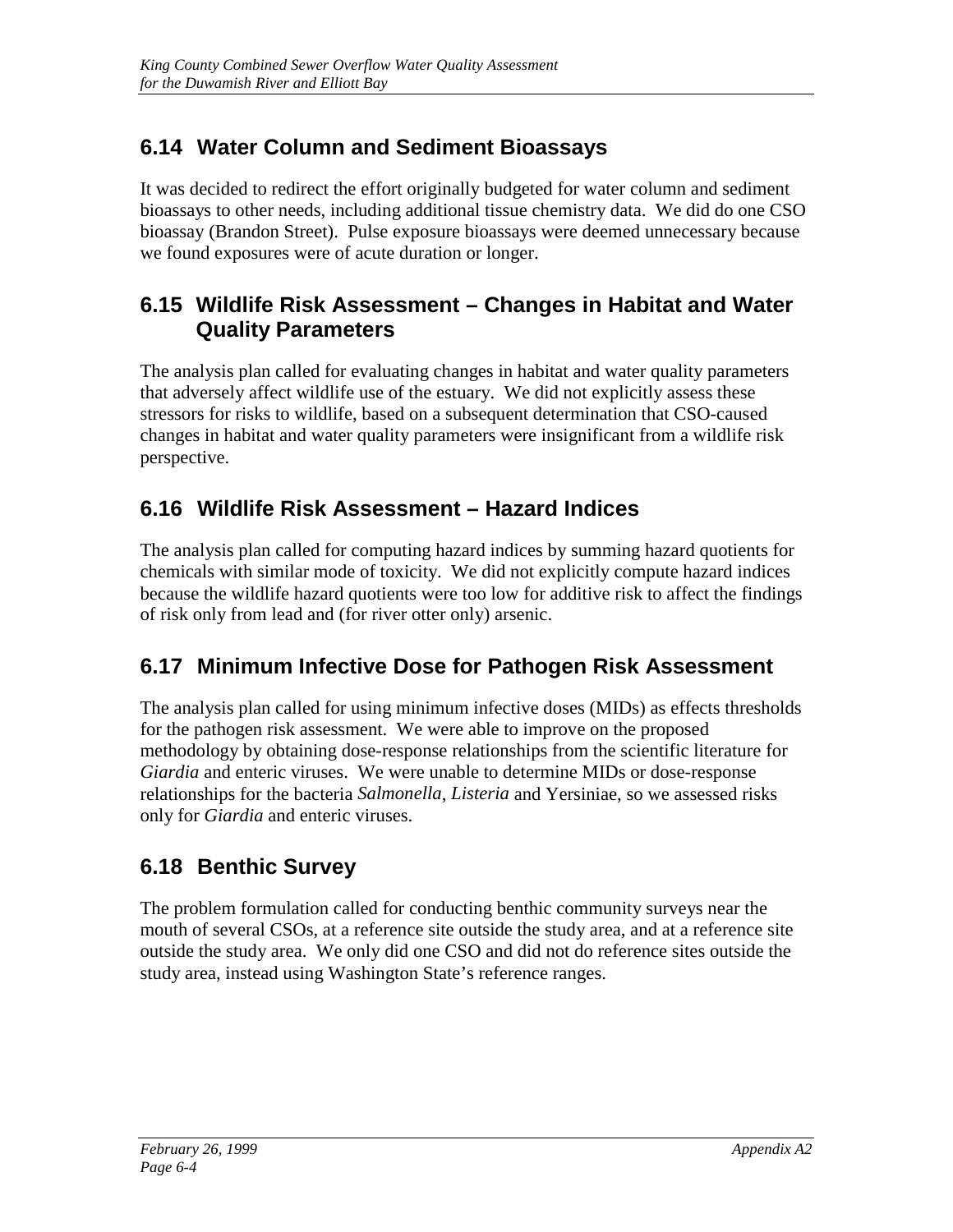## 6.14 Water Column and Sediment Bioassays

It was decided to redirect the effort originally budgeted for water column and sediment bioassays to other needs, including additional tissue chemistry data. We did do one CSO bioassay (Brandon Street). Pulse exposure bioassays were deemed unnecessary because we found exposures were of acute duration or longer.

## 6.15 Wildlife Risk Assessment – Changes in Habitat and Water Quality Parameters

The analysis plan called for evaluating changes in habitat and water quality parameters that adversely affect wildlife use of the estuary. We did not explicitly assess these stressors for risks to wildlife, based on a subsequent determination that CSO-caused changes in habitat and water quality parameters were insignificant from a wildlife risk perspective.

## 6.16 Wildlife Risk Assessment – Hazard Indices

The analysis plan called for computing hazard indices by summing hazard quotients for chemicals with similar mode of toxicity. We did not explicitly compute hazard indices because the wildlife hazard quotients were too low for additive risk to affect the findings of risk only from lead and (for river otter only) arsenic.

## 6.17 Minimum Infective Dose for Pathogen Risk Assessment

The analysis plan called for using minimum infective doses (MIDs) as effects thresholds for the pathogen risk assessment. We were able to improve on the proposed methodology by obtaining dose-response relationships from the scientific literature for *Giardia* and enteric viruses. We were unable to determine MIDs or dose-response relationships for the bacteria *Salmonella*, *Listeria* and Yersiniae, so we assessed risks only for *Giardia* and enteric viruses.

## 6.18 Benthic Survey

The problem formulation called for conducting benthic community surveys near the mouth of several CSOs, at a reference site outside the study area, and at a reference site outside the study area. We only did one CSO and did not do reference sites outside the study area, instead using Washington State's reference ranges.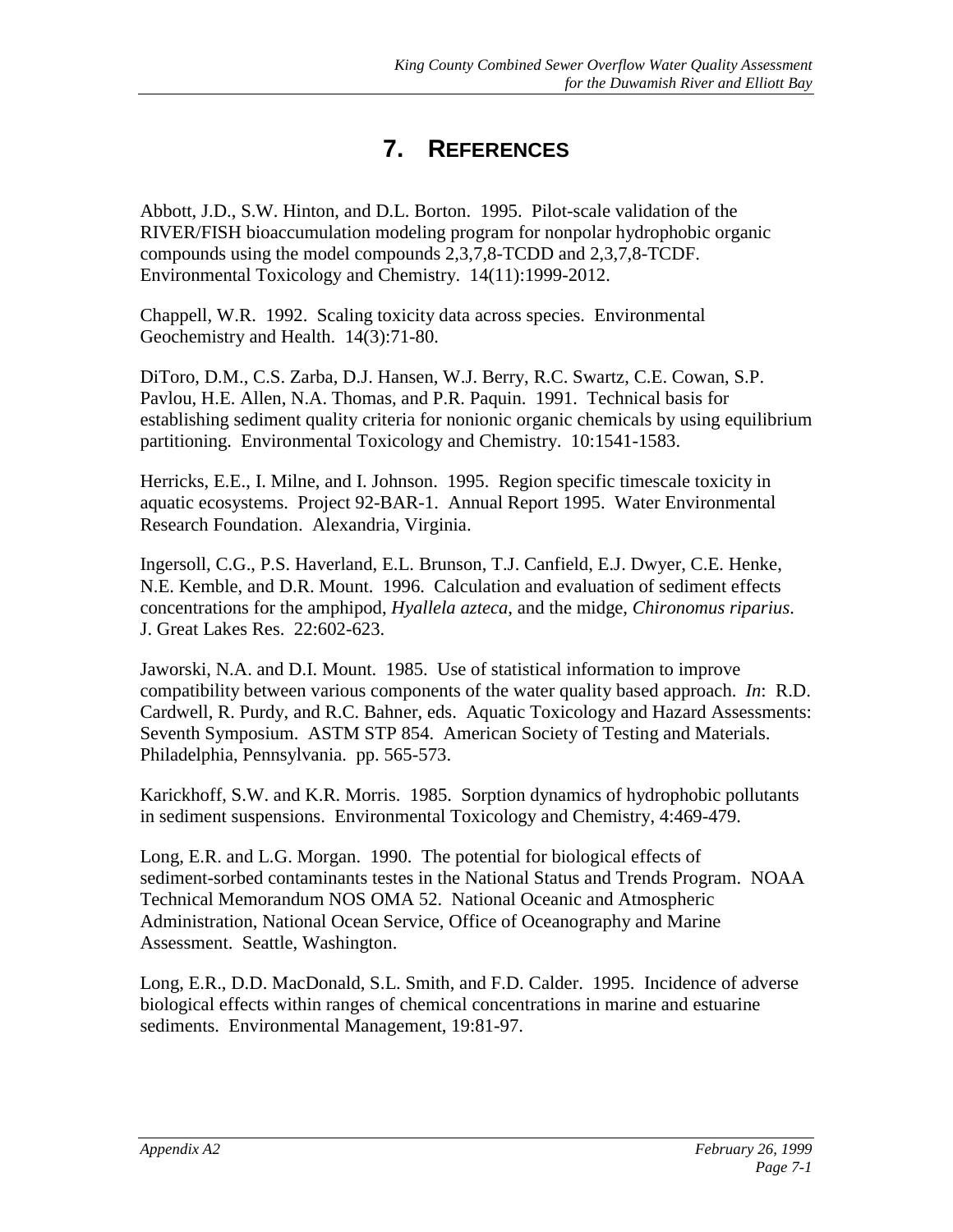# 7. References

Abbott, J.D., S.W. Hinton, and D.L. Borton. 1995. Pilot-scale validation of the RIVER/FISH bioaccumulation modeling program for nonpolar hydrophobic organic compounds using the model compounds 2,3,7,8-TCDD and 2,3,7,8-TCDF. Environmental Toxicology and Chemistry. 14(11):1999-2012.

Chappell, W.R. 1992. Scaling toxicity data across species. Environmental Geochemistry and Health. 14(3):71-80.

DiToro, D.M., C.S. Zarba, D.J. Hansen, W.J. Berry, R.C. Swartz, C.E. Cowan, S.P. Pavlou, H.E. Allen, N.A. Thomas, and P.R. Paquin. 1991. Technical basis for establishing sediment quality criteria for nonionic organic chemicals by using equilibrium partitioning. Environmental Toxicology and Chemistry. 10:1541-1583.

Herricks, E.E., I. Milne, and I. Johnson. 1995. Region specific timescale toxicity in aquatic ecosystems. Project 92-BAR-1. Annual Report 1995. Water Environmental Research Foundation. Alexandria, Virginia.

Ingersoll, C.G., P.S. Haverland, E.L. Brunson, T.J. Canfield, E.J. Dwyer, C.E. Henke, N.E. Kemble, and D.R. Mount. 1996. Calculation and evaluation of sediment effects concentrations for the amphipod, *Hyallela azteca*, and the midge, *Chironomus riparius*. J. Great Lakes Res. 22:602-623.

Jaworski, N.A. and D.I. Mount. 1985. Use of statistical information to improve compatibility between various components of the water quality based approach. *In*: R.D. Cardwell, R. Purdy, and R.C. Bahner, eds. Aquatic Toxicology and Hazard Assessments: Seventh Symposium. ASTM STP 854. American Society of Testing and Materials. Philadelphia, Pennsylvania. pp. 565-573.

Karickhoff, S.W. and K.R. Morris. 1985. Sorption dynamics of hydrophobic pollutants in sediment suspensions. Environmental Toxicology and Chemistry, 4:469-479.

Long, E.R. and L.G. Morgan. 1990. The potential for biological effects of sediment-sorbed contaminants testes in the National Status and Trends Program. NOAA Technical Memorandum NOS OMA 52. National Oceanic and Atmospheric Administration, National Ocean Service, Office of Oceanography and Marine Assessment. Seattle, Washington.

Long, E.R., D.D. MacDonald, S.L. Smith, and F.D. Calder. 1995. Incidence of adverse biological effects within ranges of chemical concentrations in marine and estuarine sediments. Environmental Management, 19:81-97.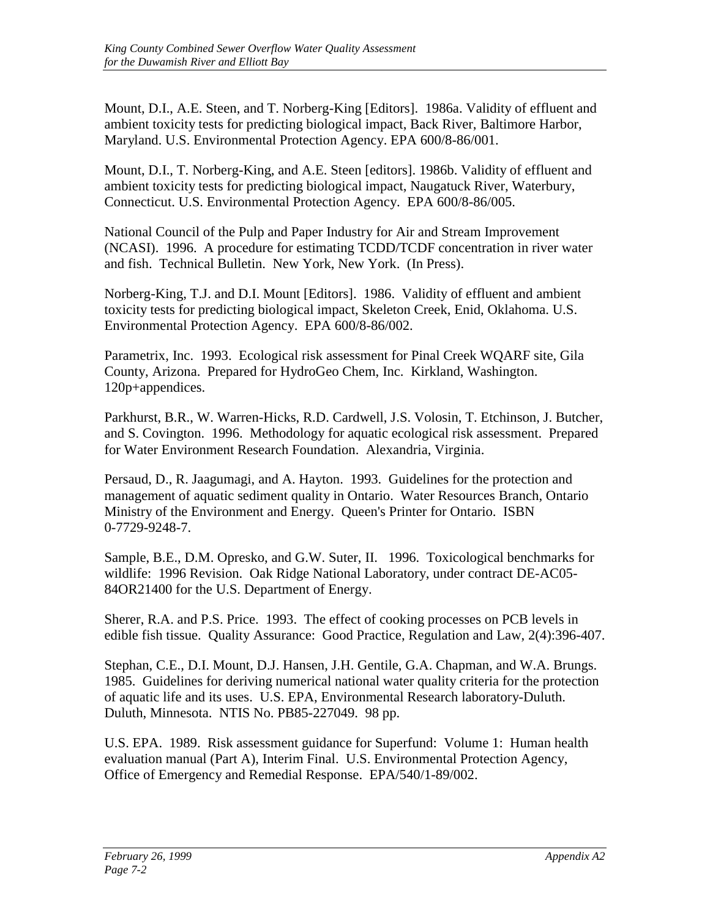Mount, D.I., A.E. Steen, and T. Norberg-King [Editors]. 1986a. Validity of effluent and ambient toxicity tests for predicting biological impact, Back River, Baltimore Harbor, Maryland. U.S. Environmental Protection Agency. EPA 600/8-86/001.

Mount, D.I., T. Norberg-King, and A.E. Steen [editors]. 1986b. Validity of effluent and ambient toxicity tests for predicting biological impact, Naugatuck River, Waterbury, Connecticut. U.S. Environmental Protection Agency. EPA 600/8-86/005.

National Council of the Pulp and Paper Industry for Air and Stream Improvement (NCASI). 1996. A procedure for estimating TCDD/TCDF concentration in river water and fish. Technical Bulletin. New York, New York. (In Press).

Norberg-King, T.J. and D.I. Mount [Editors]. 1986. Validity of effluent and ambient toxicity tests for predicting biological impact, Skeleton Creek, Enid, Oklahoma. U.S. Environmental Protection Agency. EPA 600/8-86/002.

Parametrix, Inc. 1993. Ecological risk assessment for Pinal Creek WQARF site, Gila County, Arizona. Prepared for HydroGeo Chem, Inc. Kirkland, Washington. 120p+appendices.

Parkhurst, B.R., W. Warren-Hicks, R.D. Cardwell, J.S. Volosin, T. Etchinson, J. Butcher, and S. Covington. 1996. Methodology for aquatic ecological risk assessment. Prepared for Water Environment Research Foundation. Alexandria, Virginia.

Persaud, D., R. Jaagumagi, and A. Hayton. 1993. Guidelines for the protection and management of aquatic sediment quality in Ontario. Water Resources Branch, Ontario Ministry of the Environment and Energy. Queen's Printer for Ontario. ISBN 0-7729-9248-7.

Sample, B.E., D.M. Opresko, and G.W. Suter, II. 1996. Toxicological benchmarks for wildlife: 1996 Revision. Oak Ridge National Laboratory, under contract DE-AC05-84OR21400 for the U.S. Department of Energy.

Sherer, R.A. and P.S. Price. 1993. The effect of cooking processes on PCB levels in edible fish tissue. Quality Assurance: Good Practice, Regulation and Law, 2(4):396-407.

Stephan, C.E., D.I. Mount, D.J. Hansen, J.H. Gentile, G.A. Chapman, and W.A. Brungs. 1985. Guidelines for deriving numerical national water quality criteria for the protection of aquatic life and its uses. U.S. EPA, Environmental Research laboratory-Duluth. Duluth, Minnesota. NTIS No. PB85-227049. 98 pp.

U.S. EPA. 1989. Risk assessment guidance for Superfund: Volume 1: Human health evaluation manual (Part A), Interim Final. U.S. Environmental Protection Agency, Office of Emergency and Remedial Response. EPA/540/1-89/002.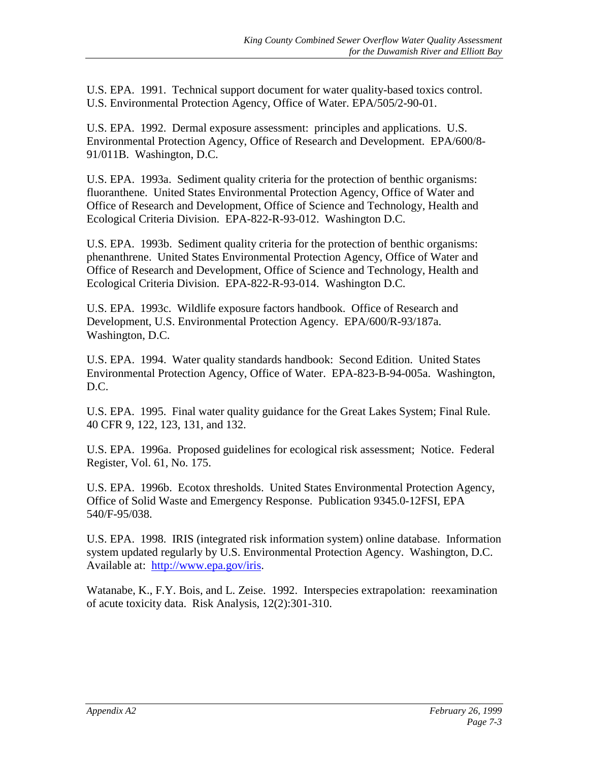U.S. EPA. 1991. Technical support document for water quality-based toxics control. U.S. Environmental Protection Agency, Office of Water. EPA/505/2-90-01.

U.S. EPA. 1992. Dermal exposure assessment: principles and applications. U.S. Environmental Protection Agency, Office of Research and Development. EPA/600/8-91/011B. Washington, D.C.

U.S. EPA. 1993a. Sediment quality criteria for the protection of benthic organisms: fluoranthene. United States Environmental Protection Agency, Office of Water and Office of Research and Development, Office of Science and Technology, Health and Ecological Criteria Division. EPA-822-R-93-012. Washington D.C.

U.S. EPA. 1993b. Sediment quality criteria for the protection of benthic organisms: phenanthrene. United States Environmental Protection Agency, Office of Water and Office of Research and Development, Office of Science and Technology, Health and Ecological Criteria Division. EPA-822-R-93-014. Washington D.C.

U.S. EPA. 1993c. Wildlife exposure factors handbook. Office of Research and Development, U.S. Environmental Protection Agency. EPA/600/R-93/187a. Washington, D.C.

U.S. EPA. 1994. Water quality standards handbook: Second Edition. United States Environmental Protection Agency, Office of Water. EPA-823-B-94-005a. Washington, D.C.

U.S. EPA. 1995. Final water quality guidance for the Great Lakes System; Final Rule. 40 CFR 9, 122, 123, 131, and 132.

U.S. EPA. 1996a. Proposed guidelines for ecological risk assessment; Notice. Federal Register, Vol. 61, No. 175.

U.S. EPA. 1996b. Ecotox thresholds. United States Environmental Protection Agency, Office of Solid Waste and Emergency Response. Publication 9345.0-12FSI, EPA 540/F-95/038.

U.S. EPA. 1998. IRIS (integrated risk information system) online database. Information system updated regularly by U.S. Environmental Protection Agency. Washington, D.C. Available at: http://www.epa.gov/iris.

Watanabe, K., F.Y. Bois, and L. Zeise. 1992. Interspecies extrapolation: reexamination of acute toxicity data. Risk Analysis, 12(2):301-310.